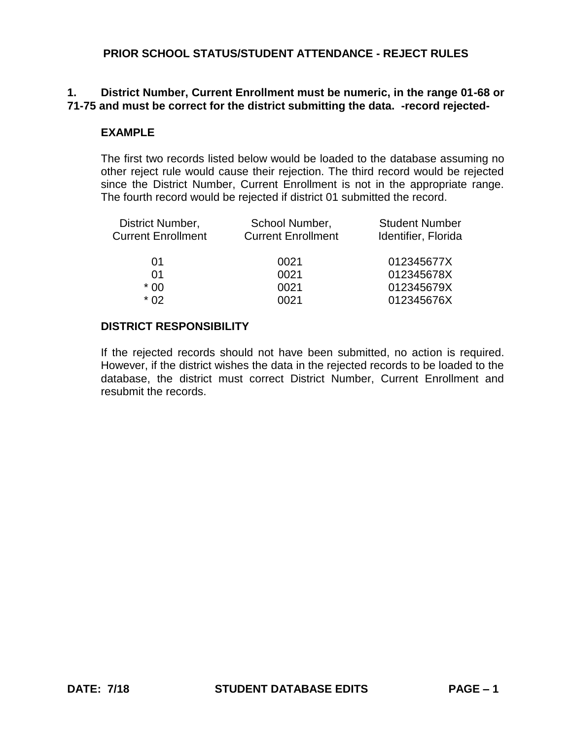# PRIOR SCHOOL STATUS/STUDENT ATTENDANCE - REJECT RULES

**1. District Number, Current Enrollment must be numeric, in the range 01-68 or 71-75 and must be correct for the district submitting the data. -record rejected-**

**EXAMPLE**

The first two records listed below would be loaded to the database assuming no other reject rule would cause their rejection. The third record would be rejected since the District Number, Current Enrollment is not in the appropriate range. The fourth record would be rejected if district 01 submitted the record.

| District Number, Current Enrollment | School Number, Current Enrollment | Student Number Identifier, Florida |
|---|---|---|
| 01 | 0021 | 012345677X |
| 01 | 0021 | 012345678X |
| * 00 | 0021 | 012345679X |
| * 02 | 0021 | 012345676X |

**DISTRICT RESPONSIBILITY**

If the rejected records should not have been submitted, no action is required. However, if the district wishes the data in the rejected records to be loaded to the database, the district must correct District Number, Current Enrollment and resubmit the records.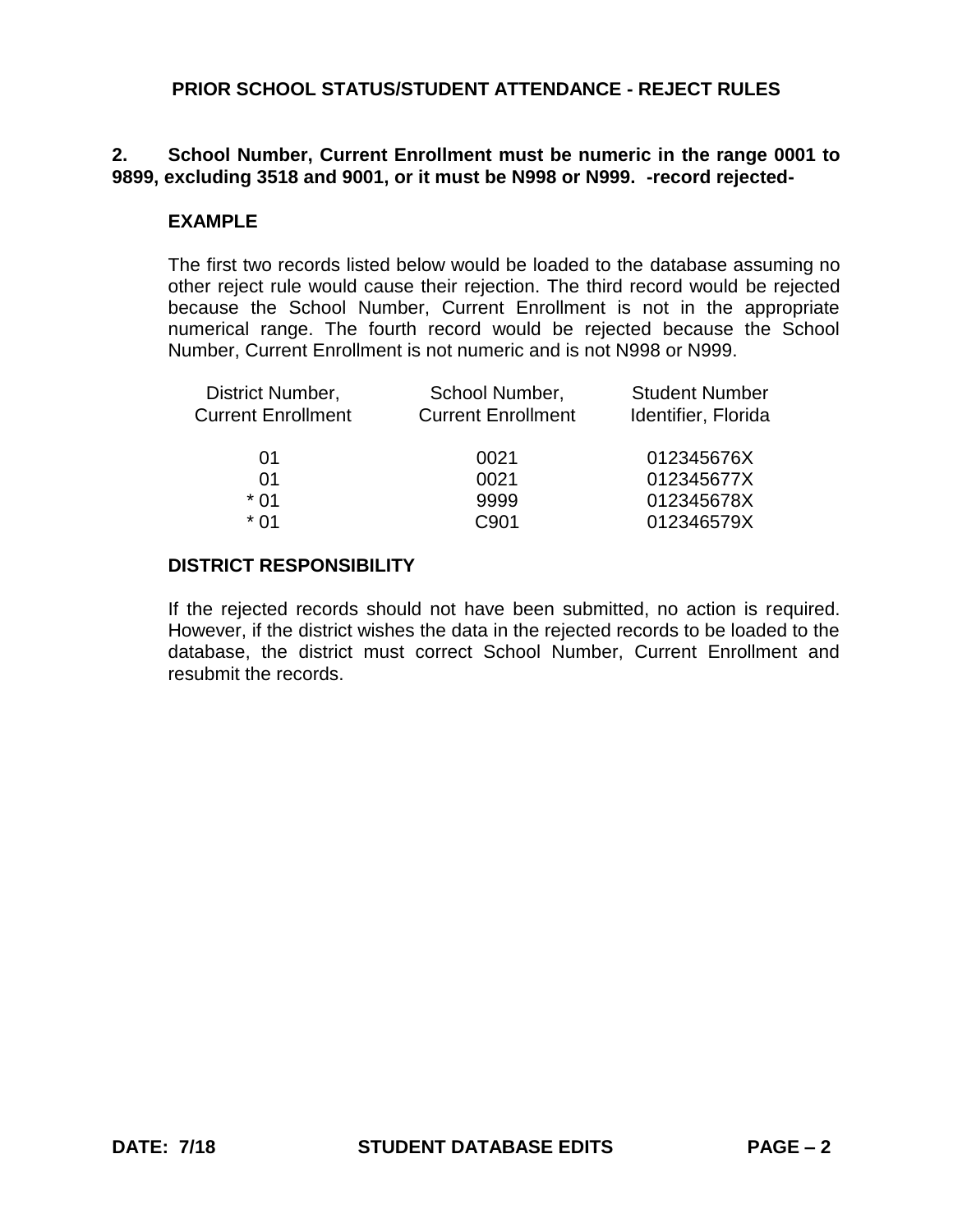# PRIOR SCHOOL STATUS/STUDENT ATTENDANCE - REJECT RULES

**2. School Number, Current Enrollment must be numeric in the range 0001 to 9899, excluding 3518 and 9001, or it must be N998 or N999. -record rejected-**

**EXAMPLE**

The first two records listed below would be loaded to the database assuming no other reject rule would cause their rejection. The third record would be rejected because the School Number, Current Enrollment is not in the appropriate numerical range. The fourth record would be rejected because the School Number, Current Enrollment is not numeric and is not N998 or N999.

| District Number, Current Enrollment | School Number, Current Enrollment | Student Number Identifier, Florida |
|---|---|---|
| 01 | 0021 | 012345676X |
| 01 | 0021 | 012345677X |
| * 01 | 9999 | 012345678X |
| * 01 | C901 | 012346579X |

**DISTRICT RESPONSIBILITY**

If the rejected records should not have been submitted, no action is required. However, if the district wishes the data in the rejected records to be loaded to the database, the district must correct School Number, Current Enrollment and resubmit the records.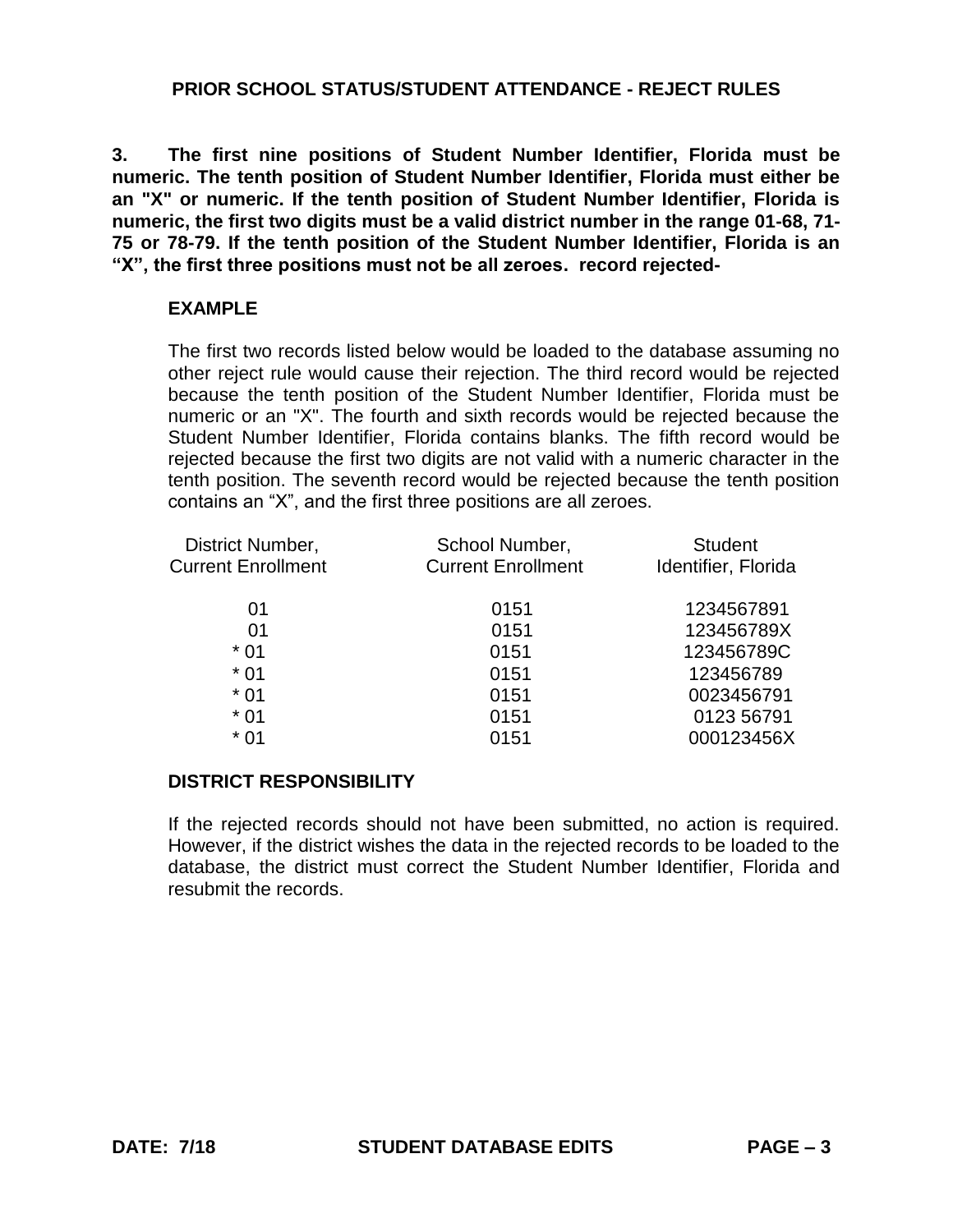## PRIOR SCHOOL STATUS/STUDENT ATTENDANCE - REJECT RULES

**3. The first nine positions of Student Number Identifier, Florida must be numeric. The tenth position of Student Number Identifier, Florida must either be an "X" or numeric. If the tenth position of Student Number Identifier, Florida is numeric, the first two digits must be a valid district number in the range 01-68, 71-75 or 78-79. If the tenth position of the Student Number Identifier, Florida is an "X", the first three positions must not be all zeroes. record rejected-**

### EXAMPLE

The first two records listed below would be loaded to the database assuming no other reject rule would cause their rejection. The third record would be rejected because the tenth position of the Student Number Identifier, Florida must be numeric or an "X". The fourth and sixth records would be rejected because the Student Number Identifier, Florida contains blanks. The fifth record would be rejected because the first two digits are not valid with a numeric character in the tenth position. The seventh record would be rejected because the tenth position contains an "X", and the first three positions are all zeroes.

| District Number, Current Enrollment | School Number, Current Enrollment | Student Identifier, Florida |
|---|---|---|
| 01 | 0151 | 1234567891 |
| 01 | 0151 | 123456789X |
| * 01 | 0151 | 123456789C |
| * 01 | 0151 | 123456789 |
| * 01 | 0151 | 0023456791 |
| * 01 | 0151 | 0123 56791 |
| * 01 | 0151 | 000123456X |

### DISTRICT RESPONSIBILITY

If the rejected records should not have been submitted, no action is required. However, if the district wishes the data in the rejected records to be loaded to the database, the district must correct the Student Number Identifier, Florida and resubmit the records.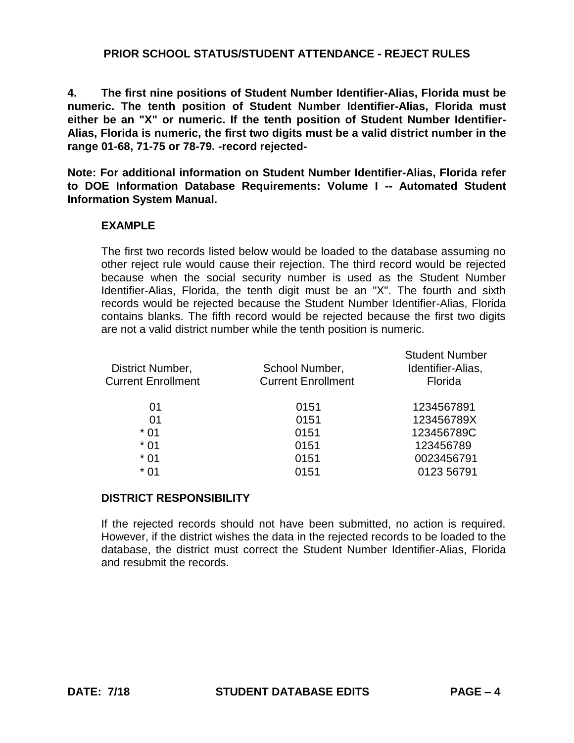## PRIOR SCHOOL STATUS/STUDENT ATTENDANCE - REJECT RULES

**4. The first nine positions of Student Number Identifier-Alias, Florida must be numeric. The tenth position of Student Number Identifier-Alias, Florida must either be an "X" or numeric. If the tenth position of Student Number Identifier-Alias, Florida is numeric, the first two digits must be a valid district number in the range 01-68, 71-75 or 78-79. -record rejected-**

**Note: For additional information on Student Number Identifier-Alias, Florida refer to DOE Information Database Requirements: Volume I -- Automated Student Information System Manual.**

**EXAMPLE**

The first two records listed below would be loaded to the database assuming no other reject rule would cause their rejection. The third record would be rejected because when the social security number is used as the Student Number Identifier-Alias, Florida, the tenth digit must be an "X". The fourth and sixth records would be rejected because the Student Number Identifier-Alias, Florida contains blanks. The fifth record would be rejected because the first two digits are not a valid district number while the tenth position is numeric.

| District Number, Current Enrollment | School Number, Current Enrollment | Student Number Identifier-Alias, Florida |
|---|---|---|
| 01 | 0151 | 1234567891 |
| 01 | 0151 | 123456789X |
| * 01 | 0151 | 123456789C |
| * 01 | 0151 | 123456789 |
| * 01 | 0151 | 0023456791 |
| * 01 | 0151 | 0123 56791 |

**DISTRICT RESPONSIBILITY**

If the rejected records should not have been submitted, no action is required. However, if the district wishes the data in the rejected records to be loaded to the database, the district must correct the Student Number Identifier-Alias, Florida and resubmit the records.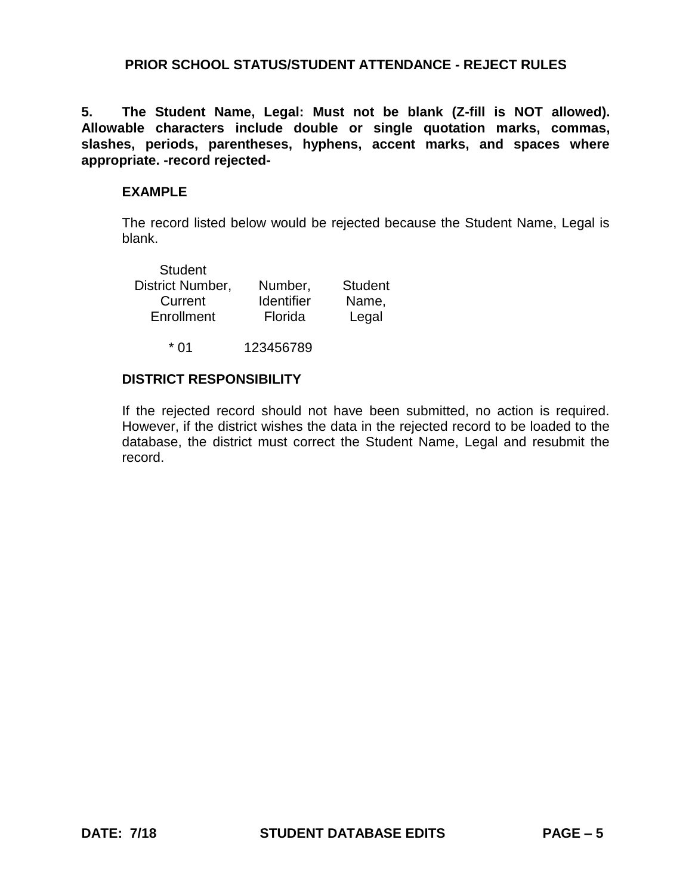**PRIOR SCHOOL STATUS/STUDENT ATTENDANCE - REJECT RULES**

**5. The Student Name, Legal: Must not be blank (Z-fill is NOT allowed). Allowable characters include double or single quotation marks, commas, slashes, periods, parentheses, hyphens, accent marks, and spaces where appropriate. -record rejected-**

**EXAMPLE**

The record listed below would be rejected because the Student Name, Legal is blank.

| District Number, Current Enrollment | Student Number, Identifier Florida | Student Name, Legal |
|---|---|---|
| * 01 | 123456789 | |

**DISTRICT RESPONSIBILITY**

If the rejected record should not have been submitted, no action is required. However, if the district wishes the data in the rejected record to be loaded to the database, the district must correct the Student Name, Legal and resubmit the record.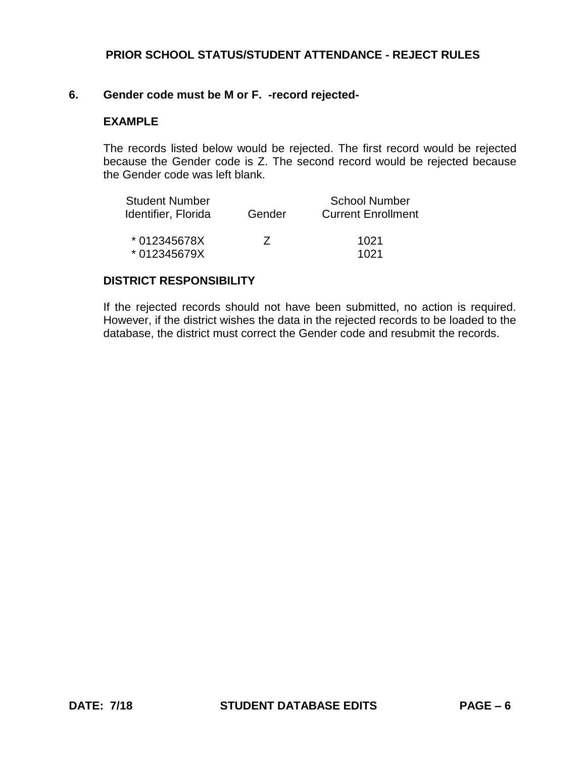# PRIOR SCHOOL STATUS/STUDENT ATTENDANCE - REJECT RULES

**6. Gender code must be M or F. -record rejected-**

**EXAMPLE**

The records listed below would be rejected. The first record would be rejected because the Gender code is Z. The second record would be rejected because the Gender code was left blank.

| Student Number Identifier, Florida | Gender | School Number Current Enrollment |
|---|---|---|
| * 012345678X | Z | 1021 |
| * 012345679X | | 1021 |

**DISTRICT RESPONSIBILITY**

If the rejected records should not have been submitted, no action is required. However, if the district wishes the data in the rejected records to be loaded to the database, the district must correct the Gender code and resubmit the records.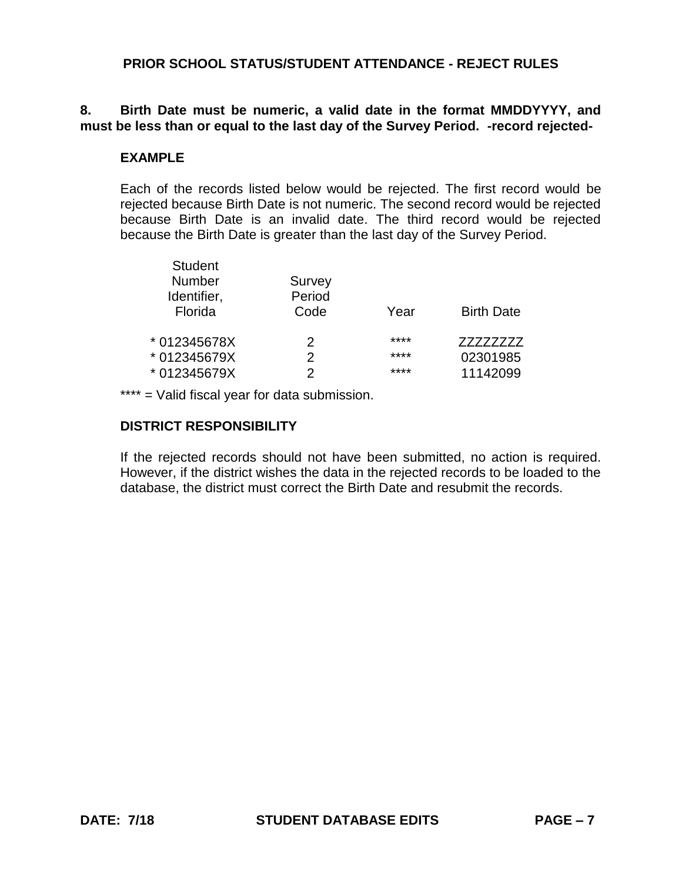## PRIOR SCHOOL STATUS/STUDENT ATTENDANCE - REJECT RULES

**8. Birth Date must be numeric, a valid date in the format MMDDYYYY, and must be less than or equal to the last day of the Survey Period. -record rejected-**

**EXAMPLE**

Each of the records listed below would be rejected. The first record would be rejected because Birth Date is not numeric. The second record would be rejected because Birth Date is an invalid date. The third record would be rejected because the Birth Date is greater than the last day of the Survey Period.

| Student Number Identifier, Florida | Survey Period Code | Year | Birth Date |
|---|---|---|---|
| * 012345678X | 2 | **** | ZZZZZZZZ |
| * 012345679X | 2 | **** | 02301985 |
| * 012345679X | 2 | **** | 11142099 |

**** = Valid fiscal year for data submission.

**DISTRICT RESPONSIBILITY**

If the rejected records should not have been submitted, no action is required. However, if the district wishes the data in the rejected records to be loaded to the database, the district must correct the Birth Date and resubmit the records.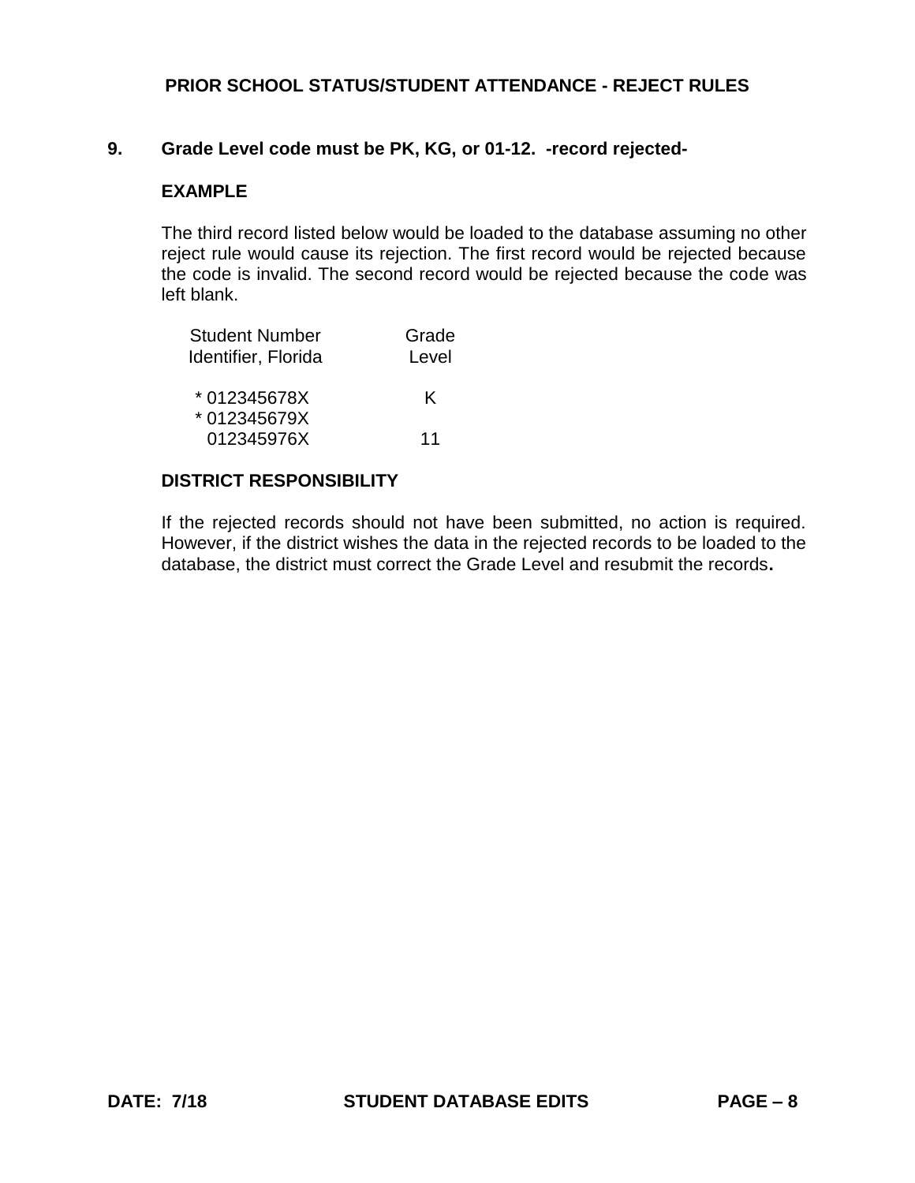## PRIOR SCHOOL STATUS/STUDENT ATTENDANCE - REJECT RULES

**9. Grade Level code must be PK, KG, or 01-12. -record rejected-**

**EXAMPLE**

The third record listed below would be loaded to the database assuming no other reject rule would cause its rejection. The first record would be rejected because the code is invalid. The second record would be rejected because the code was left blank.

| Student Number Identifier, Florida | Grade Level |
|---|---|
| * 012345678X | K |
| * 012345679X | |
| 012345976X | 11 |

**DISTRICT RESPONSIBILITY**

If the rejected records should not have been submitted, no action is required. However, if the district wishes the data in the rejected records to be loaded to the database, the district must correct the Grade Level and resubmit the records**.**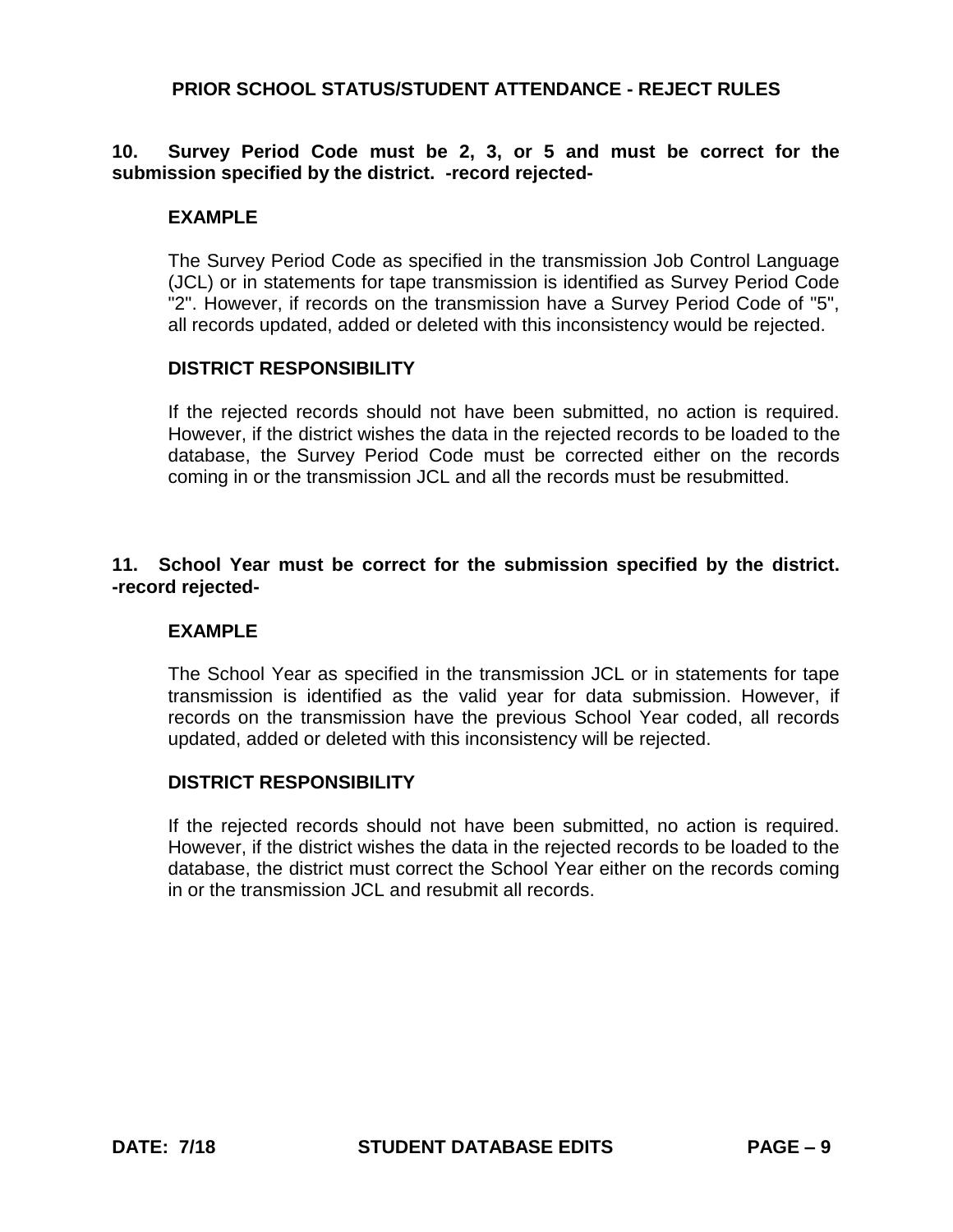## PRIOR SCHOOL STATUS/STUDENT ATTENDANCE - REJECT RULES

**10. Survey Period Code must be 2, 3, or 5 and must be correct for the submission specified by the district. -record rejected-**

**EXAMPLE**

The Survey Period Code as specified in the transmission Job Control Language (JCL) or in statements for tape transmission is identified as Survey Period Code "2". However, if records on the transmission have a Survey Period Code of "5", all records updated, added or deleted with this inconsistency would be rejected.

**DISTRICT RESPONSIBILITY**

If the rejected records should not have been submitted, no action is required. However, if the district wishes the data in the rejected records to be loaded to the database, the Survey Period Code must be corrected either on the records coming in or the transmission JCL and all the records must be resubmitted.

**11. School Year must be correct for the submission specified by the district. -record rejected-**

**EXAMPLE**

The School Year as specified in the transmission JCL or in statements for tape transmission is identified as the valid year for data submission. However, if records on the transmission have the previous School Year coded, all records updated, added or deleted with this inconsistency will be rejected.

**DISTRICT RESPONSIBILITY**

If the rejected records should not have been submitted, no action is required. However, if the district wishes the data in the rejected records to be loaded to the database, the district must correct the School Year either on the records coming in or the transmission JCL and resubmit all records.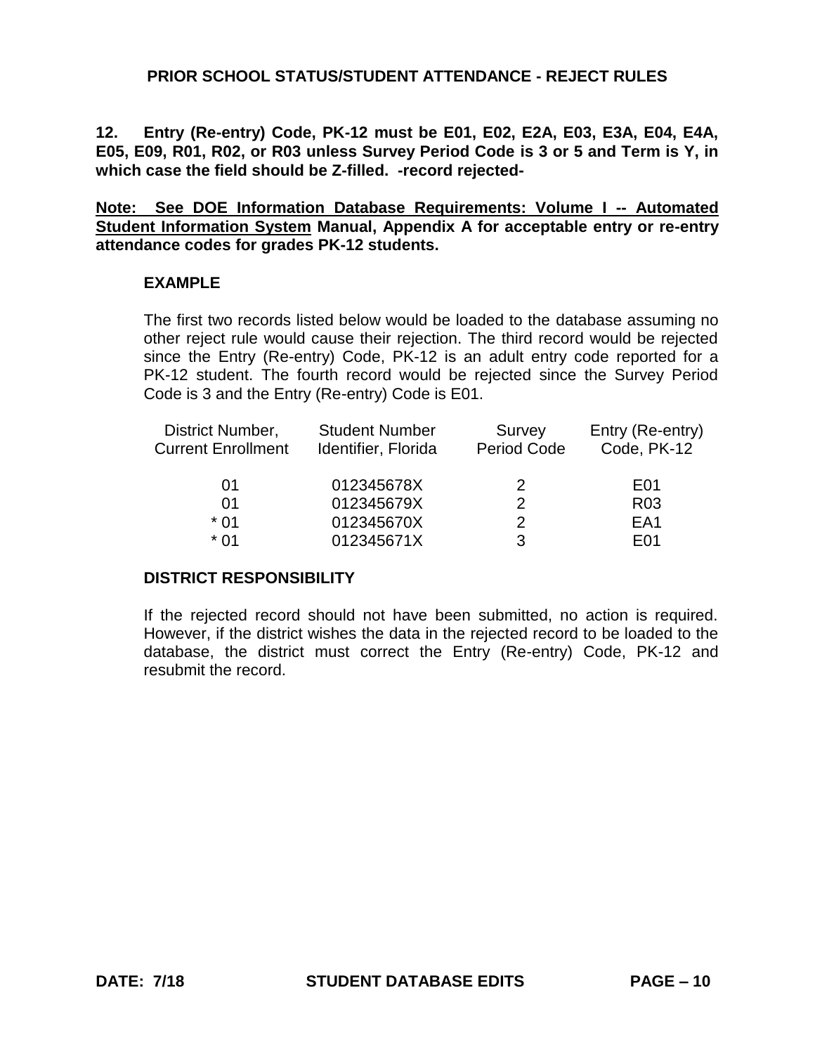## PRIOR SCHOOL STATUS/STUDENT ATTENDANCE - REJECT RULES

**12. Entry (Re-entry) Code, PK-12 must be E01, E02, E2A, E03, E3A, E04, E4A, E05, E09, R01, R02, or R03 unless Survey Period Code is 3 or 5 and Term is Y, in which case the field should be Z-filled. -record rejected-**

**<u>Note: See DOE Information Database Requirements: Volume I -- Automated Student Information System</u> Manual, Appendix A for acceptable entry or re-entry attendance codes for grades PK-12 students.**

### EXAMPLE

The first two records listed below would be loaded to the database assuming no other reject rule would cause their rejection. The third record would be rejected since the Entry (Re-entry) Code, PK-12 is an adult entry code reported for a PK-12 student. The fourth record would be rejected since the Survey Period Code is 3 and the Entry (Re-entry) Code is E01.

| District Number, Current Enrollment | Student Number Identifier, Florida | Survey Period Code | Entry (Re-entry) Code, PK-12 |
|---|---|---|---|
| 01 | 012345678X | 2 | E01 |
| 01 | 012345679X | 2 | R03 |
| * 01 | 012345670X | 2 | EA1 |
| * 01 | 012345671X | 3 | E01 |

### DISTRICT RESPONSIBILITY

If the rejected record should not have been submitted, no action is required. However, if the district wishes the data in the rejected record to be loaded to the database, the district must correct the Entry (Re-entry) Code, PK-12 and resubmit the record.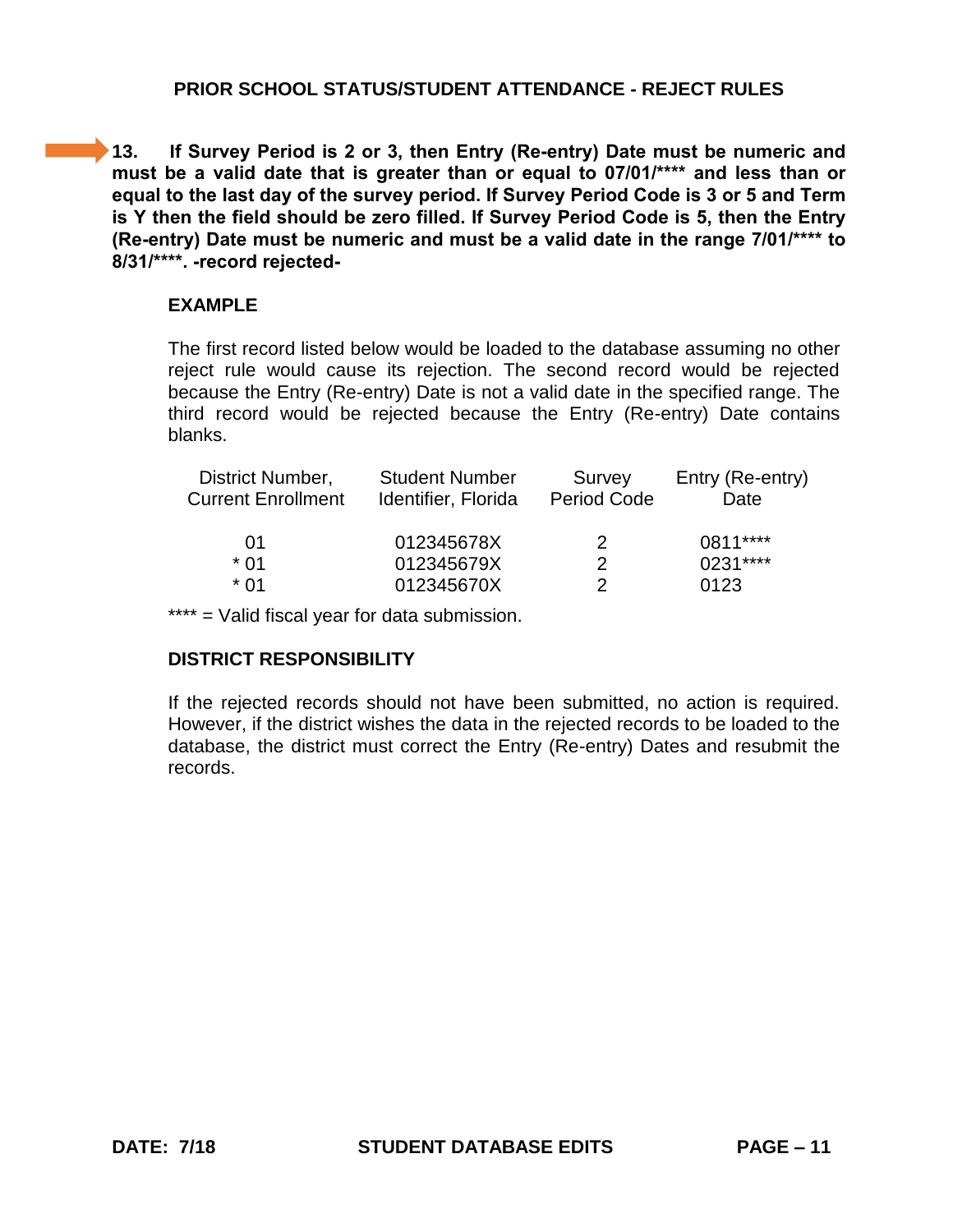## PRIOR SCHOOL STATUS/STUDENT ATTENDANCE - REJECT RULES

**13. If Survey Period is 2 or 3, then Entry (Re-entry) Date must be numeric and must be a valid date that is greater than or equal to 07/01/**** and less than or equal to the last day of the survey period. If Survey Period Code is 3 or 5 and Term is Y then the field should be zero filled. If Survey Period Code is 5, then the Entry (Re-entry) Date must be numeric and must be a valid date in the range 7/01/**** to 8/31/****. -record rejected-**

**EXAMPLE**

The first record listed below would be loaded to the database assuming no other reject rule would cause its rejection. The second record would be rejected because the Entry (Re-entry) Date is not a valid date in the specified range. The third record would be rejected because the Entry (Re-entry) Date contains blanks.

| District Number, Current Enrollment | Student Number Identifier, Florida | Survey Period Code | Entry (Re-entry) Date |
|---|---|---|---|
| 01 | 012345678X | 2 | 0811**** |
| * 01 | 012345679X | 2 | 0231**** |
| * 01 | 012345670X | 2 | 0123 |

**** = Valid fiscal year for data submission.

**DISTRICT RESPONSIBILITY**

If the rejected records should not have been submitted, no action is required. However, if the district wishes the data in the rejected records to be loaded to the database, the district must correct the Entry (Re-entry) Dates and resubmit the records.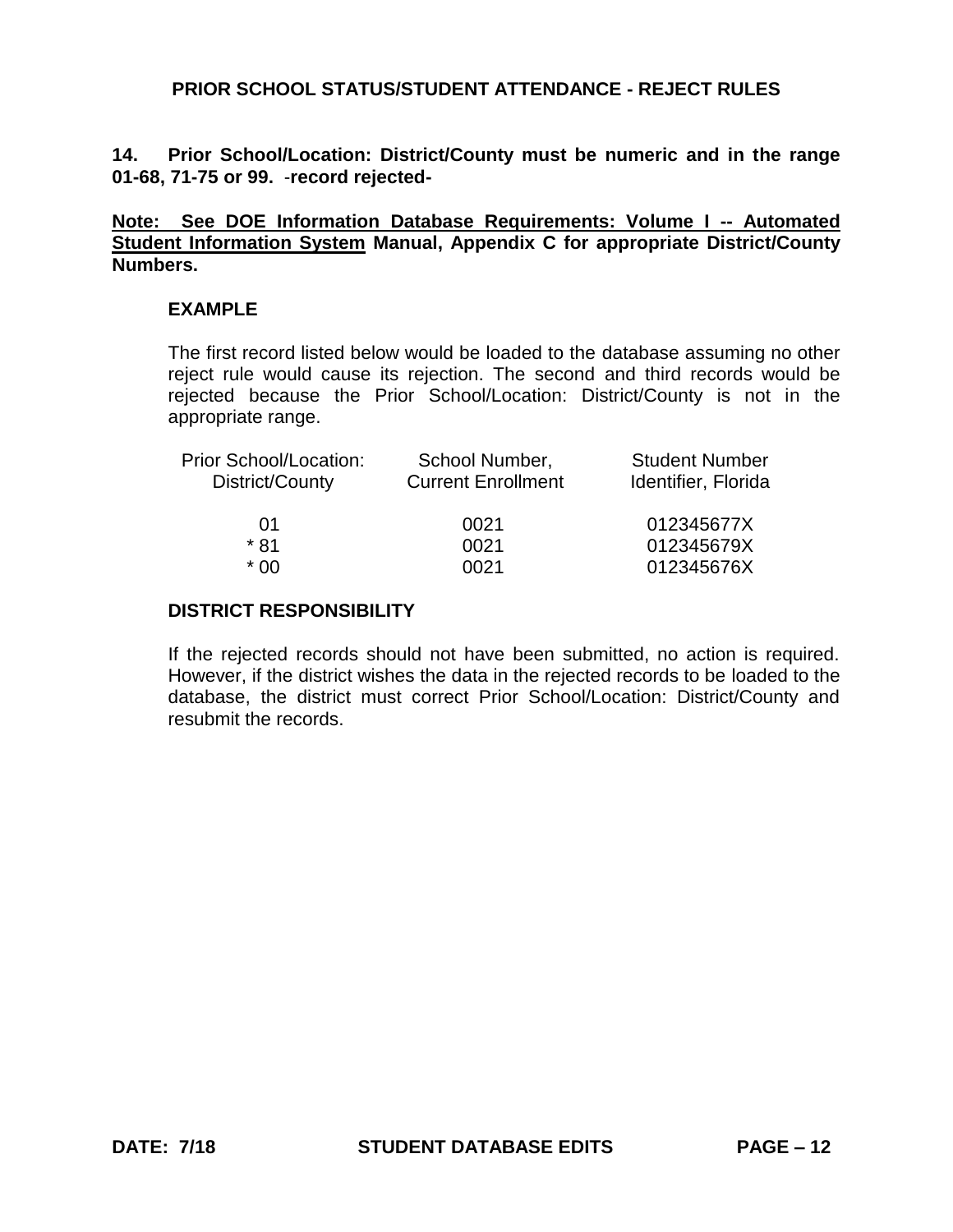## PRIOR SCHOOL STATUS/STUDENT ATTENDANCE - REJECT RULES

**14. Prior School/Location: District/County must be numeric and in the range 01-68, 71-75 or 99. -record rejected-**

**Note: See DOE Information Database Requirements: Volume I -- Automated Student Information System Manual, Appendix C for appropriate District/County Numbers.**

### EXAMPLE

The first record listed below would be loaded to the database assuming no other reject rule would cause its rejection. The second and third records would be rejected because the Prior School/Location: District/County is not in the appropriate range.

| Prior School/Location: District/County | School Number, Current Enrollment | Student Number Identifier, Florida |
|---|---|---|
| 01 | 0021 | 012345677X |
| * 81 | 0021 | 012345679X |
| * 00 | 0021 | 012345676X |

### DISTRICT RESPONSIBILITY

If the rejected records should not have been submitted, no action is required. However, if the district wishes the data in the rejected records to be loaded to the database, the district must correct Prior School/Location: District/County and resubmit the records.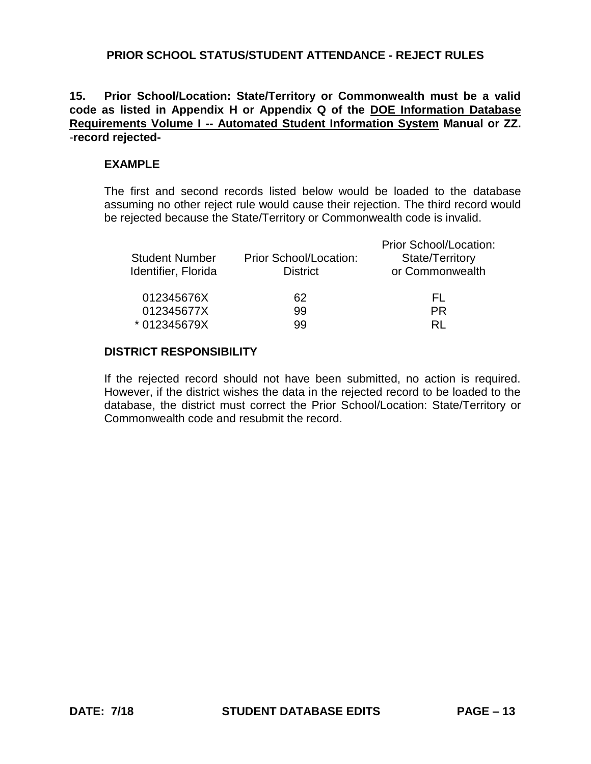## PRIOR SCHOOL STATUS/STUDENT ATTENDANCE - REJECT RULES

**15. Prior School/Location: State/Territory or Commonwealth must be a valid code as listed in Appendix H or Appendix Q of the <u>DOE Information Database Requirements Volume I -- Automated Student Information System</u> Manual or ZZ.** -**record rejected-**

### EXAMPLE

The first and second records listed below would be loaded to the database assuming no other reject rule would cause their rejection. The third record would be rejected because the State/Territory or Commonwealth code is invalid.

| Student Number Identifier, Florida | Prior School/Location: District | Prior School/Location: State/Territory or Commonwealth |
|---|---|---|
| 012345676X | 62 | FL |
| 012345677X | 99 | PR |
| * 012345679X | 99 | RL |

### DISTRICT RESPONSIBILITY

If the rejected record should not have been submitted, no action is required. However, if the district wishes the data in the rejected record to be loaded to the database, the district must correct the Prior School/Location: State/Territory or Commonwealth code and resubmit the record.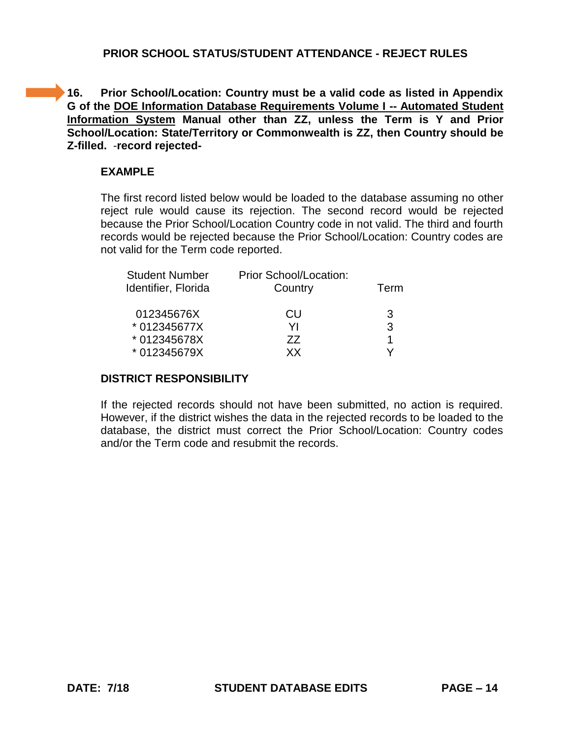## PRIOR SCHOOL STATUS/STUDENT ATTENDANCE - REJECT RULES

**16. Prior School/Location: Country must be a valid code as listed in Appendix G of the <u>DOE Information Database Requirements Volume I -- Automated Student Information System</u> Manual other than ZZ, unless the Term is Y and Prior School/Location: State/Territory or Commonwealth is ZZ, then Country should be Z-filled.** -**record rejected-**

### EXAMPLE

The first record listed below would be loaded to the database assuming no other reject rule would cause its rejection. The second record would be rejected because the Prior School/Location Country code in not valid. The third and fourth records would be rejected because the Prior School/Location: Country codes are not valid for the Term code reported.

| Student Number Identifier, Florida | Prior School/Location: Country | Term |
|---|---|---|
| 012345676X | CU | 3 |
| * 012345677X | YI | 3 |
| * 012345678X | ZZ | 1 |
| * 012345679X | XX | Y |

### DISTRICT RESPONSIBILITY

If the rejected records should not have been submitted, no action is required. However, if the district wishes the data in the rejected records to be loaded to the database, the district must correct the Prior School/Location: Country codes and/or the Term code and resubmit the records.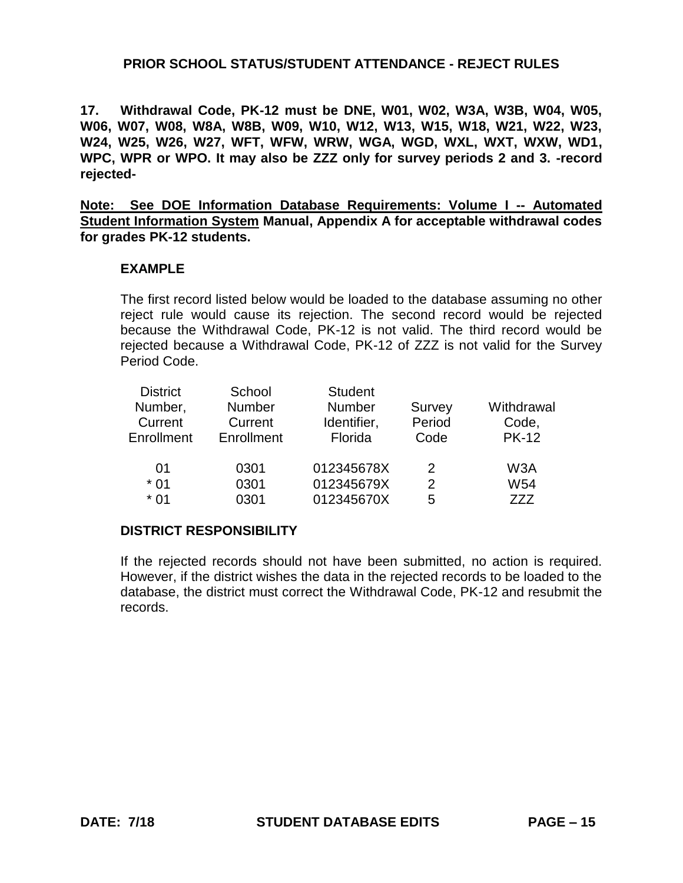## PRIOR SCHOOL STATUS/STUDENT ATTENDANCE - REJECT RULES

**17. Withdrawal Code, PK-12 must be DNE, W01, W02, W3A, W3B, W04, W05, W06, W07, W08, W8A, W8B, W09, W10, W12, W13, W15, W18, W21, W22, W23, W24, W25, W26, W27, WFT, WFW, WRW, WGA, WGD, WXL, WXT, WXW, WD1, WPC, WPR or WPO. It may also be ZZZ only for survey periods 2 and 3. -record rejected-**

**Note: See DOE Information Database Requirements: Volume I -- Automated Student Information System Manual, Appendix A for acceptable withdrawal codes for grades PK-12 students.**

### EXAMPLE

The first record listed below would be loaded to the database assuming no other reject rule would cause its rejection. The second record would be rejected because the Withdrawal Code, PK-12 is not valid. The third record would be rejected because a Withdrawal Code, PK-12 of ZZZ is not valid for the Survey Period Code.

| District Number, Current Enrollment | School Number Current Enrollment | Student Number Identifier, Florida | Survey Period Code | Withdrawal Code, PK-12 |
|---|---|---|---|---|
| 01 | 0301 | 012345678X | 2 | W3A |
| * 01 | 0301 | 012345679X | 2 | W54 |
| * 01 | 0301 | 012345670X | 5 | ZZZ |

### DISTRICT RESPONSIBILITY

If the rejected records should not have been submitted, no action is required. However, if the district wishes the data in the rejected records to be loaded to the database, the district must correct the Withdrawal Code, PK-12 and resubmit the records.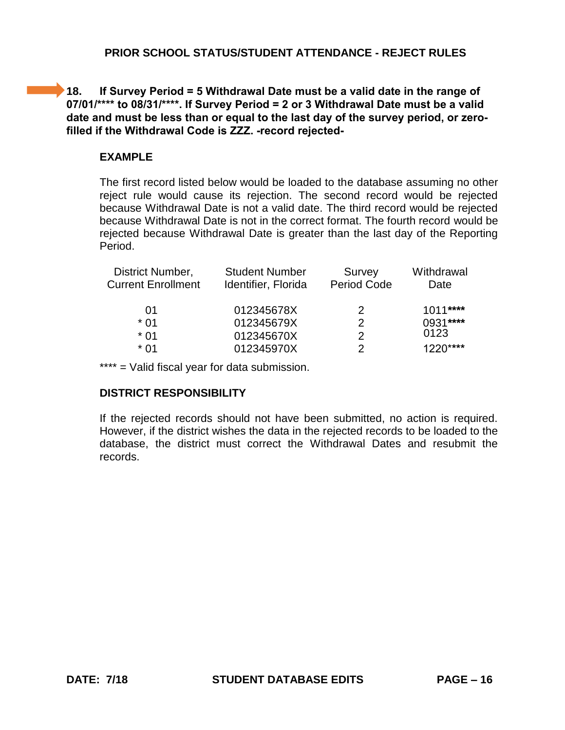## PRIOR SCHOOL STATUS/STUDENT ATTENDANCE - REJECT RULES

**18. If Survey Period = 5 Withdrawal Date must be a valid date in the range of 07/01/**** to 08/31/****. If Survey Period = 2 or 3 Withdrawal Date must be a valid date and must be less than or equal to the last day of the survey period, or zero-filled if the Withdrawal Code is ZZZ. -record rejected-**

### EXAMPLE

The first record listed below would be loaded to the database assuming no other reject rule would cause its rejection. The second record would be rejected because Withdrawal Date is not a valid date. The third record would be rejected because Withdrawal Date is not in the correct format. The fourth record would be rejected because Withdrawal Date is greater than the last day of the Reporting Period.

| District Number, Current Enrollment | Student Number Identifier, Florida | Survey Period Code | Withdrawal Date |
|---|---|---|---|
| 01 | 012345678X | 2 | 1011**** |
| * 01 | 012345679X | 2 | 0931**** |
| * 01 | 012345670X | 2 | 0123 |
| * 01 | 012345970X | 2 | 1220**** |

**** = Valid fiscal year for data submission.

### DISTRICT RESPONSIBILITY

If the rejected records should not have been submitted, no action is required. However, if the district wishes the data in the rejected records to be loaded to the database, the district must correct the Withdrawal Dates and resubmit the records.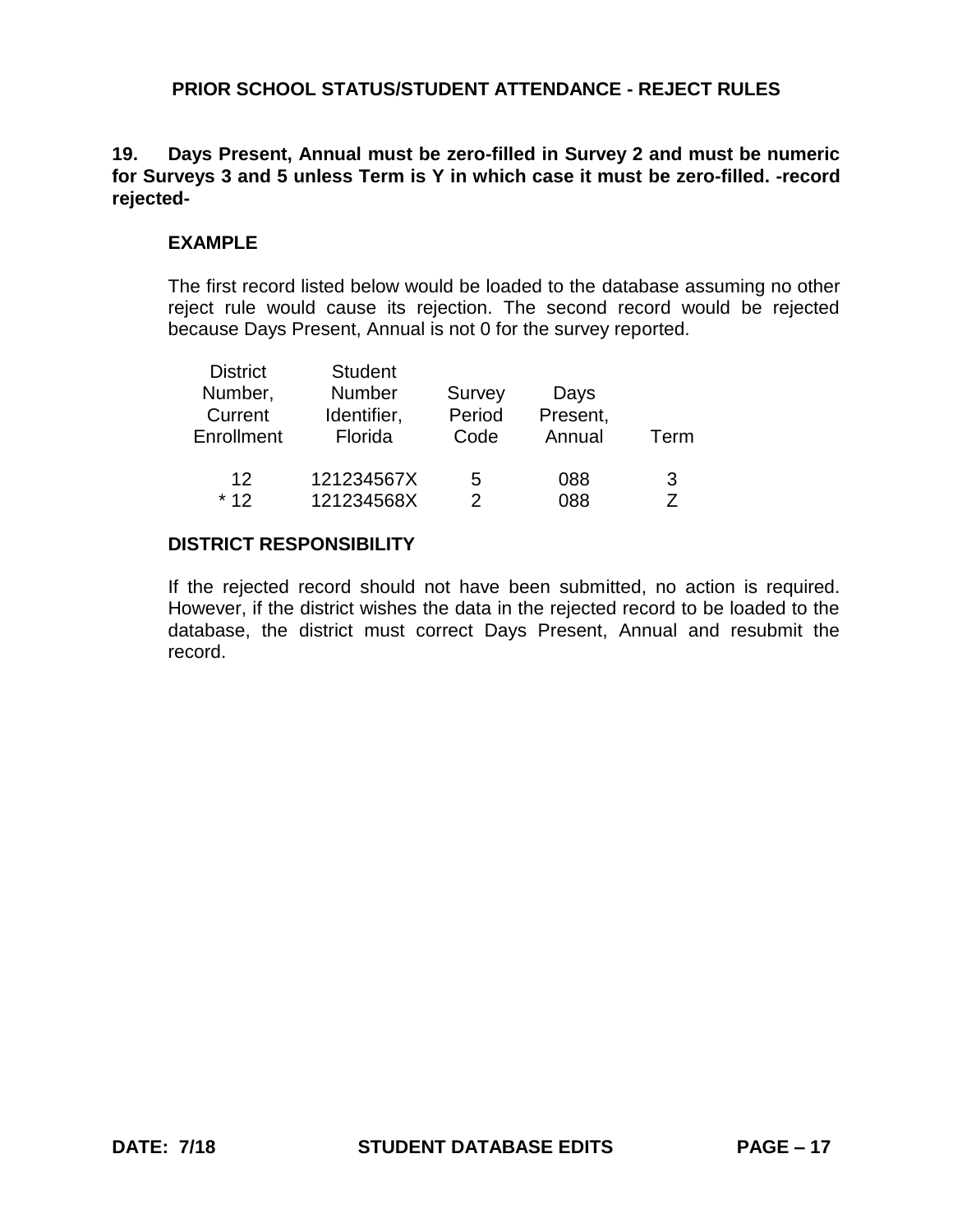## PRIOR SCHOOL STATUS/STUDENT ATTENDANCE - REJECT RULES

**19. Days Present, Annual must be zero-filled in Survey 2 and must be numeric for Surveys 3 and 5 unless Term is Y in which case it must be zero-filled. -record rejected-**

### EXAMPLE

The first record listed below would be loaded to the database assuming no other reject rule would cause its rejection. The second record would be rejected because Days Present, Annual is not 0 for the survey reported.

| District Number, Current Enrollment | Student Number Identifier, Florida | Survey Period Code | Days Present, Annual | Term |
|---|---|---|---|---|
| 12 | 121234567X | 5 | 088 | 3 |
| * 12 | 121234568X | 2 | 088 | Z |

### DISTRICT RESPONSIBILITY

If the rejected record should not have been submitted, no action is required. However, if the district wishes the data in the rejected record to be loaded to the database, the district must correct Days Present, Annual and resubmit the record.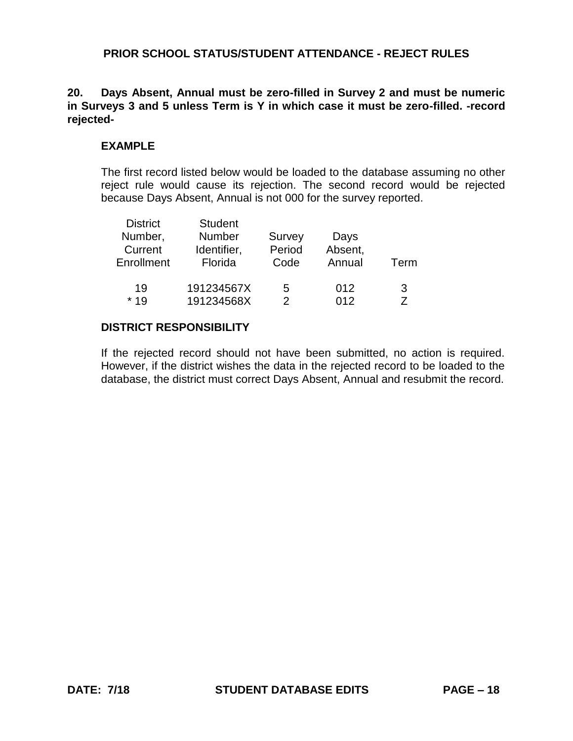## PRIOR SCHOOL STATUS/STUDENT ATTENDANCE - REJECT RULES

**20. Days Absent, Annual must be zero-filled in Survey 2 and must be numeric in Surveys 3 and 5 unless Term is Y in which case it must be zero-filled. -record rejected-**

### EXAMPLE

The first record listed below would be loaded to the database assuming no other reject rule would cause its rejection. The second record would be rejected because Days Absent, Annual is not 000 for the survey reported.

| District Number, Current Enrollment | Student Number Identifier, Florida | Survey Period Code | Days Absent, Annual | Term |
|---|---|---|---|---|
| 19 | 191234567X | 5 | 012 | 3 |
| * 19 | 191234568X | 2 | 012 | Z |

### DISTRICT RESPONSIBILITY

If the rejected record should not have been submitted, no action is required. However, if the district wishes the data in the rejected record to be loaded to the database, the district must correct Days Absent, Annual and resubmit the record.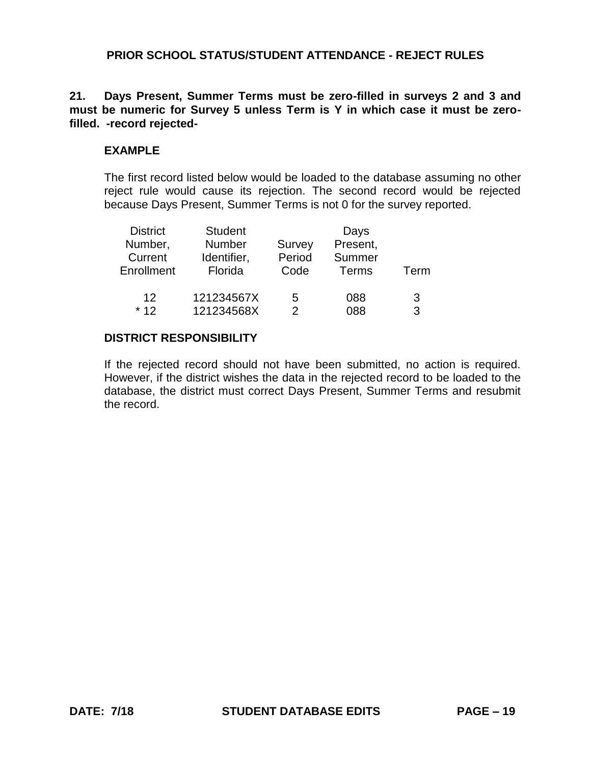## PRIOR SCHOOL STATUS/STUDENT ATTENDANCE - REJECT RULES

**21. Days Present, Summer Terms must be zero-filled in surveys 2 and 3 and must be numeric for Survey 5 unless Term is Y in which case it must be zero-filled. -record rejected-**

### EXAMPLE

The first record listed below would be loaded to the database assuming no other reject rule would cause its rejection. The second record would be rejected because Days Present, Summer Terms is not 0 for the survey reported.

| District Number, Current Enrollment | Student Number Identifier, Florida | Survey Period Code | Days Present, Summer Terms | Term |
|---|---|---|---|---|
| 12 | 121234567X | 5 | 088 | 3 |
| * 12 | 121234568X | 2 | 088 | 3 |

### DISTRICT RESPONSIBILITY

If the rejected record should not have been submitted, no action is required. However, if the district wishes the data in the rejected record to be loaded to the database, the district must correct Days Present, Summer Terms and resubmit the record.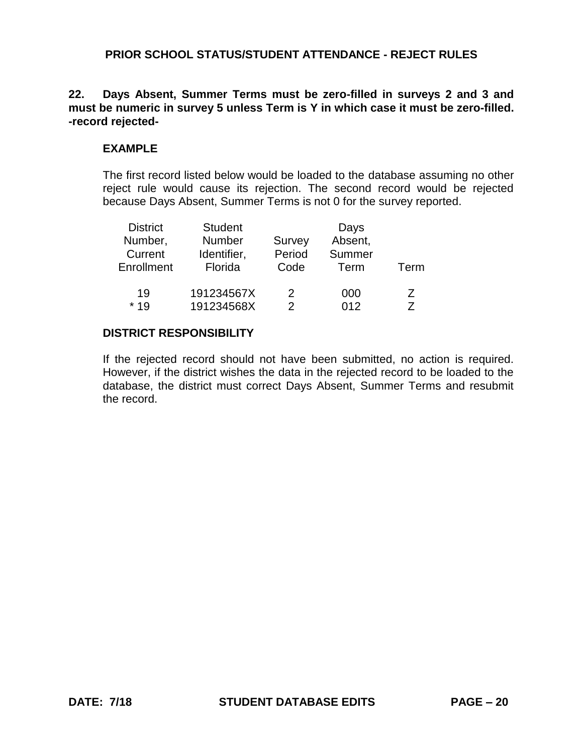## PRIOR SCHOOL STATUS/STUDENT ATTENDANCE - REJECT RULES

**22. Days Absent, Summer Terms must be zero-filled in surveys 2 and 3 and must be numeric in survey 5 unless Term is Y in which case it must be zero-filled. -record rejected-**

### EXAMPLE

The first record listed below would be loaded to the database assuming no other reject rule would cause its rejection. The second record would be rejected because Days Absent, Summer Terms is not 0 for the survey reported.

| District Number, Current Enrollment | Student Number Identifier, Florida | Survey Period Code | Days Absent, Summer Term | Term |
|---|---|---|---|---|
| 19 | 191234567X | 2 | 000 | Z |
| * 19 | 191234568X | 2 | 012 | Z |

### DISTRICT RESPONSIBILITY

If the rejected record should not have been submitted, no action is required. However, if the district wishes the data in the rejected record to be loaded to the database, the district must correct Days Absent, Summer Terms and resubmit the record.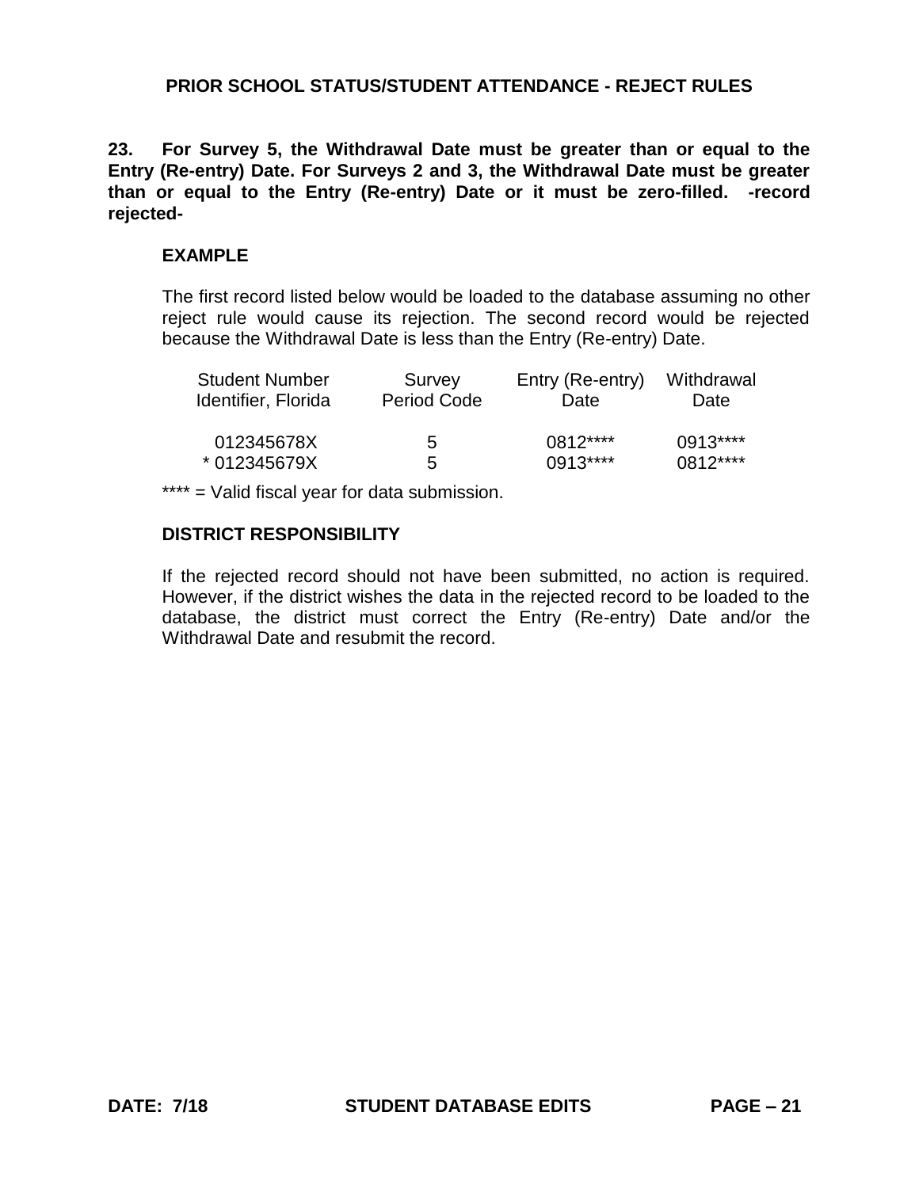## PRIOR SCHOOL STATUS/STUDENT ATTENDANCE - REJECT RULES

**23. For Survey 5, the Withdrawal Date must be greater than or equal to the Entry (Re-entry) Date. For Surveys 2 and 3, the Withdrawal Date must be greater than or equal to the Entry (Re-entry) Date or it must be zero-filled. -record rejected-**

### EXAMPLE

The first record listed below would be loaded to the database assuming no other reject rule would cause its rejection. The second record would be rejected because the Withdrawal Date is less than the Entry (Re-entry) Date.

| Student Number Identifier, Florida | Survey Period Code | Entry (Re-entry) Date | Withdrawal Date |
|---|---|---|---|
| 012345678X | 5 | 0812**** | 0913**** |
| * 012345679X | 5 | 0913**** | 0812**** |

**** = Valid fiscal year for data submission.

### DISTRICT RESPONSIBILITY

If the rejected record should not have been submitted, no action is required. However, if the district wishes the data in the rejected record to be loaded to the database, the district must correct the Entry (Re-entry) Date and/or the Withdrawal Date and resubmit the record.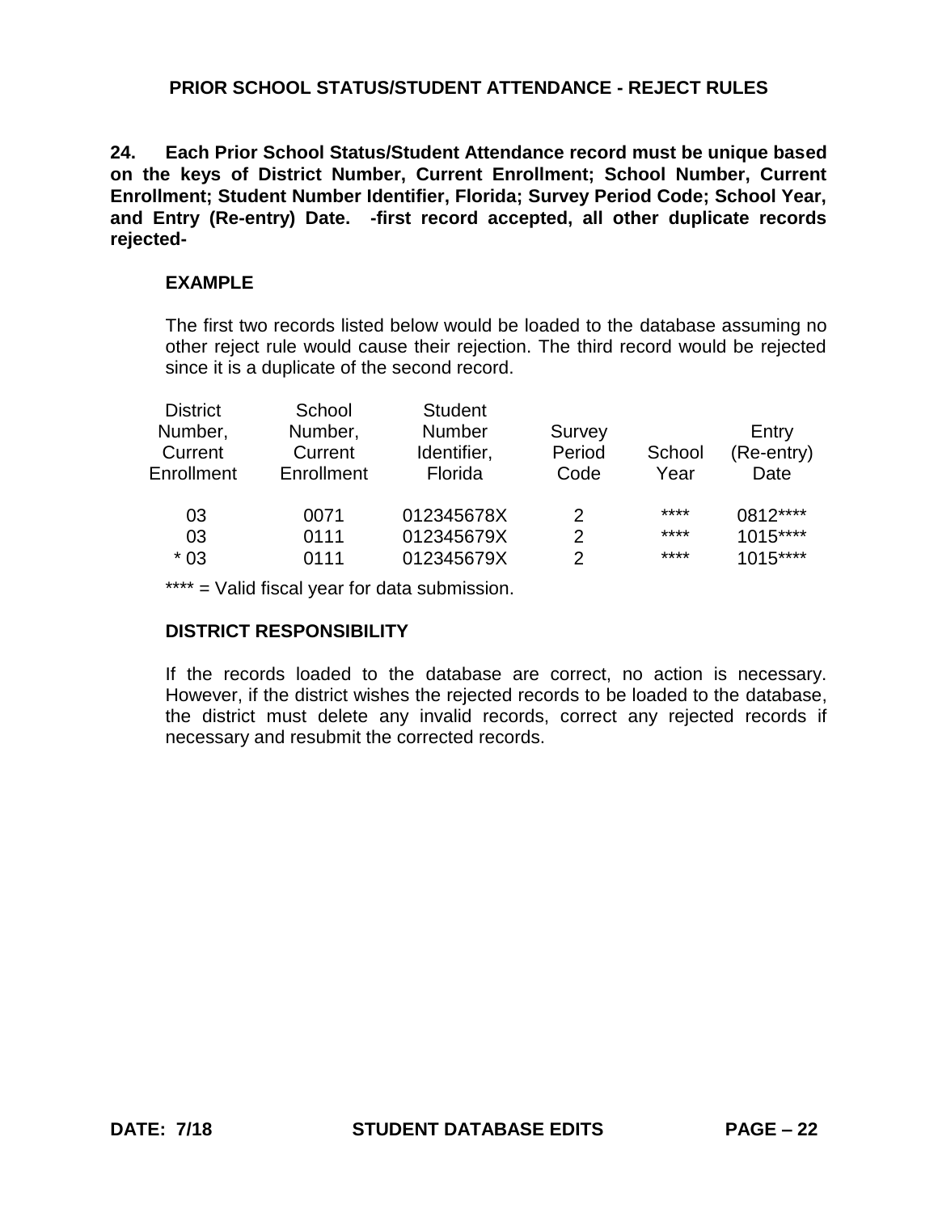## PRIOR SCHOOL STATUS/STUDENT ATTENDANCE - REJECT RULES

**24. Each Prior School Status/Student Attendance record must be unique based on the keys of District Number, Current Enrollment; School Number, Current Enrollment; Student Number Identifier, Florida; Survey Period Code; School Year, and Entry (Re-entry) Date. -first record accepted, all other duplicate records rejected-**

**EXAMPLE**

The first two records listed below would be loaded to the database assuming no other reject rule would cause their rejection. The third record would be rejected since it is a duplicate of the second record.

| District Number, Current Enrollment | School Number, Current Enrollment | Student Number Identifier, Florida | Survey Period Code | School Year | Entry (Re-entry) Date |
|---|---|---|---|---|---|
| 03 | 0071 | 012345678X | 2 | **** | 0812**** |
| 03 | 0111 | 012345679X | 2 | **** | 1015**** |
| * 03 | 0111 | 012345679X | 2 | **** | 1015**** |

**** = Valid fiscal year for data submission.

**DISTRICT RESPONSIBILITY**

If the records loaded to the database are correct, no action is necessary. However, if the district wishes the rejected records to be loaded to the database, the district must delete any invalid records, correct any rejected records if necessary and resubmit the corrected records.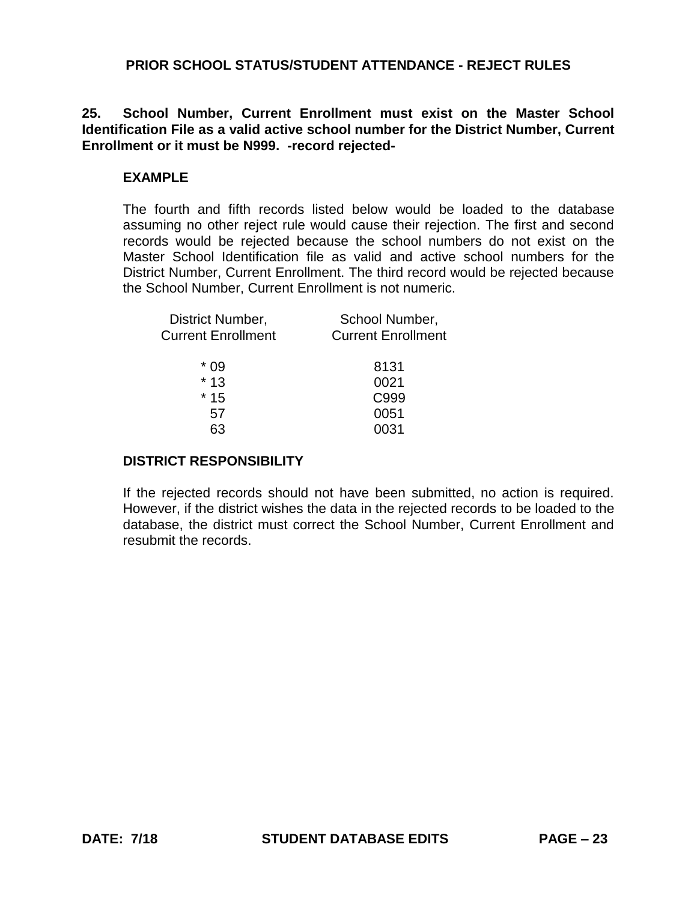## PRIOR SCHOOL STATUS/STUDENT ATTENDANCE - REJECT RULES

**25. School Number, Current Enrollment must exist on the Master School Identification File as a valid active school number for the District Number, Current Enrollment or it must be N999. -record rejected-**

**EXAMPLE**

The fourth and fifth records listed below would be loaded to the database assuming no other reject rule would cause their rejection. The first and second records would be rejected because the school numbers do not exist on the Master School Identification file as valid and active school numbers for the District Number, Current Enrollment. The third record would be rejected because the School Number, Current Enrollment is not numeric.

| District Number, Current Enrollment | School Number, Current Enrollment |
|---|---|
| * 09 | 8131 |
| * 13 | 0021 |
| * 15 | C999 |
| 57 | 0051 |
| 63 | 0031 |

**DISTRICT RESPONSIBILITY**

If the rejected records should not have been submitted, no action is required. However, if the district wishes the data in the rejected records to be loaded to the database, the district must correct the School Number, Current Enrollment and resubmit the records.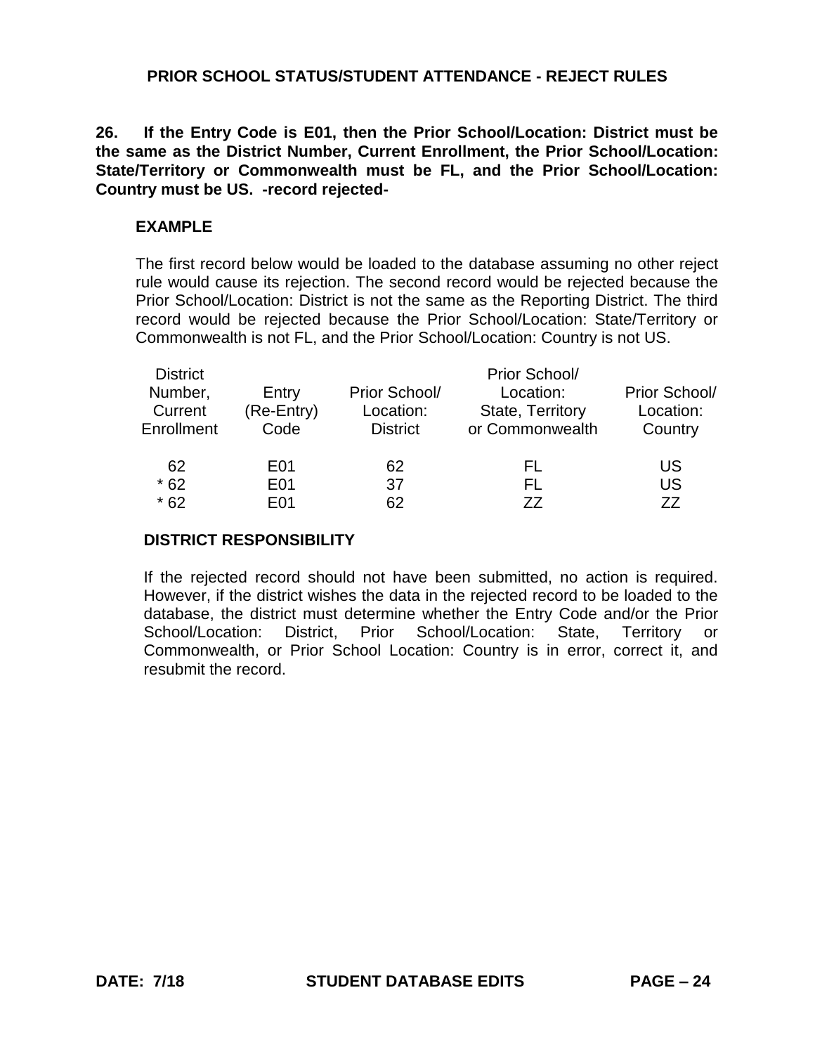## PRIOR SCHOOL STATUS/STUDENT ATTENDANCE - REJECT RULES

**26. If the Entry Code is E01, then the Prior School/Location: District must be the same as the District Number, Current Enrollment, the Prior School/Location: State/Territory or Commonwealth must be FL, and the Prior School/Location: Country must be US. -record rejected-**

### EXAMPLE

The first record below would be loaded to the database assuming no other reject rule would cause its rejection. The second record would be rejected because the Prior School/Location: District is not the same as the Reporting District. The third record would be rejected because the Prior School/Location: State/Territory or Commonwealth is not FL, and the Prior School/Location: Country is not US.

| District Number, Current Enrollment | Entry (Re-Entry) Code | Prior School/ Location: District | Prior School/ Location: State, Territory or Commonwealth | Prior School/ Location: Country |
|---|---|---|---|---|
| 62 | E01 | 62 | FL | US |
| * 62 | E01 | 37 | FL | US |
| * 62 | E01 | 62 | ZZ | ZZ |

### DISTRICT RESPONSIBILITY

If the rejected record should not have been submitted, no action is required. However, if the district wishes the data in the rejected record to be loaded to the database, the district must determine whether the Entry Code and/or the Prior School/Location: District, Prior School/Location: State, Territory or Commonwealth, or Prior School Location: Country is in error, correct it, and resubmit the record.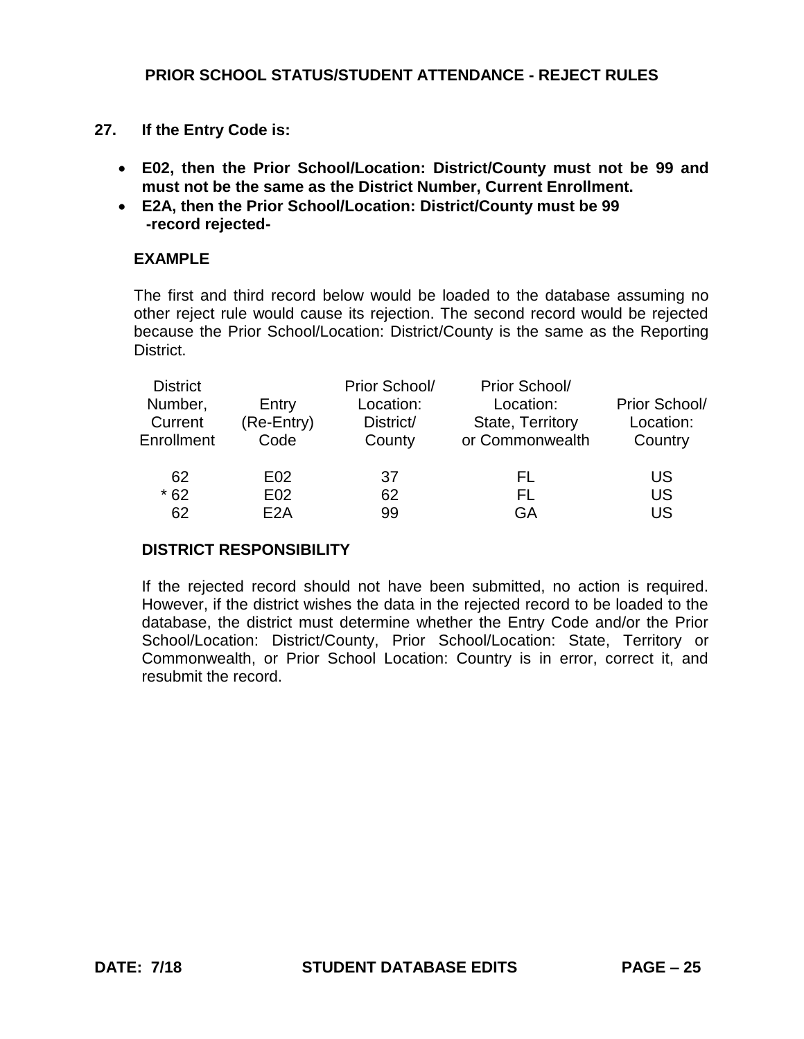## PRIOR SCHOOL STATUS/STUDENT ATTENDANCE - REJECT RULES

**27. If the Entry Code is:**

- **E02, then the Prior School/Location: District/County must not be 99 and must not be the same as the District Number, Current Enrollment.**
- **E2A, then the Prior School/Location: District/County must be 99**
  **-record rejected-**

**EXAMPLE**

The first and third record below would be loaded to the database assuming no other reject rule would cause its rejection. The second record would be rejected because the Prior School/Location: District/County is the same as the Reporting District.

| District Number, Current Enrollment | Entry (Re-Entry) Code | Prior School/ Location: District/ County | Prior School/ Location: State, Territory or Commonwealth | Prior School/ Location: Country |
|---|---|---|---|---|
| 62 | E02 | 37 | FL | US |
| * 62 | E02 | 62 | FL | US |
| 62 | E2A | 99 | GA | US |

**DISTRICT RESPONSIBILITY**

If the rejected record should not have been submitted, no action is required. However, if the district wishes the data in the rejected record to be loaded to the database, the district must determine whether the Entry Code and/or the Prior School/Location: District/County, Prior School/Location: State, Territory or Commonwealth, or Prior School Location: Country is in error, correct it, and resubmit the record.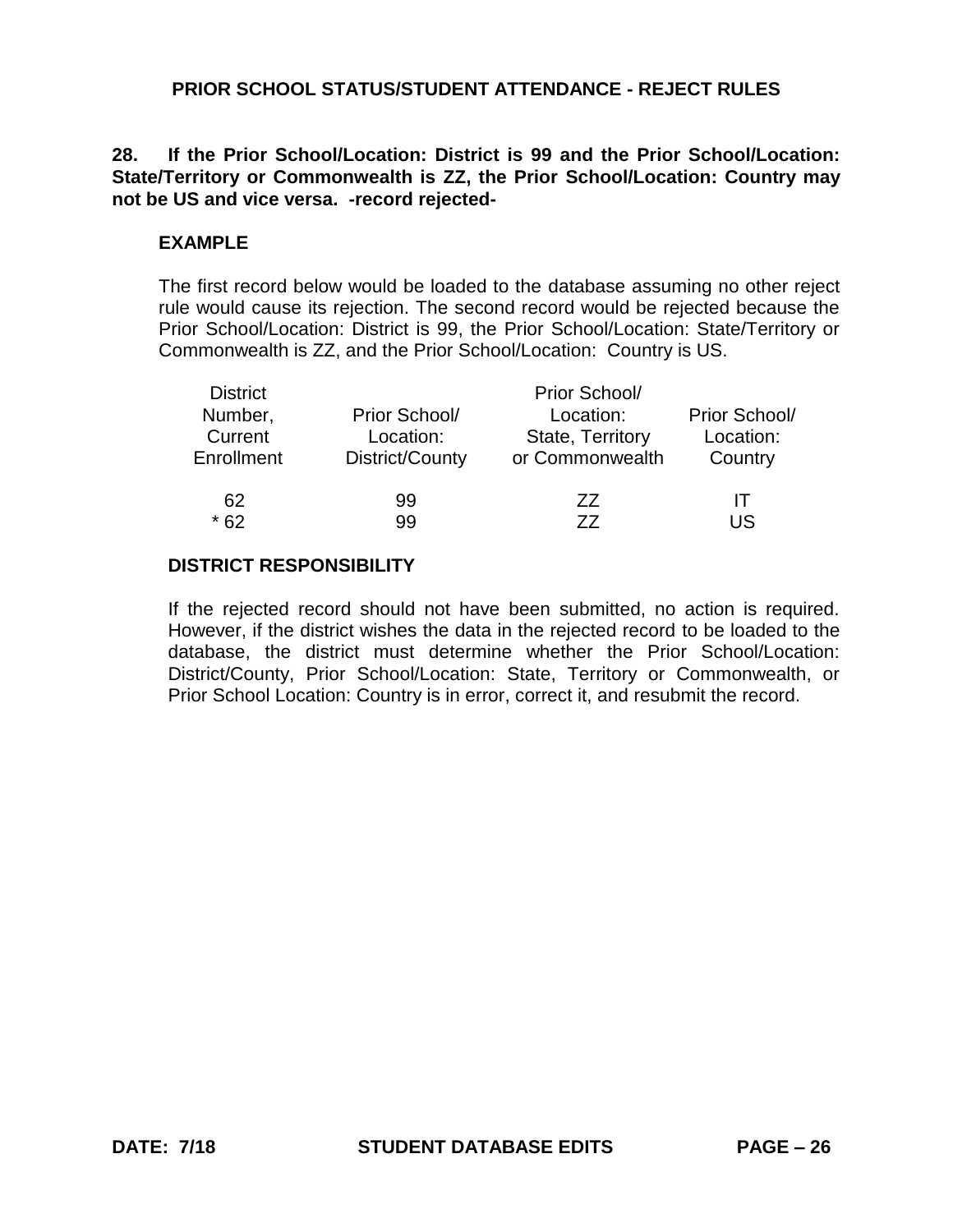## PRIOR SCHOOL STATUS/STUDENT ATTENDANCE - REJECT RULES

**28. If the Prior School/Location: District is 99 and the Prior School/Location: State/Territory or Commonwealth is ZZ, the Prior School/Location: Country may not be US and vice versa. -record rejected-**

**EXAMPLE**

The first record below would be loaded to the database assuming no other reject rule would cause its rejection. The second record would be rejected because the Prior School/Location: District is 99, the Prior School/Location: State/Territory or Commonwealth is ZZ, and the Prior School/Location: Country is US.

| District Number, Current Enrollment | Prior School/ Location: District/County | Prior School/ Location: State, Territory or Commonwealth | Prior School/ Location: Country |
|---|---|---|---|
| 62 | 99 | ZZ | IT |
| * 62 | 99 | ZZ | US |

**DISTRICT RESPONSIBILITY**

If the rejected record should not have been submitted, no action is required. However, if the district wishes the data in the rejected record to be loaded to the database, the district must determine whether the Prior School/Location: District/County, Prior School/Location: State, Territory or Commonwealth, or Prior School Location: Country is in error, correct it, and resubmit the record.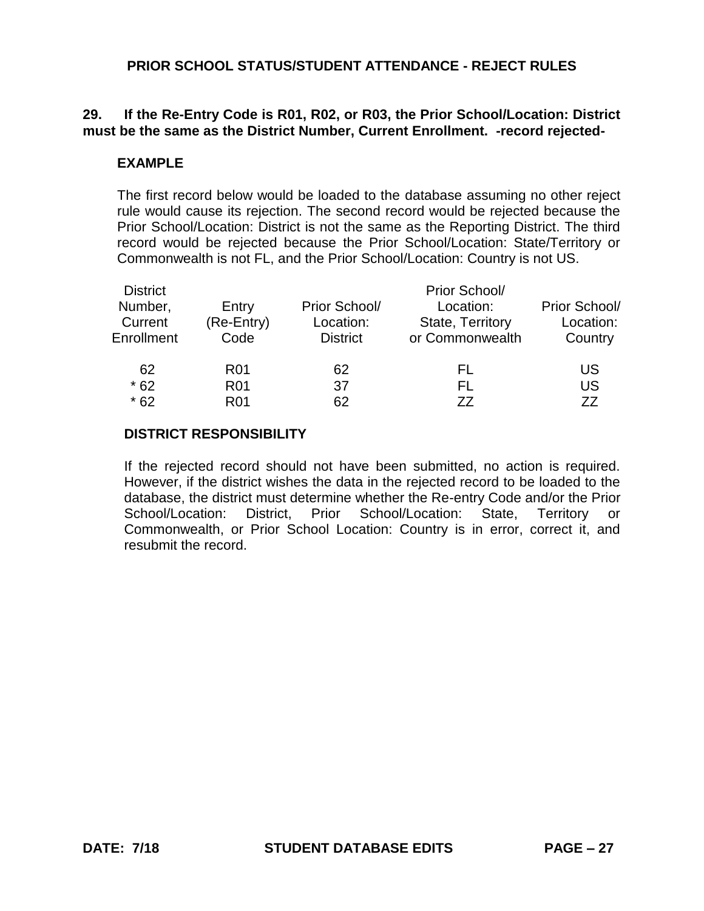## PRIOR SCHOOL STATUS/STUDENT ATTENDANCE - REJECT RULES

**29. If the Re-Entry Code is R01, R02, or R03, the Prior School/Location: District must be the same as the District Number, Current Enrollment. -record rejected-**

**EXAMPLE**

The first record below would be loaded to the database assuming no other reject rule would cause its rejection. The second record would be rejected because the Prior School/Location: District is not the same as the Reporting District. The third record would be rejected because the Prior School/Location: State/Territory or Commonwealth is not FL, and the Prior School/Location: Country is not US.

| District Number, Current Enrollment | Entry (Re-Entry) Code | Prior School/ Location: District | Prior School/ Location: State, Territory or Commonwealth | Prior School/ Location: Country |
|---|---|---|---|---|
| 62 | R01 | 62 | FL | US |
| * 62 | R01 | 37 | FL | US |
| * 62 | R01 | 62 | ZZ | ZZ |

**DISTRICT RESPONSIBILITY**

If the rejected record should not have been submitted, no action is required. However, if the district wishes the data in the rejected record to be loaded to the database, the district must determine whether the Re-entry Code and/or the Prior School/Location: District, Prior School/Location: State, Territory or Commonwealth, or Prior School Location: Country is in error, correct it, and resubmit the record.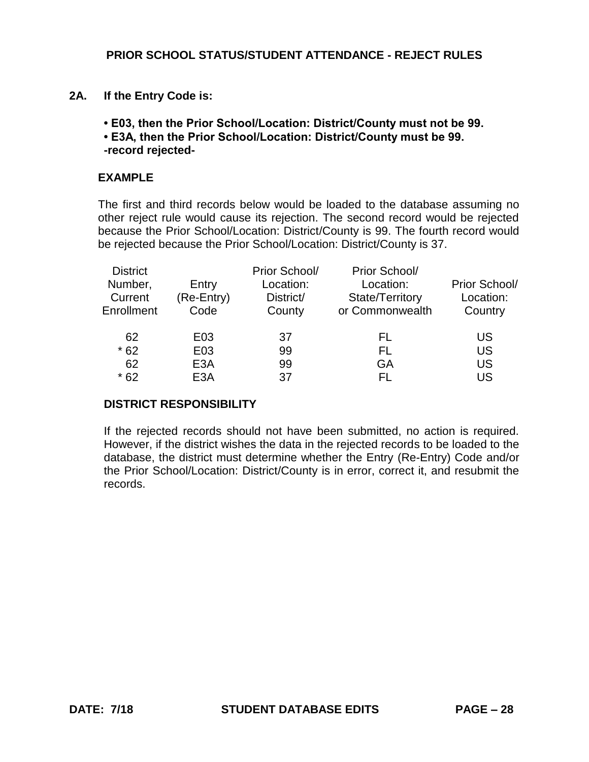## PRIOR SCHOOL STATUS/STUDENT ATTENDANCE - REJECT RULES

**2A. If the Entry Code is:**

- **E03, then the Prior School/Location: District/County must not be 99.**
- **E3A, then the Prior School/Location: District/County must be 99.**

**-record rejected-**

**EXAMPLE**

The first and third records below would be loaded to the database assuming no other reject rule would cause its rejection. The second record would be rejected because the Prior School/Location: District/County is 99. The fourth record would be rejected because the Prior School/Location: District/County is 37.

| District Number, Current Enrollment | Entry (Re-Entry) Code | Prior School/ Location: District/ County | Prior School/ Location: State/Territory or Commonwealth | Prior School/ Location: Country |
|---|---|---|---|---|
| 62 | E03 | 37 | FL | US |
| * 62 | E03 | 99 | FL | US |
| 62 | E3A | 99 | GA | US |
| * 62 | E3A | 37 | FL | US |

**DISTRICT RESPONSIBILITY**

If the rejected records should not have been submitted, no action is required. However, if the district wishes the data in the rejected records to be loaded to the database, the district must determine whether the Entry (Re-Entry) Code and/or the Prior School/Location: District/County is in error, correct it, and resubmit the records.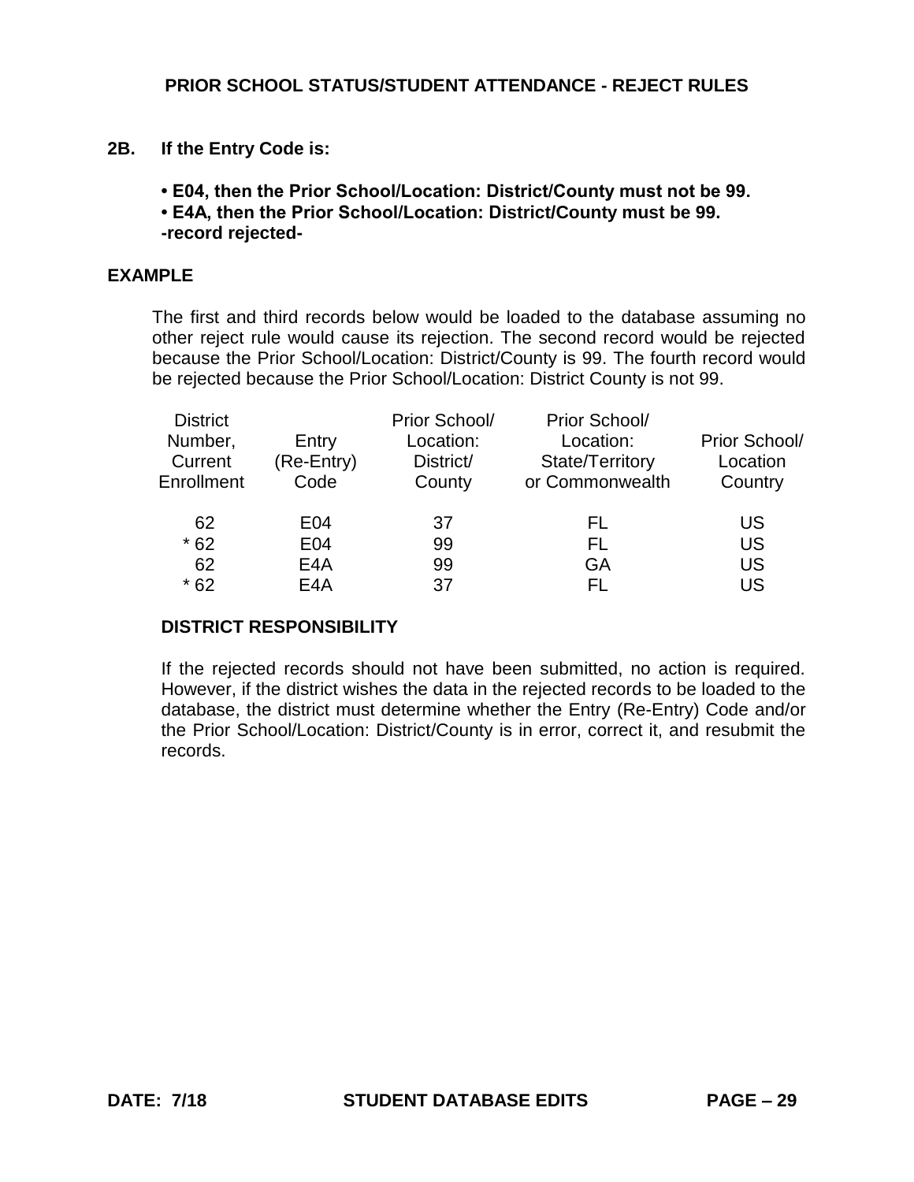## PRIOR SCHOOL STATUS/STUDENT ATTENDANCE - REJECT RULES

**2B. If the Entry Code is:**

- **E04, then the Prior School/Location: District/County must not be 99.**
- **E4A, then the Prior School/Location: District/County must be 99.**

**-record rejected-**

### EXAMPLE

The first and third records below would be loaded to the database assuming no other reject rule would cause its rejection. The second record would be rejected because the Prior School/Location: District/County is 99. The fourth record would be rejected because the Prior School/Location: District County is not 99.

| District Number, Current Enrollment | Entry (Re-Entry) Code | Prior School/ Location: District/ County | Prior School/ Location: State/Territory or Commonwealth | Prior School/ Location Country |
|---|---|---|---|---|
| 62 | E04 | 37 | FL | US |
| * 62 | E04 | 99 | FL | US |
| 62 | E4A | 99 | GA | US |
| * 62 | E4A | 37 | FL | US |

### DISTRICT RESPONSIBILITY

If the rejected records should not have been submitted, no action is required. However, if the district wishes the data in the rejected records to be loaded to the database, the district must determine whether the Entry (Re-Entry) Code and/or the Prior School/Location: District/County is in error, correct it, and resubmit the records.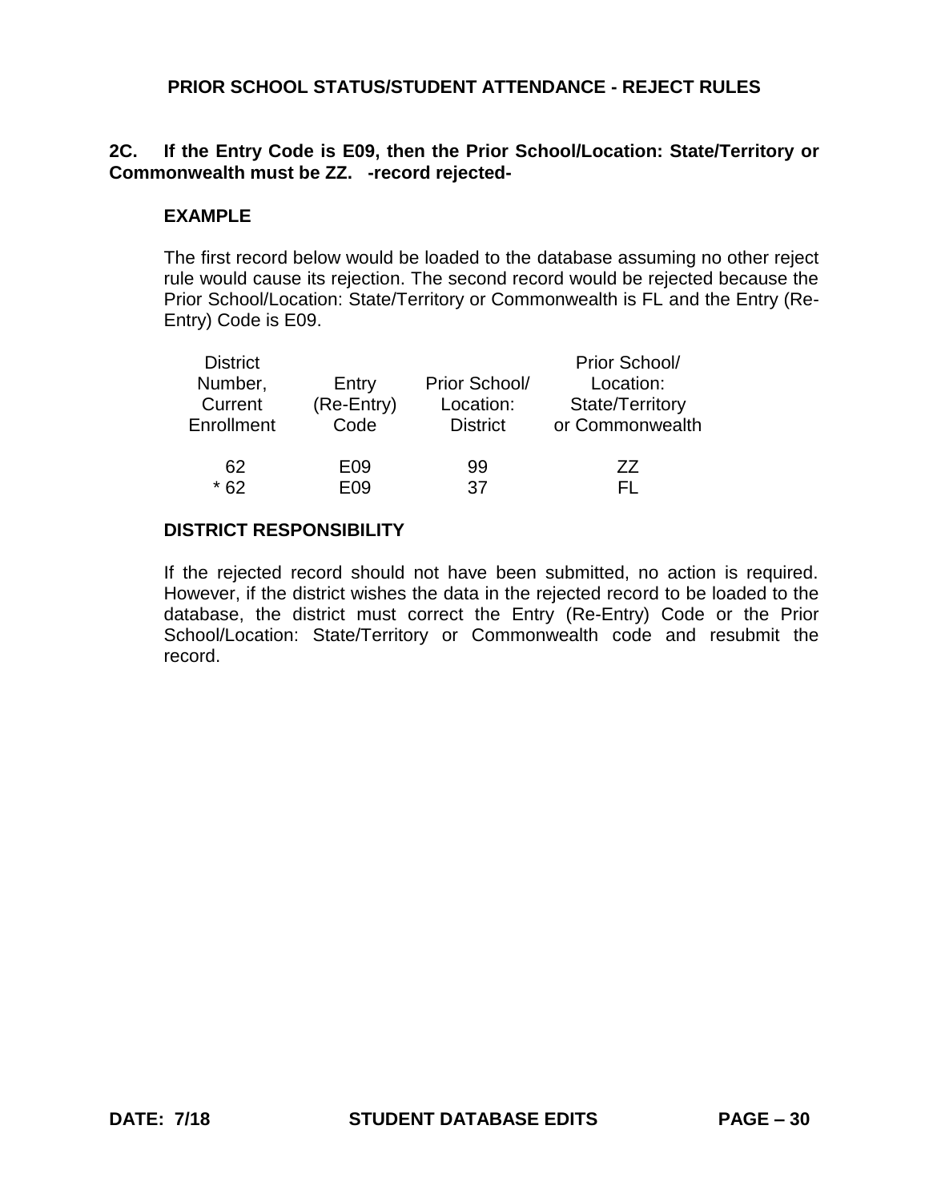## PRIOR SCHOOL STATUS/STUDENT ATTENDANCE - REJECT RULES

**2C. If the Entry Code is E09, then the Prior School/Location: State/Territory or Commonwealth must be ZZ. -record rejected-**

**EXAMPLE**

The first record below would be loaded to the database assuming no other reject rule would cause its rejection. The second record would be rejected because the Prior School/Location: State/Territory or Commonwealth is FL and the Entry (Re-Entry) Code is E09.

| District Number, Current Enrollment | Entry (Re-Entry) Code | Prior School/ Location: District | Prior School/ Location: State/Territory or Commonwealth |
|---|---|---|---|
| 62 | E09 | 99 | ZZ |
| * 62 | E09 | 37 | FL |

**DISTRICT RESPONSIBILITY**

If the rejected record should not have been submitted, no action is required. However, if the district wishes the data in the rejected record to be loaded to the database, the district must correct the Entry (Re-Entry) Code or the Prior School/Location: State/Territory or Commonwealth code and resubmit the record.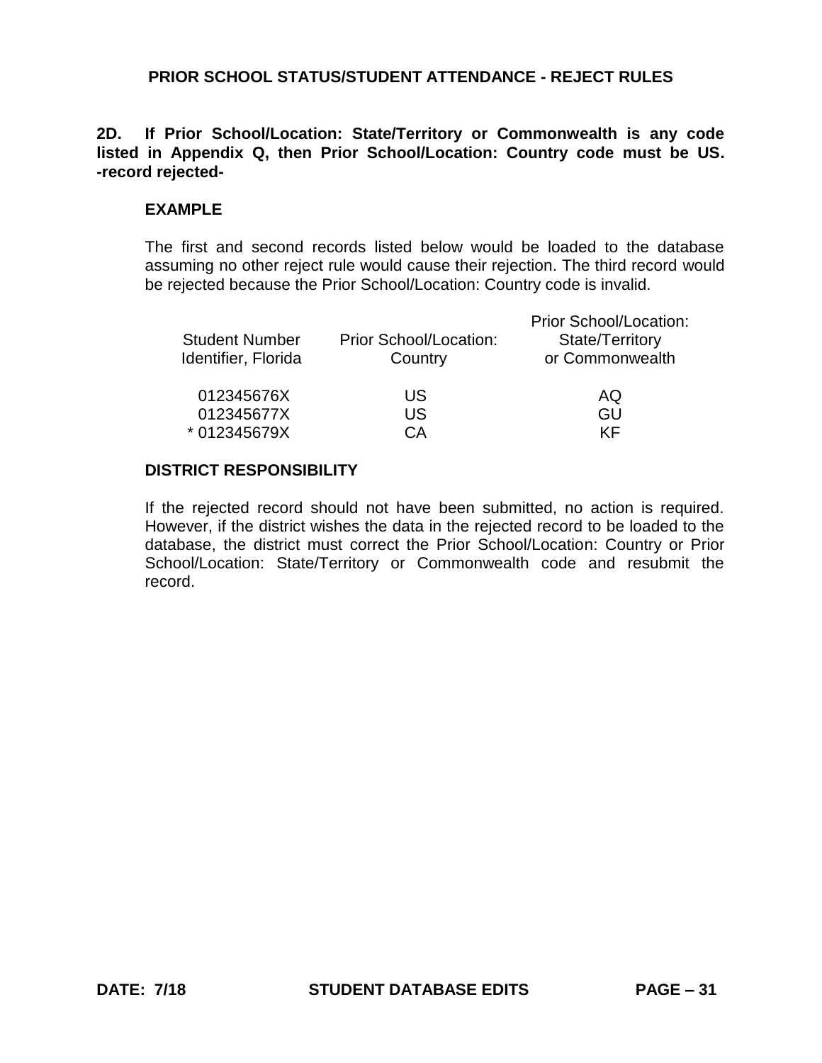## PRIOR SCHOOL STATUS/STUDENT ATTENDANCE - REJECT RULES

**2D. If Prior School/Location: State/Territory or Commonwealth is any code listed in Appendix Q, then Prior School/Location: Country code must be US. -record rejected-**

### EXAMPLE

The first and second records listed below would be loaded to the database assuming no other reject rule would cause their rejection. The third record would be rejected because the Prior School/Location: Country code is invalid.

| Student Number Identifier, Florida | Prior School/Location: Country | Prior School/Location: State/Territory or Commonwealth |
|---|---|---|
| 012345676X | US | AQ |
| 012345677X | US | GU |
| * 012345679X | CA | KF |

### DISTRICT RESPONSIBILITY

If the rejected record should not have been submitted, no action is required. However, if the district wishes the data in the rejected record to be loaded to the database, the district must correct the Prior School/Location: Country or Prior School/Location: State/Territory or Commonwealth code and resubmit the record.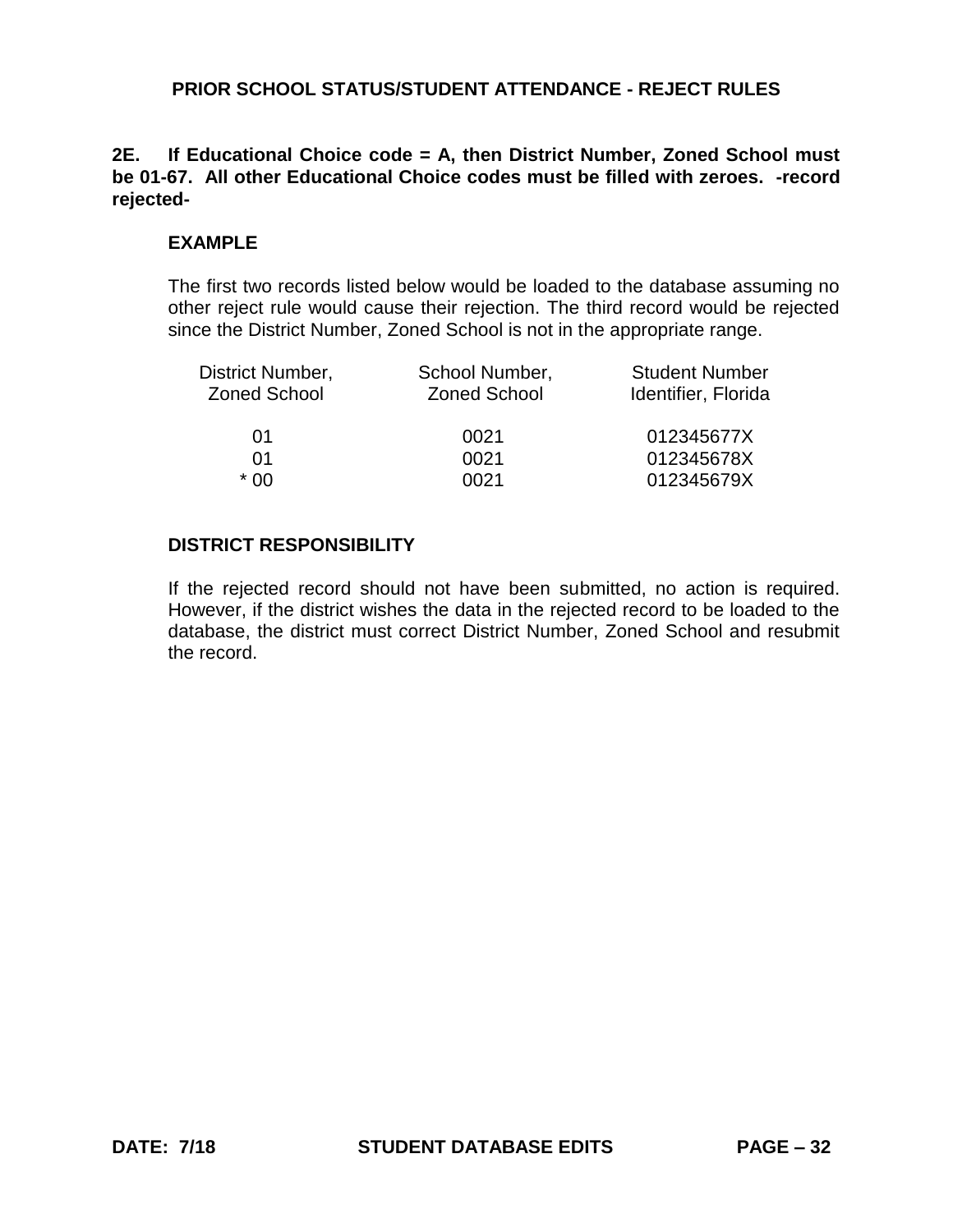## PRIOR SCHOOL STATUS/STUDENT ATTENDANCE - REJECT RULES

**2E. If Educational Choice code = A, then District Number, Zoned School must be 01-67. All other Educational Choice codes must be filled with zeroes. -record rejected-**

### EXAMPLE

The first two records listed below would be loaded to the database assuming no other reject rule would cause their rejection. The third record would be rejected since the District Number, Zoned School is not in the appropriate range.

| District Number, Zoned School | School Number, Zoned School | Student Number Identifier, Florida |
|---|---|---|
| 01 | 0021 | 012345677X |
| 01 | 0021 | 012345678X |
| * 00 | 0021 | 012345679X |

### DISTRICT RESPONSIBILITY

If the rejected record should not have been submitted, no action is required. However, if the district wishes the data in the rejected record to be loaded to the database, the district must correct District Number, Zoned School and resubmit the record.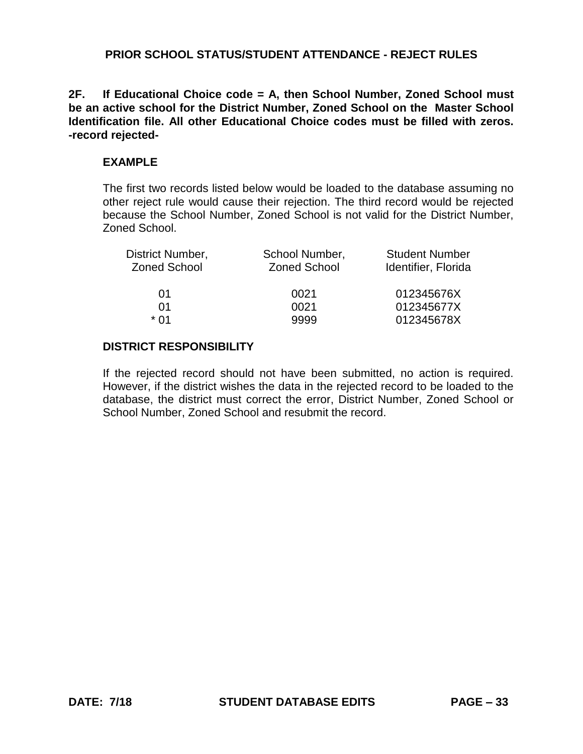## PRIOR SCHOOL STATUS/STUDENT ATTENDANCE - REJECT RULES

**2F. If Educational Choice code = A, then School Number, Zoned School must be an active school for the District Number, Zoned School on the Master School Identification file. All other Educational Choice codes must be filled with zeros. -record rejected-**

### EXAMPLE

The first two records listed below would be loaded to the database assuming no other reject rule would cause their rejection. The third record would be rejected because the School Number, Zoned School is not valid for the District Number, Zoned School.

| District Number, Zoned School | School Number, Zoned School | Student Number Identifier, Florida |
|---|---|---|
| 01 | 0021 | 012345676X |
| 01 | 0021 | 012345677X |
| * 01 | 9999 | 012345678X |

### DISTRICT RESPONSIBILITY

If the rejected record should not have been submitted, no action is required. However, if the district wishes the data in the rejected record to be loaded to the database, the district must correct the error, District Number, Zoned School or School Number, Zoned School and resubmit the record.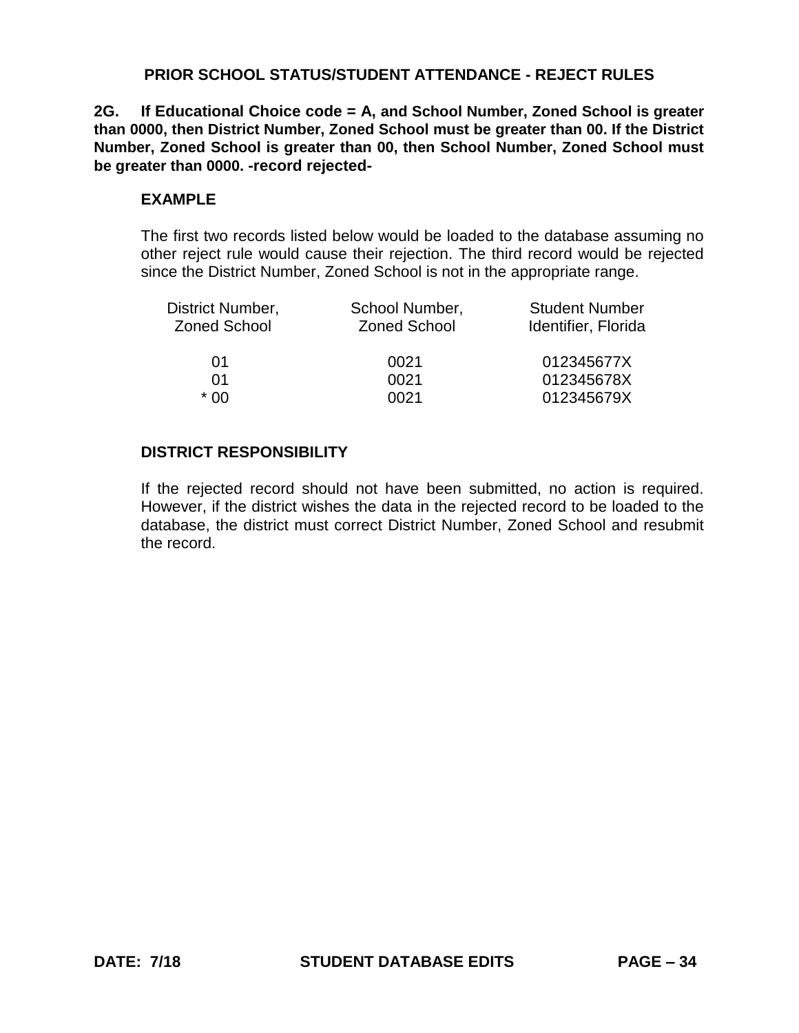## PRIOR SCHOOL STATUS/STUDENT ATTENDANCE - REJECT RULES

**2G. If Educational Choice code = A, and School Number, Zoned School is greater than 0000, then District Number, Zoned School must be greater than 00. If the District Number, Zoned School is greater than 00, then School Number, Zoned School must be greater than 0000. -record rejected-**

### EXAMPLE

The first two records listed below would be loaded to the database assuming no other reject rule would cause their rejection. The third record would be rejected since the District Number, Zoned School is not in the appropriate range.

| District Number, Zoned School | School Number, Zoned School | Student Number Identifier, Florida |
|---|---|---|
| 01 | 0021 | 012345677X |
| 01 | 0021 | 012345678X |
| * 00 | 0021 | 012345679X |

### DISTRICT RESPONSIBILITY

If the rejected record should not have been submitted, no action is required. However, if the district wishes the data in the rejected record to be loaded to the database, the district must correct District Number, Zoned School and resubmit the record.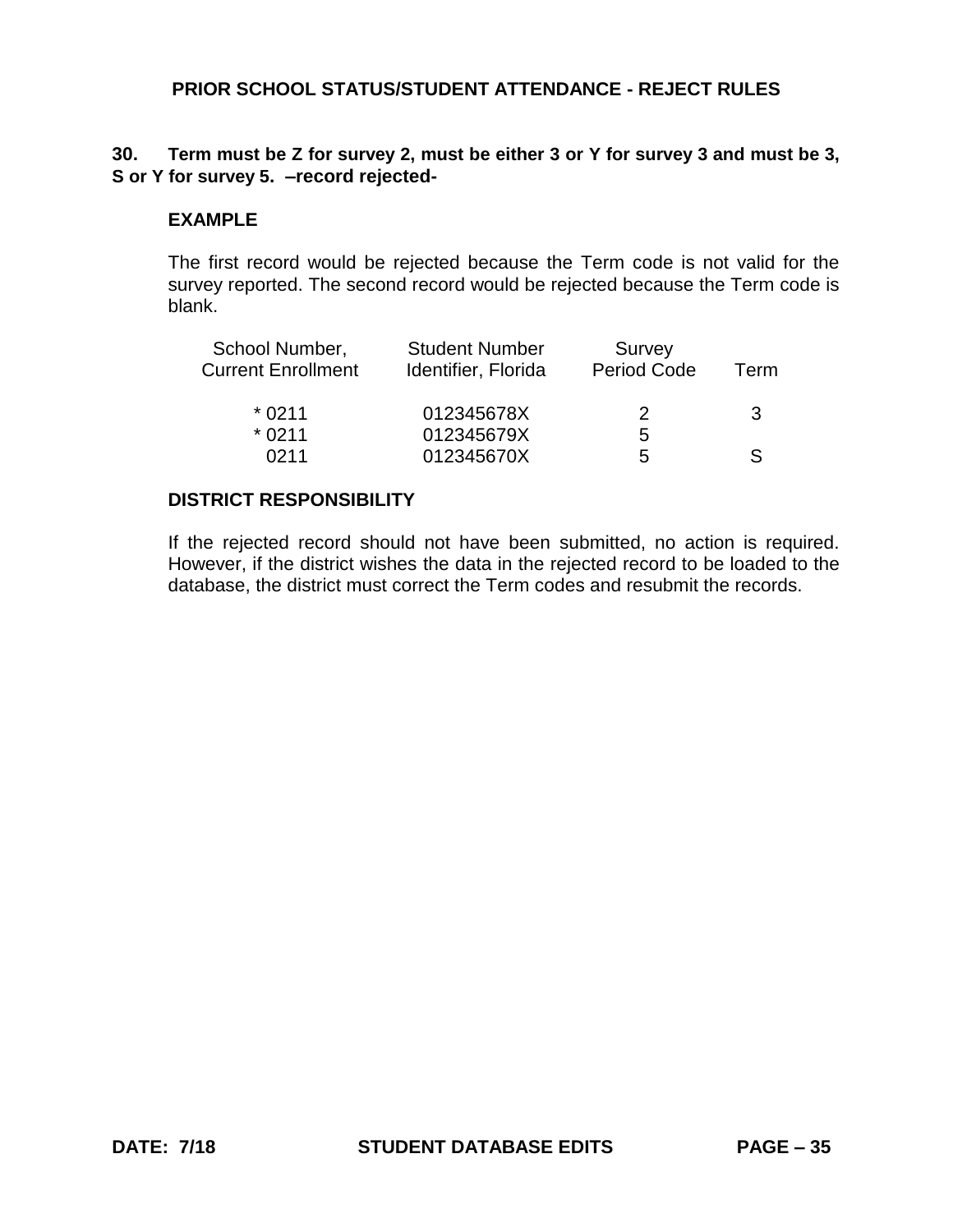## PRIOR SCHOOL STATUS/STUDENT ATTENDANCE - REJECT RULES

**30. Term must be Z for survey 2, must be either 3 or Y for survey 3 and must be 3, S or Y for survey 5. –record rejected-**

**EXAMPLE**

The first record would be rejected because the Term code is not valid for the survey reported. The second record would be rejected because the Term code is blank.

| School Number, Current Enrollment | Student Number Identifier, Florida | Survey Period Code | Term |
|---|---|---|---|
| * 0211 | 012345678X | 2 | 3 |
| * 0211 | 012345679X | 5 | |
| 0211 | 012345670X | 5 | S |

**DISTRICT RESPONSIBILITY**

If the rejected record should not have been submitted, no action is required. However, if the district wishes the data in the rejected record to be loaded to the database, the district must correct the Term codes and resubmit the records.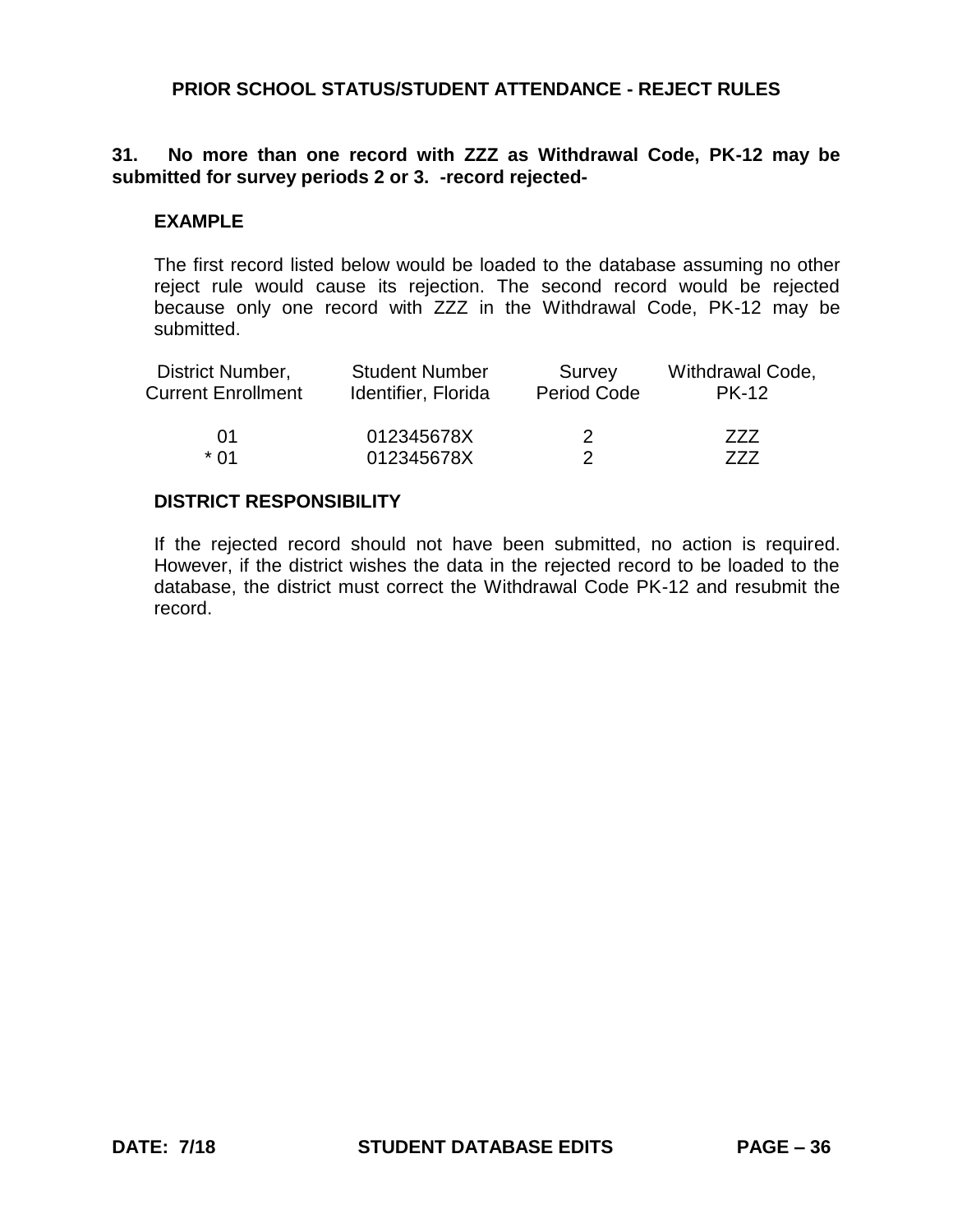## PRIOR SCHOOL STATUS/STUDENT ATTENDANCE - REJECT RULES

**31. No more than one record with ZZZ as Withdrawal Code, PK-12 may be submitted for survey periods 2 or 3. -record rejected-**

### EXAMPLE

The first record listed below would be loaded to the database assuming no other reject rule would cause its rejection. The second record would be rejected because only one record with ZZZ in the Withdrawal Code, PK-12 may be submitted.

| District Number, Current Enrollment | Student Number Identifier, Florida | Survey Period Code | Withdrawal Code, PK-12 |
|---|---|---|---|
| 01 | 012345678X | 2 | ZZZ |
| * 01 | 012345678X | 2 | ZZZ |

### DISTRICT RESPONSIBILITY

If the rejected record should not have been submitted, no action is required. However, if the district wishes the data in the rejected record to be loaded to the database, the district must correct the Withdrawal Code PK-12 and resubmit the record.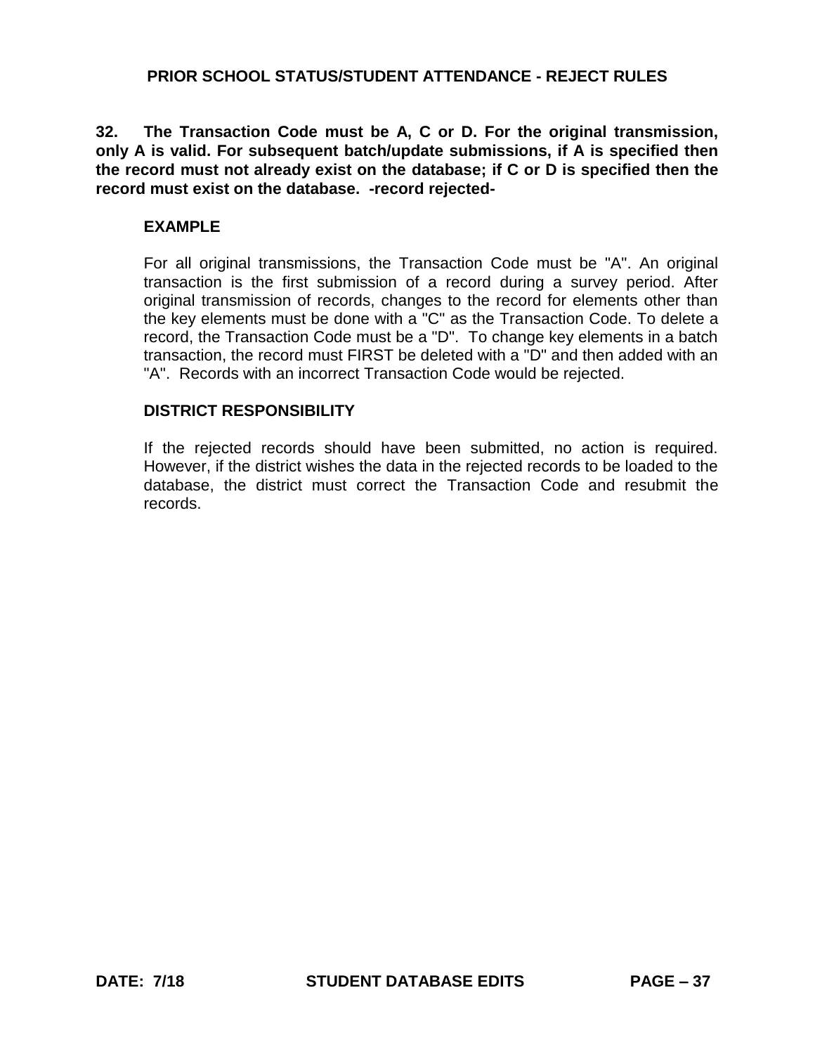## PRIOR SCHOOL STATUS/STUDENT ATTENDANCE - REJECT RULES

**32. The Transaction Code must be A, C or D. For the original transmission, only A is valid. For subsequent batch/update submissions, if A is specified then the record must not already exist on the database; if C or D is specified then the record must exist on the database. -record rejected-**

### EXAMPLE

For all original transmissions, the Transaction Code must be "A". An original transaction is the first submission of a record during a survey period. After original transmission of records, changes to the record for elements other than the key elements must be done with a "C" as the Transaction Code. To delete a record, the Transaction Code must be a "D". To change key elements in a batch transaction, the record must FIRST be deleted with a "D" and then added with an "A". Records with an incorrect Transaction Code would be rejected.

### DISTRICT RESPONSIBILITY

If the rejected records should have been submitted, no action is required. However, if the district wishes the data in the rejected records to be loaded to the database, the district must correct the Transaction Code and resubmit the records.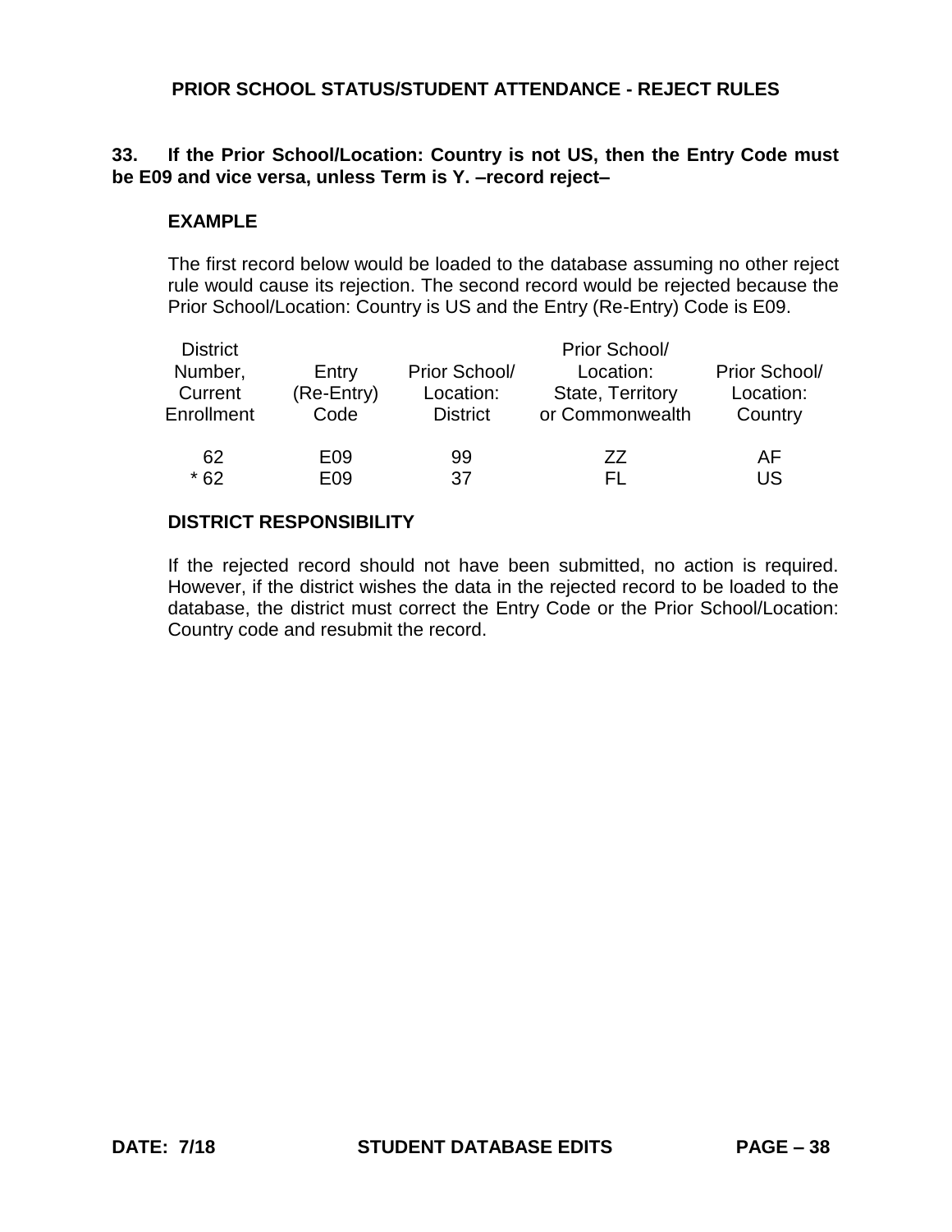## PRIOR SCHOOL STATUS/STUDENT ATTENDANCE - REJECT RULES

**33. If the Prior School/Location: Country is not US, then the Entry Code must be E09 and vice versa, unless Term is Y. –record reject–**

**EXAMPLE**

The first record below would be loaded to the database assuming no other reject rule would cause its rejection. The second record would be rejected because the Prior School/Location: Country is US and the Entry (Re-Entry) Code is E09.

| District Number, Current Enrollment | Entry (Re-Entry) Code | Prior School/ Location: District | Prior School/ Location: State, Territory or Commonwealth | Prior School/ Location: Country |
|---|---|---|---|---|
| 62 | E09 | 99 | ZZ | AF |
| * 62 | E09 | 37 | FL | US |

**DISTRICT RESPONSIBILITY**

If the rejected record should not have been submitted, no action is required. However, if the district wishes the data in the rejected record to be loaded to the database, the district must correct the Entry Code or the Prior School/Location: Country code and resubmit the record.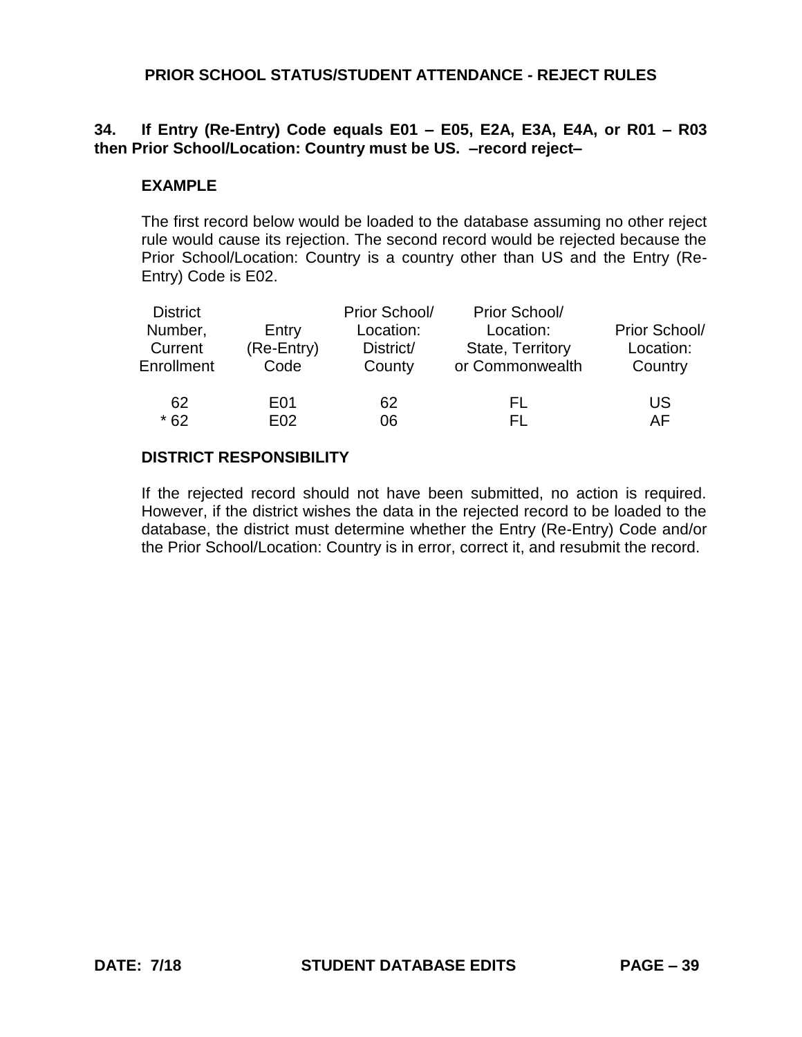## PRIOR SCHOOL STATUS/STUDENT ATTENDANCE - REJECT RULES

**34. If Entry (Re-Entry) Code equals E01 – E05, E2A, E3A, E4A, or R01 – R03 then Prior School/Location: Country must be US. –record reject–**

### EXAMPLE

The first record below would be loaded to the database assuming no other reject rule would cause its rejection. The second record would be rejected because the Prior School/Location: Country is a country other than US and the Entry (Re-Entry) Code is E02.

| District Number, Current Enrollment | Entry (Re-Entry) Code | Prior School/ Location: District/ County | Prior School/ Location: State, Territory or Commonwealth | Prior School/ Location: Country |
|---|---|---|---|---|
| 62 | E01 | 62 | FL | US |
| * 62 | E02 | 06 | FL | AF |

### DISTRICT RESPONSIBILITY

If the rejected record should not have been submitted, no action is required. However, if the district wishes the data in the rejected record to be loaded to the database, the district must determine whether the Entry (Re-Entry) Code and/or the Prior School/Location: Country is in error, correct it, and resubmit the record.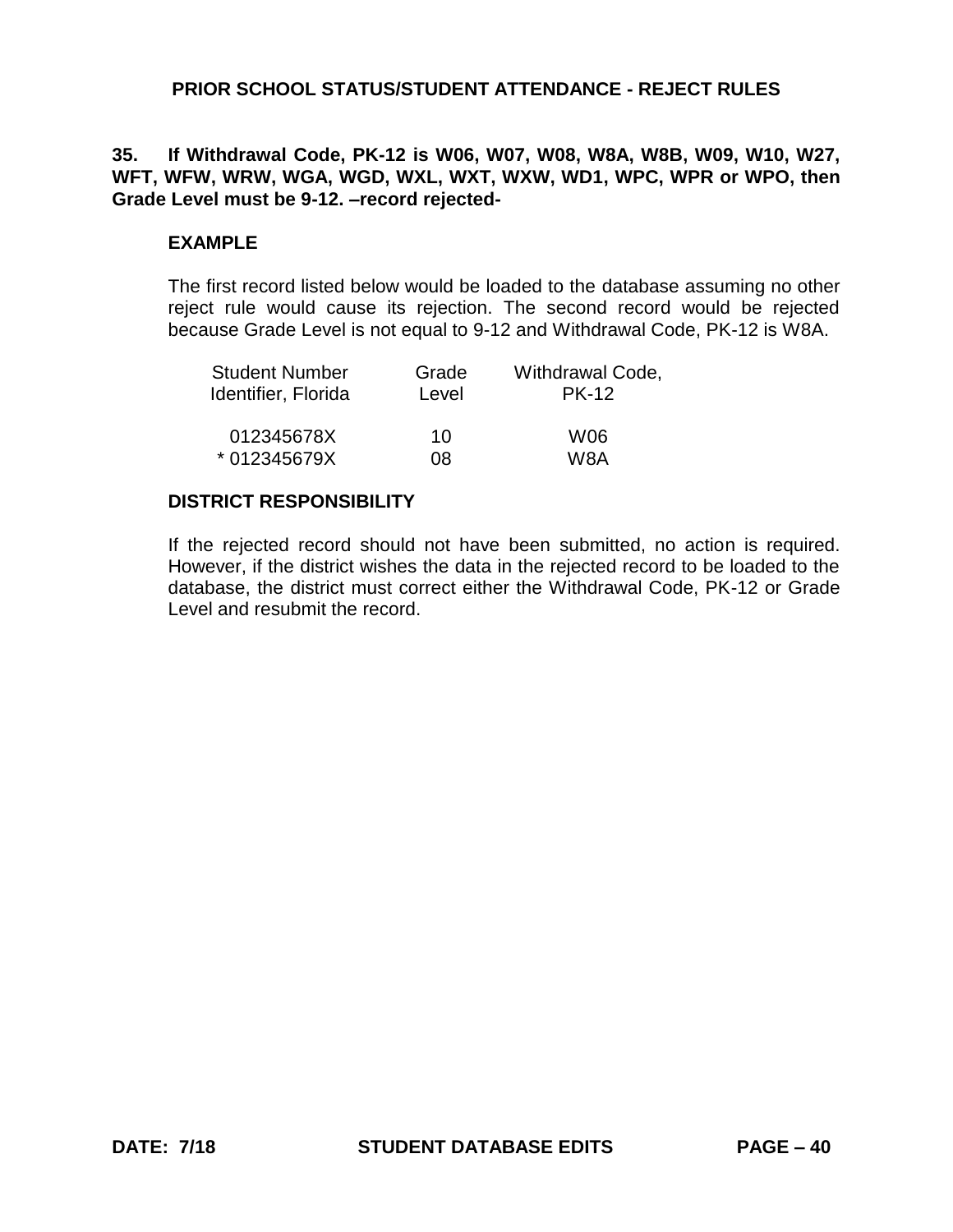## PRIOR SCHOOL STATUS/STUDENT ATTENDANCE - REJECT RULES

**35. If Withdrawal Code, PK-12 is W06, W07, W08, W8A, W8B, W09, W10, W27, WFT, WFW, WRW, WGA, WGD, WXL, WXT, WXW, WD1, WPC, WPR or WPO, then Grade Level must be 9-12. –record rejected-**

### EXAMPLE

The first record listed below would be loaded to the database assuming no other reject rule would cause its rejection. The second record would be rejected because Grade Level is not equal to 9-12 and Withdrawal Code, PK-12 is W8A.

| Student Number Identifier, Florida | Grade Level | Withdrawal Code, PK-12 |
|---|---|---|
| 012345678X | 10 | W06 |
| * 012345679X | 08 | W8A |

### DISTRICT RESPONSIBILITY

If the rejected record should not have been submitted, no action is required. However, if the district wishes the data in the rejected record to be loaded to the database, the district must correct either the Withdrawal Code, PK-12 or Grade Level and resubmit the record.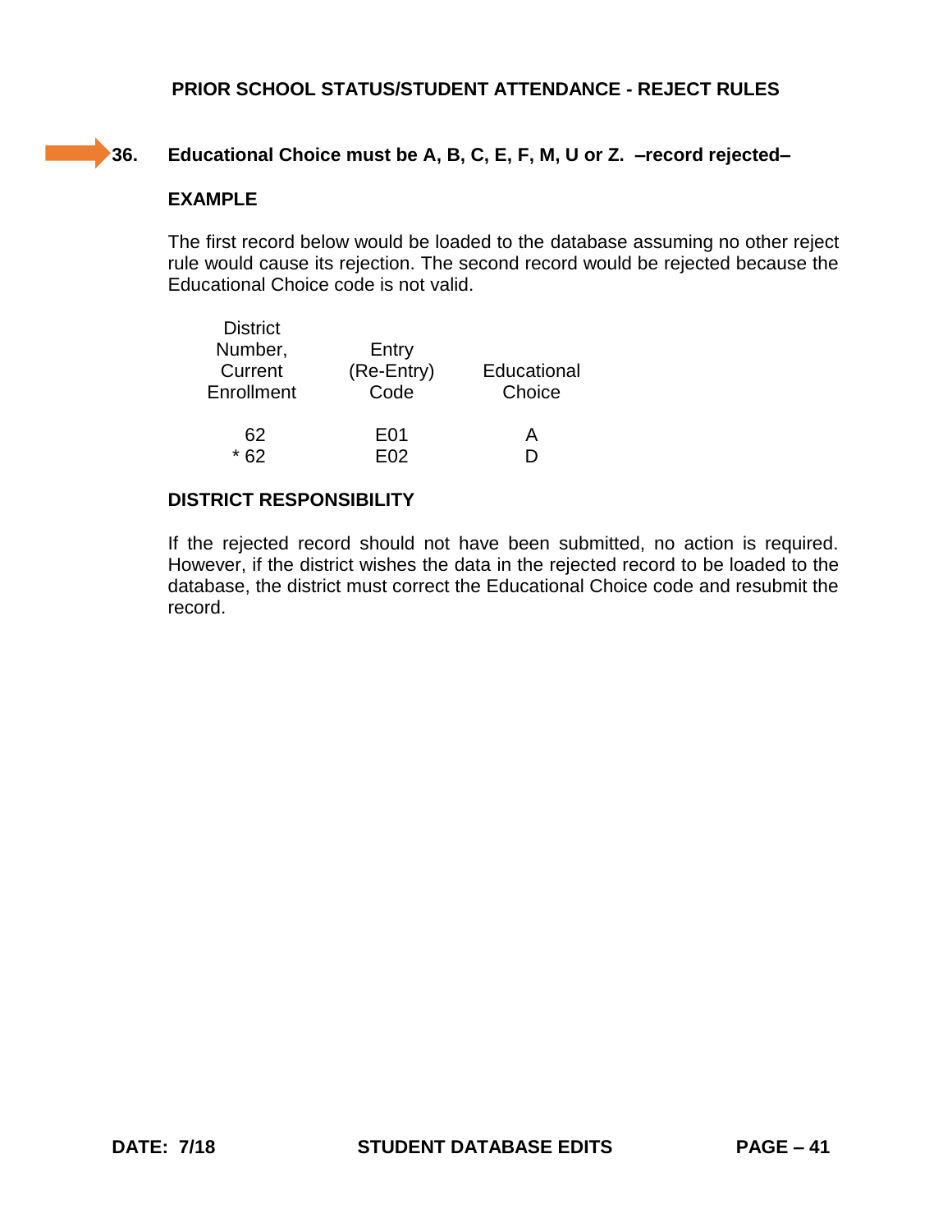## PRIOR SCHOOL STATUS/STUDENT ATTENDANCE - REJECT RULES

**36. Educational Choice must be A, B, C, E, F, M, U or Z. –record rejected–**

**EXAMPLE**

The first record below would be loaded to the database assuming no other reject rule would cause its rejection. The second record would be rejected because the Educational Choice code is not valid.

| District Number, Current Enrollment | Entry (Re-Entry) Code | Educational Choice |
|---|---|---|
| 62 | E01 | A |
| * 62 | E02 | D |

**DISTRICT RESPONSIBILITY**

If the rejected record should not have been submitted, no action is required. However, if the district wishes the data in the rejected record to be loaded to the database, the district must correct the Educational Choice code and resubmit the record.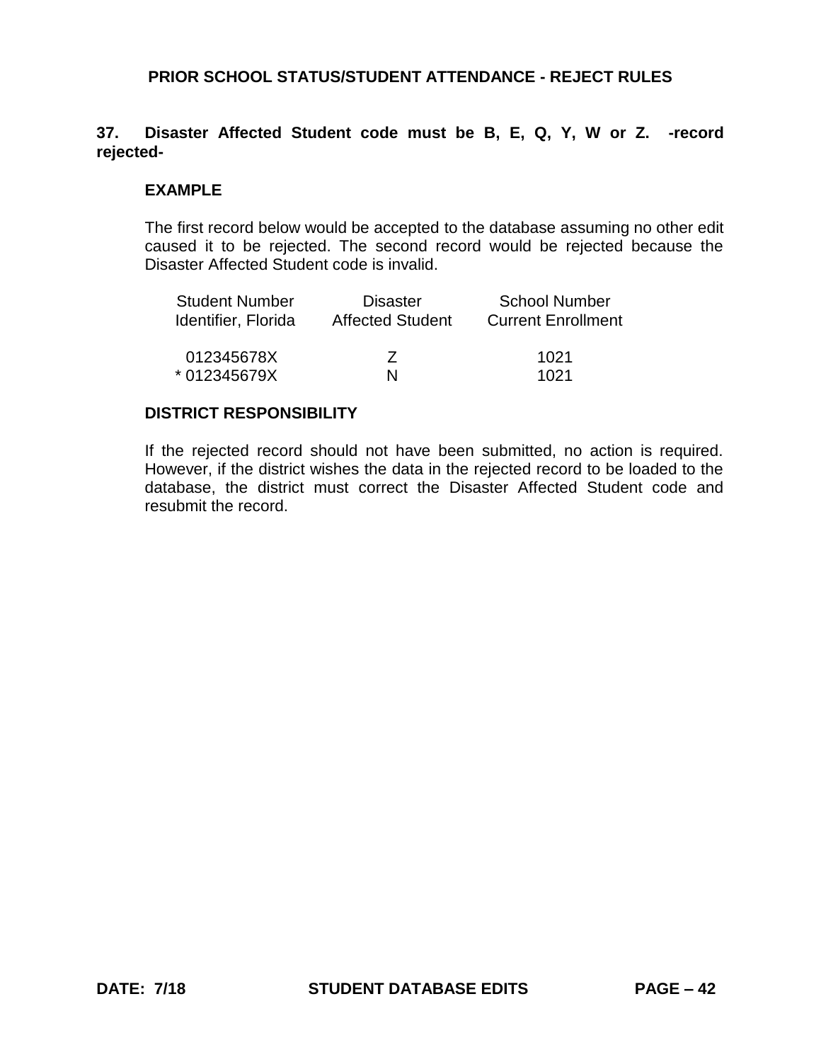## PRIOR SCHOOL STATUS/STUDENT ATTENDANCE - REJECT RULES

**37. Disaster Affected Student code must be B, E, Q, Y, W or Z. -record rejected-**

**EXAMPLE**

The first record below would be accepted to the database assuming no other edit caused it to be rejected. The second record would be rejected because the Disaster Affected Student code is invalid.

| Student Number Identifier, Florida | Disaster Affected Student | School Number Current Enrollment |
|---|---|---|
| 012345678X | Z | 1021 |
| * 012345679X | N | 1021 |

**DISTRICT RESPONSIBILITY**

If the rejected record should not have been submitted, no action is required. However, if the district wishes the data in the rejected record to be loaded to the database, the district must correct the Disaster Affected Student code and resubmit the record.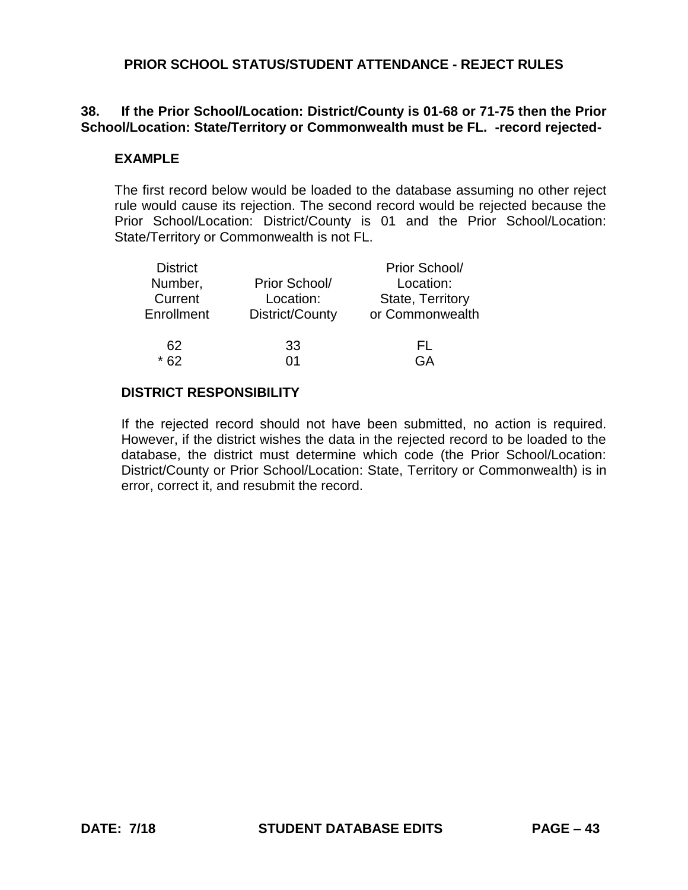## PRIOR SCHOOL STATUS/STUDENT ATTENDANCE - REJECT RULES

**38. If the Prior School/Location: District/County is 01-68 or 71-75 then the Prior School/Location: State/Territory or Commonwealth must be FL. -record rejected-**

**EXAMPLE**

The first record below would be loaded to the database assuming no other reject rule would cause its rejection. The second record would be rejected because the Prior School/Location: District/County is 01 and the Prior School/Location: State/Territory or Commonwealth is not FL.

| District Number, Current Enrollment | Prior School/ Location: District/County | Prior School/ Location: State, Territory or Commonwealth |
|---|---|---|
| 62 | 33 | FL |
| * 62 | 01 | GA |

**DISTRICT RESPONSIBILITY**

If the rejected record should not have been submitted, no action is required. However, if the district wishes the data in the rejected record to be loaded to the database, the district must determine which code (the Prior School/Location: District/County or Prior School/Location: State, Territory or Commonwealth) is in error, correct it, and resubmit the record.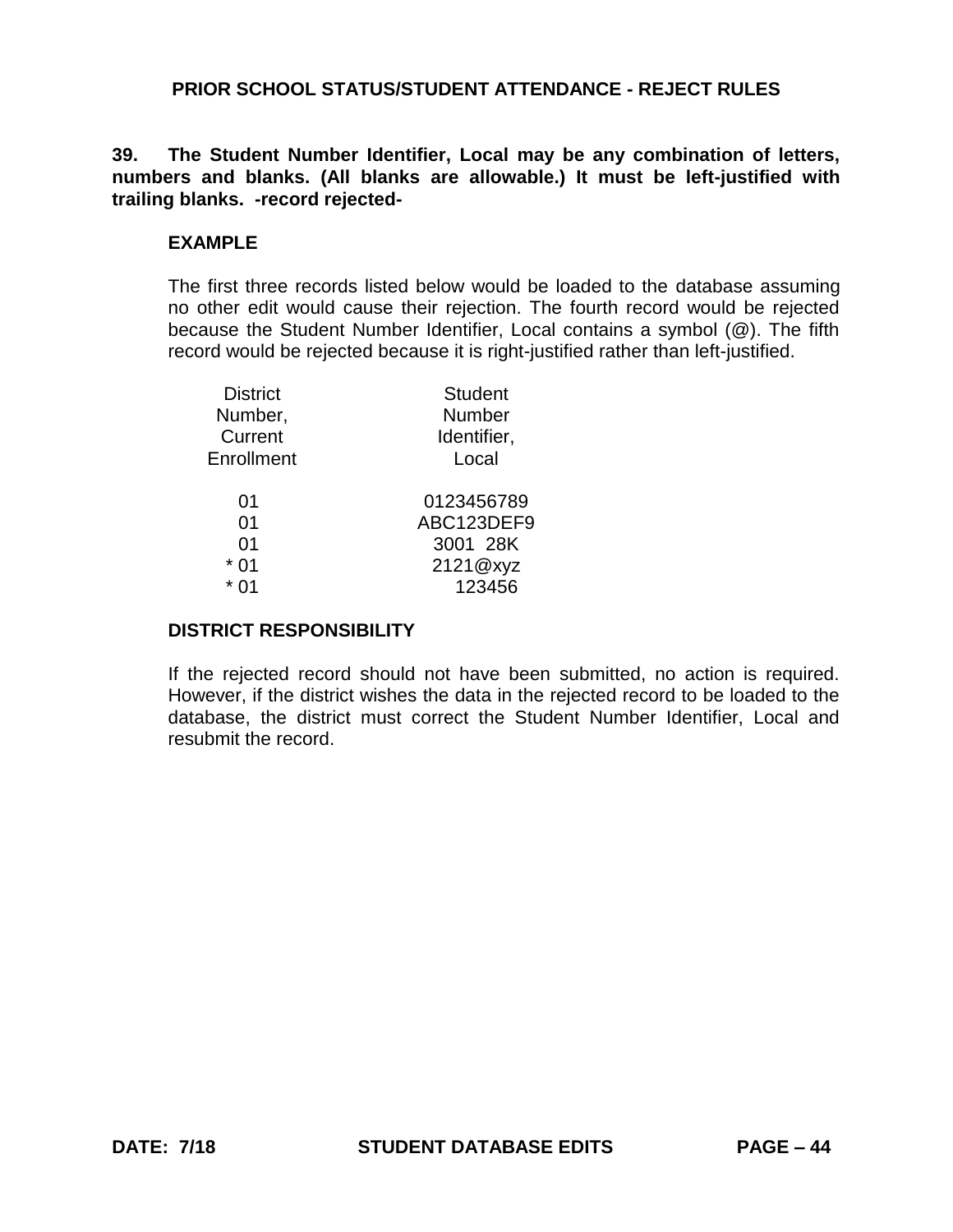## PRIOR SCHOOL STATUS/STUDENT ATTENDANCE - REJECT RULES

**39. The Student Number Identifier, Local may be any combination of letters, numbers and blanks. (All blanks are allowable.) It must be left-justified with trailing blanks. -record rejected-**

**EXAMPLE**

The first three records listed below would be loaded to the database assuming no other edit would cause their rejection. The fourth record would be rejected because the Student Number Identifier, Local contains a symbol (@). The fifth record would be rejected because it is right-justified rather than left-justified.

| District Number, Current Enrollment | Student Number Identifier, Local |
|---|---|
| 01 | 0123456789 |
| 01 | ABC123DEF9 |
| 01 | 3001  28K |
| * 01 | 2121@xyz |
| * 01 |     123456 |

**DISTRICT RESPONSIBILITY**

If the rejected record should not have been submitted, no action is required. However, if the district wishes the data in the rejected record to be loaded to the database, the district must correct the Student Number Identifier, Local and resubmit the record.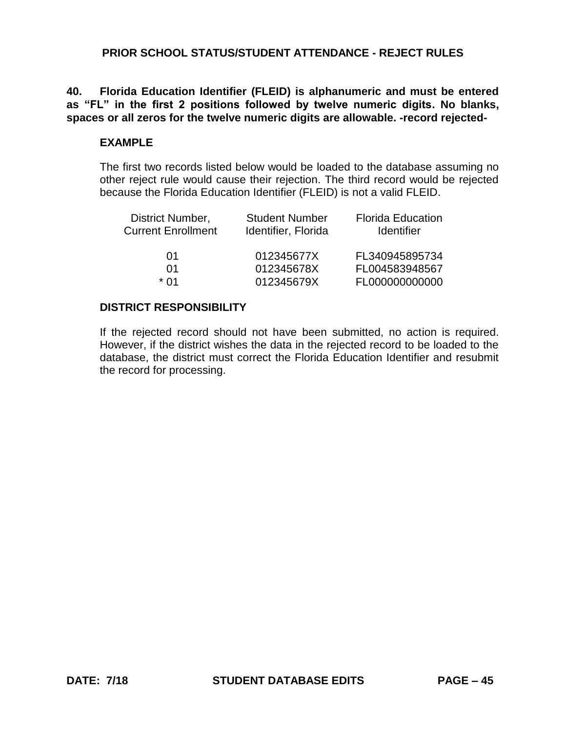## PRIOR SCHOOL STATUS/STUDENT ATTENDANCE - REJECT RULES

**40. Florida Education Identifier (FLEID) is alphanumeric and must be entered as "FL" in the first 2 positions followed by twelve numeric digits. No blanks, spaces or all zeros for the twelve numeric digits are allowable. -record rejected-**

### EXAMPLE

The first two records listed below would be loaded to the database assuming no other reject rule would cause their rejection. The third record would be rejected because the Florida Education Identifier (FLEID) is not a valid FLEID.

| District Number, Current Enrollment | Student Number Identifier, Florida | Florida Education Identifier |
|---|---|---|
| 01 | 012345677X | FL340945895734 |
| 01 | 012345678X | FL004583948567 |
| * 01 | 012345679X | FL000000000000 |

### DISTRICT RESPONSIBILITY

If the rejected record should not have been submitted, no action is required. However, if the district wishes the data in the rejected record to be loaded to the database, the district must correct the Florida Education Identifier and resubmit the record for processing.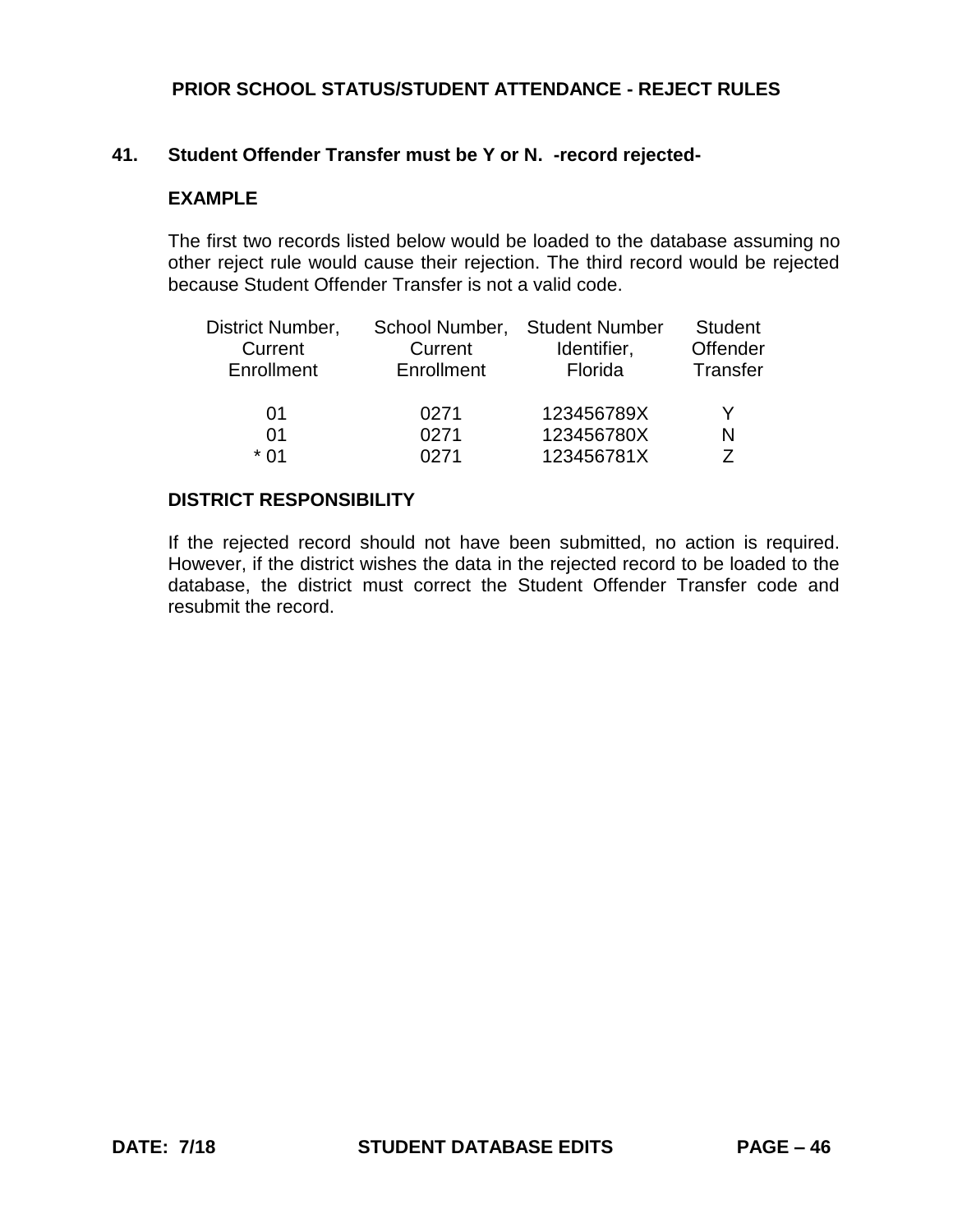# PRIOR SCHOOL STATUS/STUDENT ATTENDANCE - REJECT RULES

**41. Student Offender Transfer must be Y or N. -record rejected-**

**EXAMPLE**

The first two records listed below would be loaded to the database assuming no other reject rule would cause their rejection. The third record would be rejected because Student Offender Transfer is not a valid code.

| District Number, Current Enrollment | School Number, Current Enrollment | Student Number Identifier, Florida | Student Offender Transfer |
|---|---|---|---|
| 01 | 0271 | 123456789X | Y |
| 01 | 0271 | 123456780X | N |
| * 01 | 0271 | 123456781X | Z |

**DISTRICT RESPONSIBILITY**

If the rejected record should not have been submitted, no action is required. However, if the district wishes the data in the rejected record to be loaded to the database, the district must correct the Student Offender Transfer code and resubmit the record.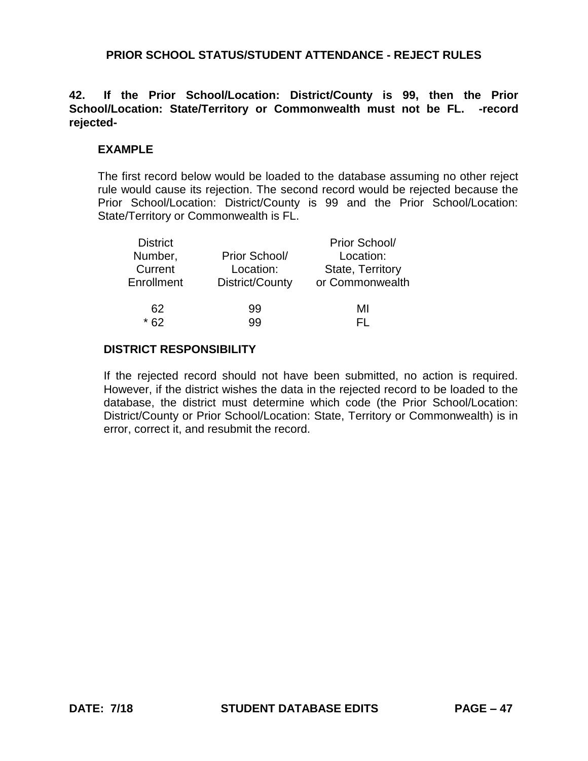## PRIOR SCHOOL STATUS/STUDENT ATTENDANCE - REJECT RULES

**42. If the Prior School/Location: District/County is 99, then the Prior School/Location: State/Territory or Commonwealth must not be FL. -record rejected-**

**EXAMPLE**

The first record below would be loaded to the database assuming no other reject rule would cause its rejection. The second record would be rejected because the Prior School/Location: District/County is 99 and the Prior School/Location: State/Territory or Commonwealth is FL.

| District Number, Current Enrollment | Prior School/ Location: District/County | Prior School/ Location: State, Territory or Commonwealth |
|---|---|---|
| 62 | 99 | MI |
| * 62 | 99 | FL |

**DISTRICT RESPONSIBILITY**

If the rejected record should not have been submitted, no action is required. However, if the district wishes the data in the rejected record to be loaded to the database, the district must determine which code (the Prior School/Location: District/County or Prior School/Location: State, Territory or Commonwealth) is in error, correct it, and resubmit the record.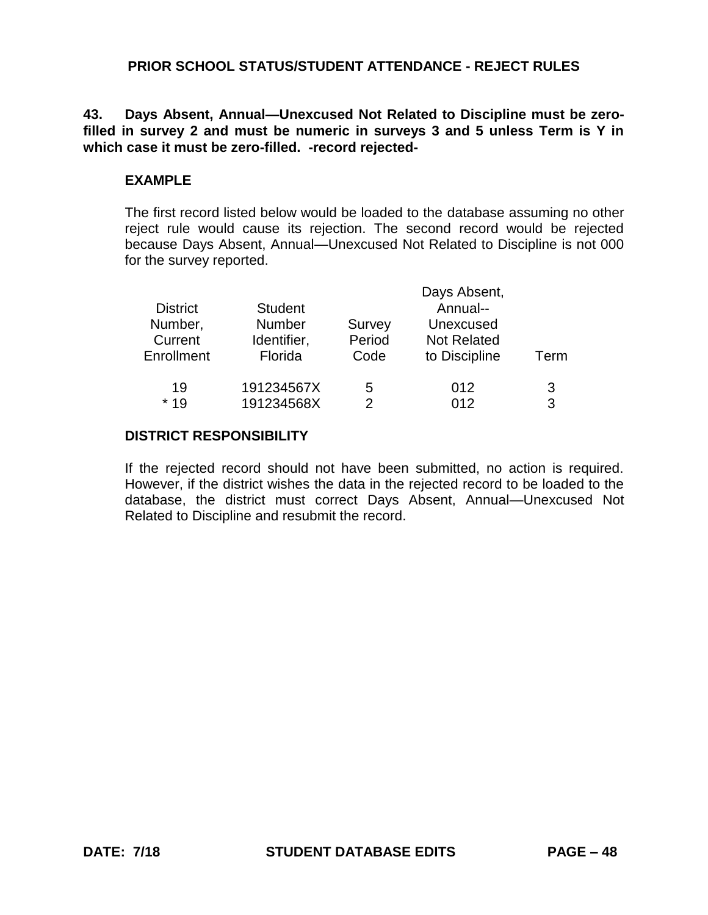## PRIOR SCHOOL STATUS/STUDENT ATTENDANCE - REJECT RULES

**43. Days Absent, Annual—Unexcused Not Related to Discipline must be zero-filled in survey 2 and must be numeric in surveys 3 and 5 unless Term is Y in which case it must be zero-filled. -record rejected-**

### EXAMPLE

The first record listed below would be loaded to the database assuming no other reject rule would cause its rejection. The second record would be rejected because Days Absent, Annual—Unexcused Not Related to Discipline is not 000 for the survey reported.

| District Number, Current Enrollment | Student Number Identifier, Florida | Survey Period Code | Days Absent, Annual--Unexcused Not Related to Discipline | Term |
|---|---|---|---|---|
| 19 | 191234567X | 5 | 012 | 3 |
| * 19 | 191234568X | 2 | 012 | 3 |

### DISTRICT RESPONSIBILITY

If the rejected record should not have been submitted, no action is required. However, if the district wishes the data in the rejected record to be loaded to the database, the district must correct Days Absent, Annual—Unexcused Not Related to Discipline and resubmit the record.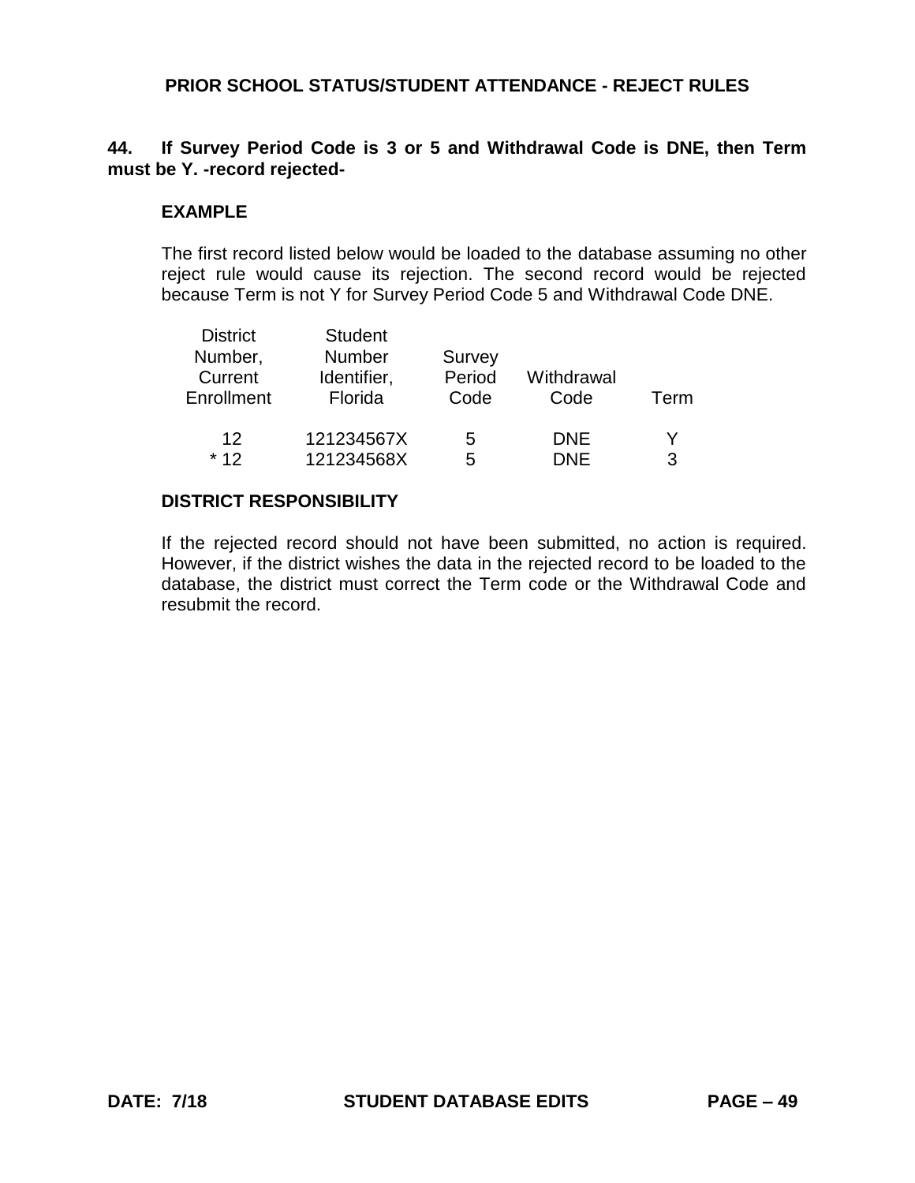## PRIOR SCHOOL STATUS/STUDENT ATTENDANCE - REJECT RULES

**44. If Survey Period Code is 3 or 5 and Withdrawal Code is DNE, then Term must be Y. -record rejected-**

**EXAMPLE**

The first record listed below would be loaded to the database assuming no other reject rule would cause its rejection. The second record would be rejected because Term is not Y for Survey Period Code 5 and Withdrawal Code DNE.

| District Number, Current Enrollment | Student Number Identifier, Florida | Survey Period Code | Withdrawal Code | Term |
|---|---|---|---|---|
| 12 | 121234567X | 5 | DNE | Y |
| * 12 | 121234568X | 5 | DNE | 3 |

**DISTRICT RESPONSIBILITY**

If the rejected record should not have been submitted, no action is required. However, if the district wishes the data in the rejected record to be loaded to the database, the district must correct the Term code or the Withdrawal Code and resubmit the record.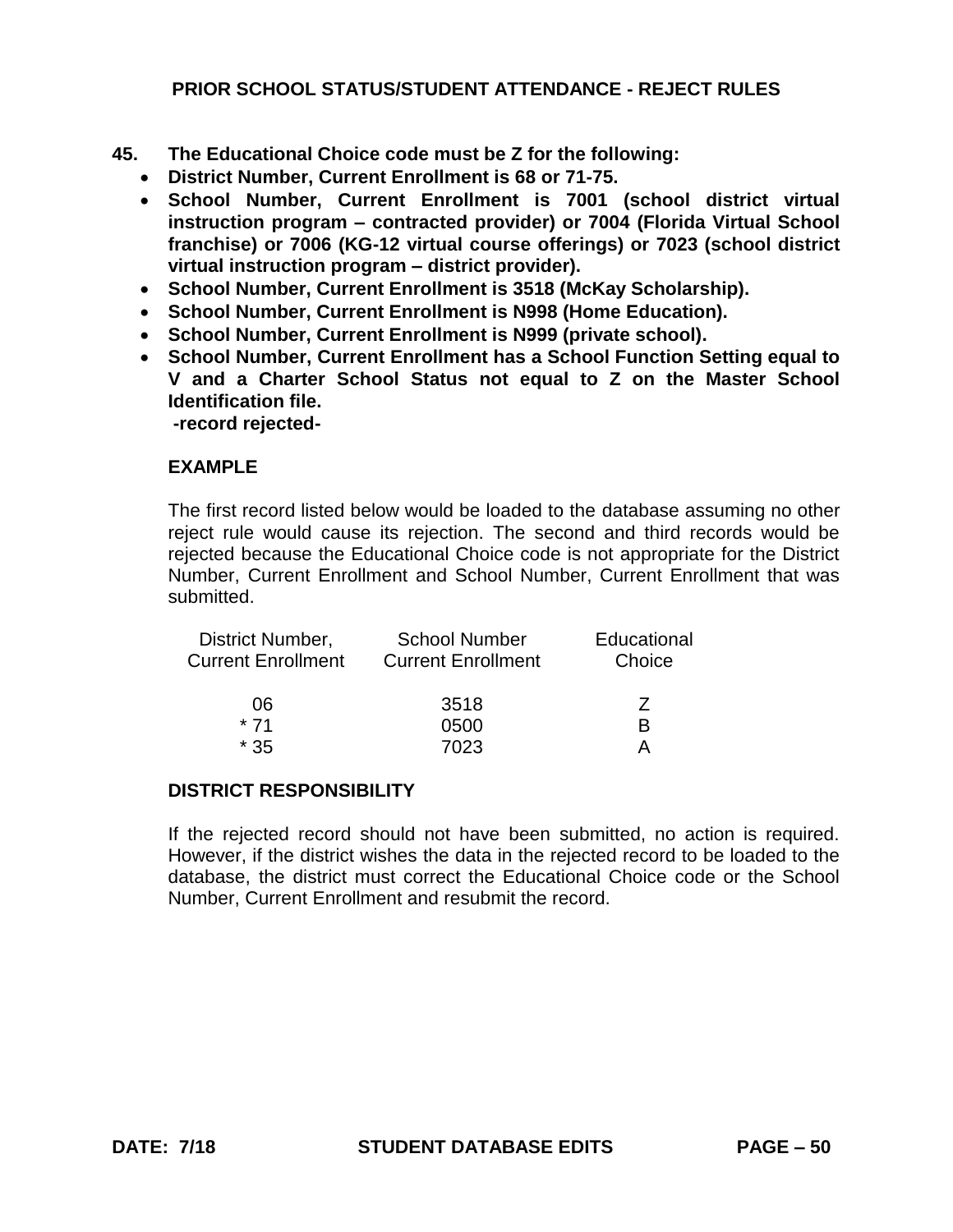## PRIOR SCHOOL STATUS/STUDENT ATTENDANCE - REJECT RULES

**45. The Educational Choice code must be Z for the following:**

- **District Number, Current Enrollment is 68 or 71-75.**
- **School Number, Current Enrollment is 7001 (school district virtual instruction program – contracted provider) or 7004 (Florida Virtual School franchise) or 7006 (KG-12 virtual course offerings) or 7023 (school district virtual instruction program – district provider).**
- **School Number, Current Enrollment is 3518 (McKay Scholarship).**
- **School Number, Current Enrollment is N998 (Home Education).**
- **School Number, Current Enrollment is N999 (private school).**
- **School Number, Current Enrollment has a School Function Setting equal to V and a Charter School Status not equal to Z on the Master School Identification file.**

**-record rejected-**

**EXAMPLE**

The first record listed below would be loaded to the database assuming no other reject rule would cause its rejection. The second and third records would be rejected because the Educational Choice code is not appropriate for the District Number, Current Enrollment and School Number, Current Enrollment that was submitted.

| District Number, Current Enrollment | School Number Current Enrollment | Educational Choice |
|---|---|---|
| 06 | 3518 | Z |
| * 71 | 0500 | B |
| * 35 | 7023 | A |

**DISTRICT RESPONSIBILITY**

If the rejected record should not have been submitted, no action is required. However, if the district wishes the data in the rejected record to be loaded to the database, the district must correct the Educational Choice code or the School Number, Current Enrollment and resubmit the record.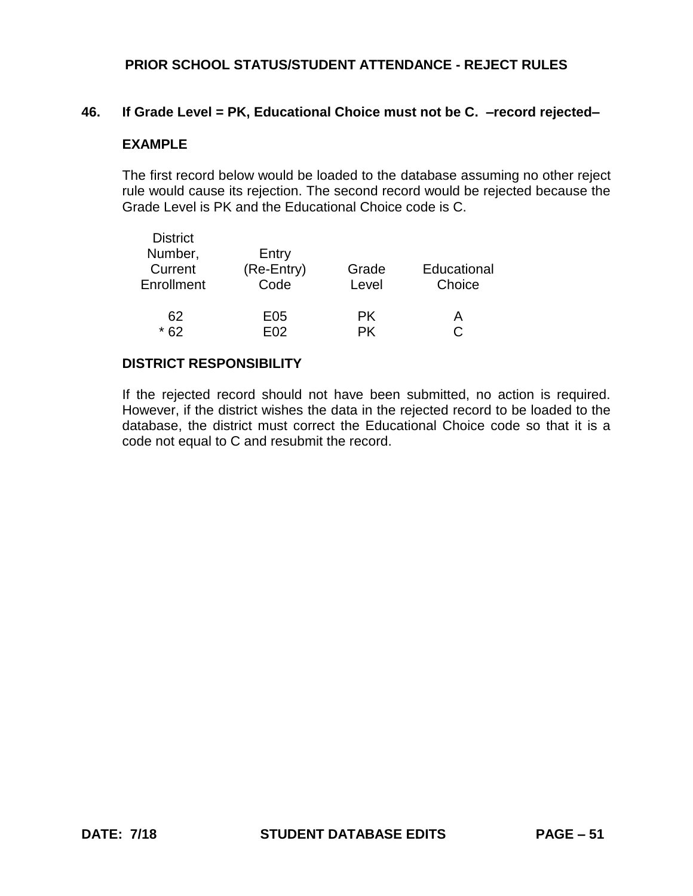# PRIOR SCHOOL STATUS/STUDENT ATTENDANCE - REJECT RULES

**46. If Grade Level = PK, Educational Choice must not be C. –record rejected–**

**EXAMPLE**

The first record below would be loaded to the database assuming no other reject rule would cause its rejection. The second record would be rejected because the Grade Level is PK and the Educational Choice code is C.

| District Number, Current Enrollment | Entry (Re-Entry) Code | Grade Level | Educational Choice |
|---|---|---|---|
| 62 | E05 | PK | A |
| * 62 | E02 | PK | C |

**DISTRICT RESPONSIBILITY**

If the rejected record should not have been submitted, no action is required. However, if the district wishes the data in the rejected record to be loaded to the database, the district must correct the Educational Choice code so that it is a code not equal to C and resubmit the record.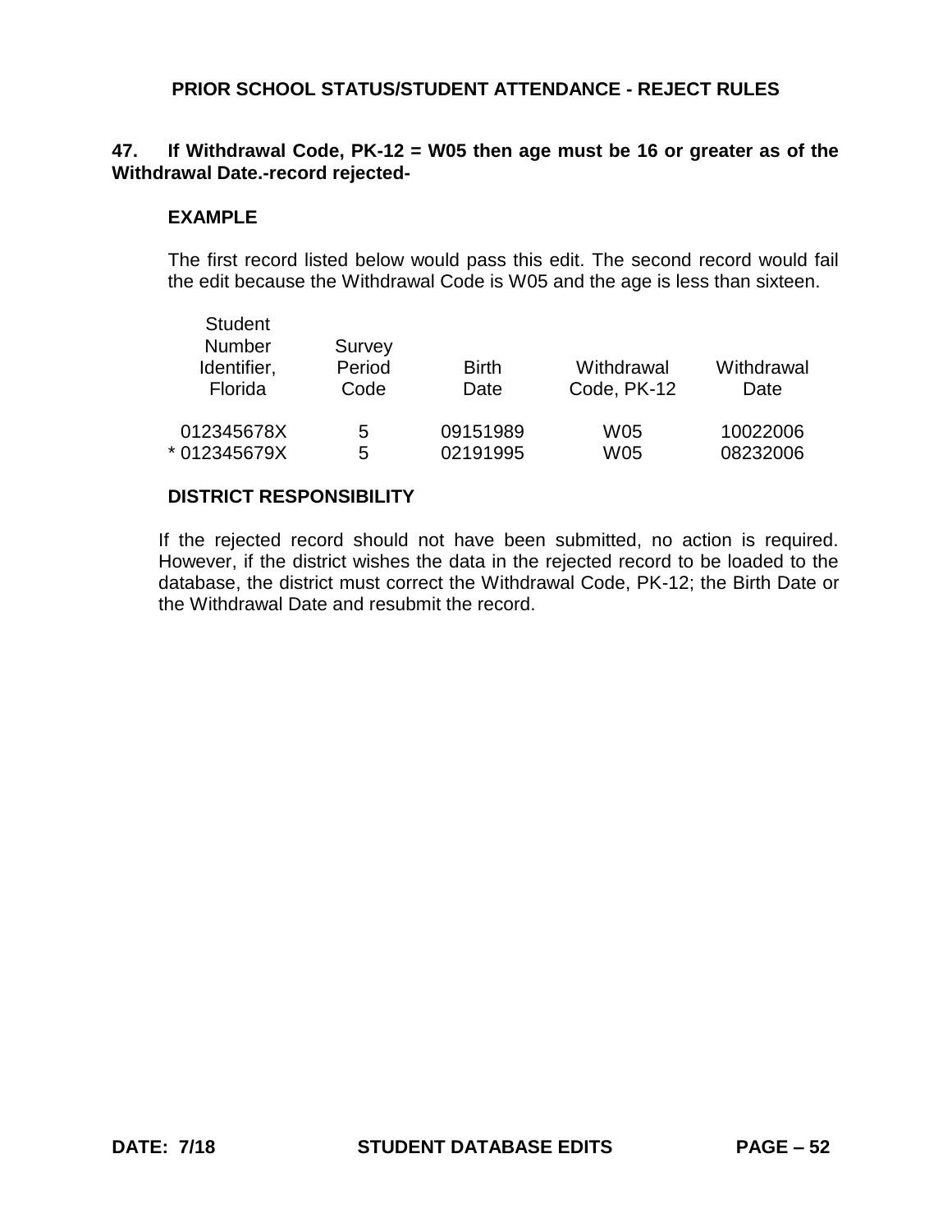## PRIOR SCHOOL STATUS/STUDENT ATTENDANCE - REJECT RULES

**47. If Withdrawal Code, PK-12 = W05 then age must be 16 or greater as of the Withdrawal Date.-record rejected-**

### EXAMPLE

The first record listed below would pass this edit. The second record would fail the edit because the Withdrawal Code is W05 and the age is less than sixteen.

| Student Number Identifier, Florida | Survey Period Code | Birth Date | Withdrawal Code, PK-12 | Withdrawal Date |
|---|---|---|---|---|
| 012345678X | 5 | 09151989 | W05 | 10022006 |
| * 012345679X | 5 | 02191995 | W05 | 08232006 |

### DISTRICT RESPONSIBILITY

If the rejected record should not have been submitted, no action is required. However, if the district wishes the data in the rejected record to be loaded to the database, the district must correct the Withdrawal Code, PK-12; the Birth Date or the Withdrawal Date and resubmit the record.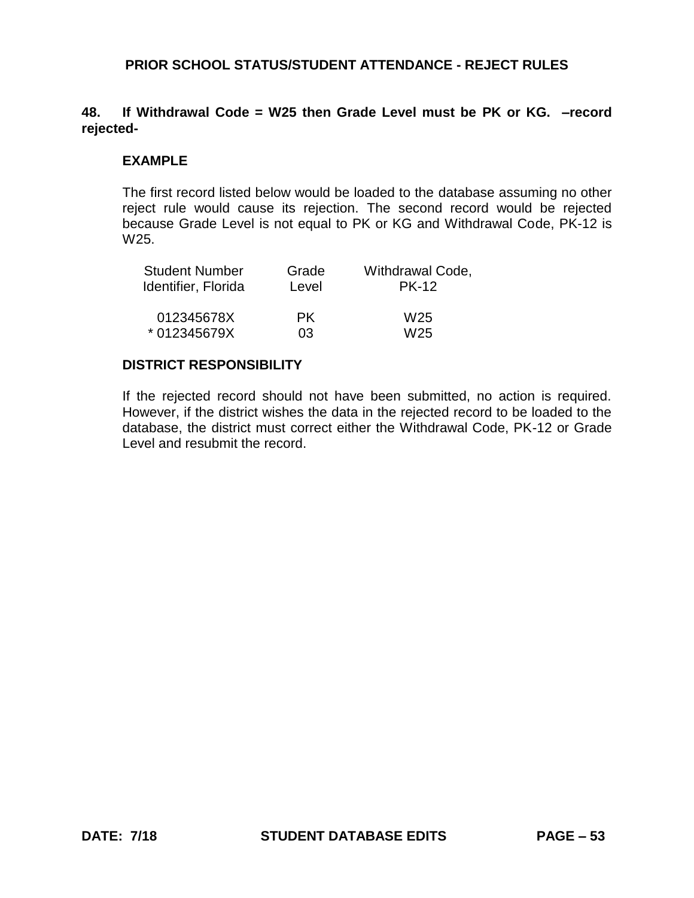## PRIOR SCHOOL STATUS/STUDENT ATTENDANCE - REJECT RULES

**48. If Withdrawal Code = W25 then Grade Level must be PK or KG. –record rejected-**

**EXAMPLE**

The first record listed below would be loaded to the database assuming no other reject rule would cause its rejection. The second record would be rejected because Grade Level is not equal to PK or KG and Withdrawal Code, PK-12 is W25.

| Student Number Identifier, Florida | Grade Level | Withdrawal Code, PK-12 |
|---|---|---|
| 012345678X | PK | W25 |
| * 012345679X | 03 | W25 |

**DISTRICT RESPONSIBILITY**

If the rejected record should not have been submitted, no action is required. However, if the district wishes the data in the rejected record to be loaded to the database, the district must correct either the Withdrawal Code, PK-12 or Grade Level and resubmit the record.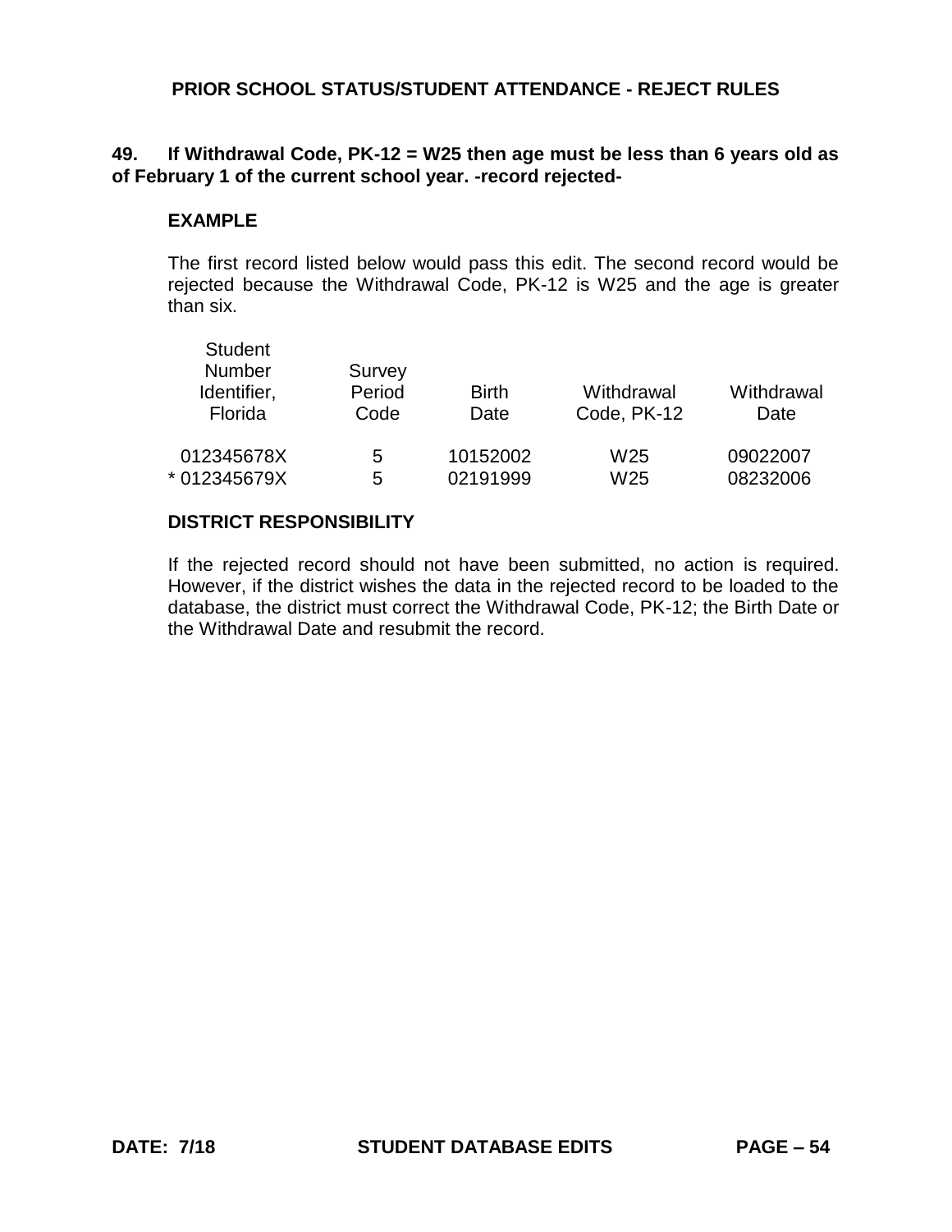## PRIOR SCHOOL STATUS/STUDENT ATTENDANCE - REJECT RULES

**49. If Withdrawal Code, PK-12 = W25 then age must be less than 6 years old as of February 1 of the current school year. -record rejected-**

**EXAMPLE**

The first record listed below would pass this edit. The second record would be rejected because the Withdrawal Code, PK-12 is W25 and the age is greater than six.

| Student Number Identifier, Florida | Survey Period Code | Birth Date | Withdrawal Code, PK-12 | Withdrawal Date |
|---|---|---|---|---|
| 012345678X | 5 | 10152002 | W25 | 09022007 |
| * 012345679X | 5 | 02191999 | W25 | 08232006 |

**DISTRICT RESPONSIBILITY**

If the rejected record should not have been submitted, no action is required. However, if the district wishes the data in the rejected record to be loaded to the database, the district must correct the Withdrawal Code, PK-12; the Birth Date or the Withdrawal Date and resubmit the record.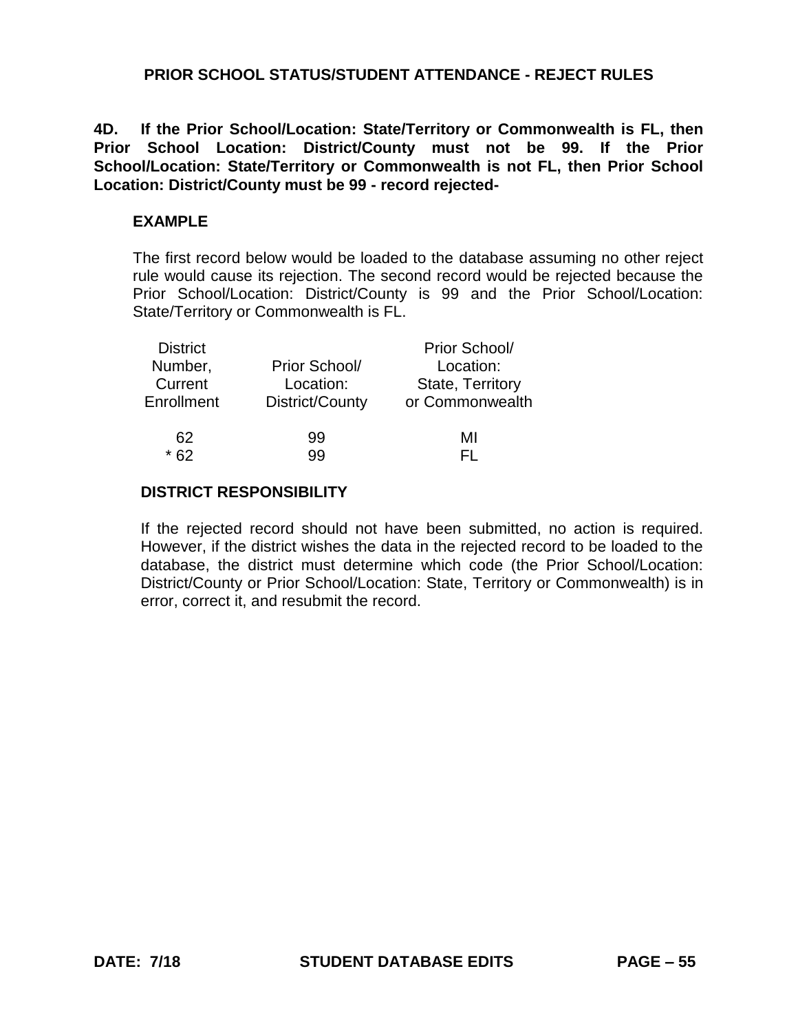## PRIOR SCHOOL STATUS/STUDENT ATTENDANCE - REJECT RULES

**4D. If the Prior School/Location: State/Territory or Commonwealth is FL, then Prior School Location: District/County must not be 99. If the Prior School/Location: State/Territory or Commonwealth is not FL, then Prior School Location: District/County must be 99 - record rejected-**

### EXAMPLE

The first record below would be loaded to the database assuming no other reject rule would cause its rejection. The second record would be rejected because the Prior School/Location: District/County is 99 and the Prior School/Location: State/Territory or Commonwealth is FL.

| District Number, Current Enrollment | Prior School/ Location: District/County | Prior School/ Location: State, Territory or Commonwealth |
|---|---|---|
| 62 | 99 | MI |
| * 62 | 99 | FL |

### DISTRICT RESPONSIBILITY

If the rejected record should not have been submitted, no action is required. However, if the district wishes the data in the rejected record to be loaded to the database, the district must determine which code (the Prior School/Location: District/County or Prior School/Location: State, Territory or Commonwealth) is in error, correct it, and resubmit the record.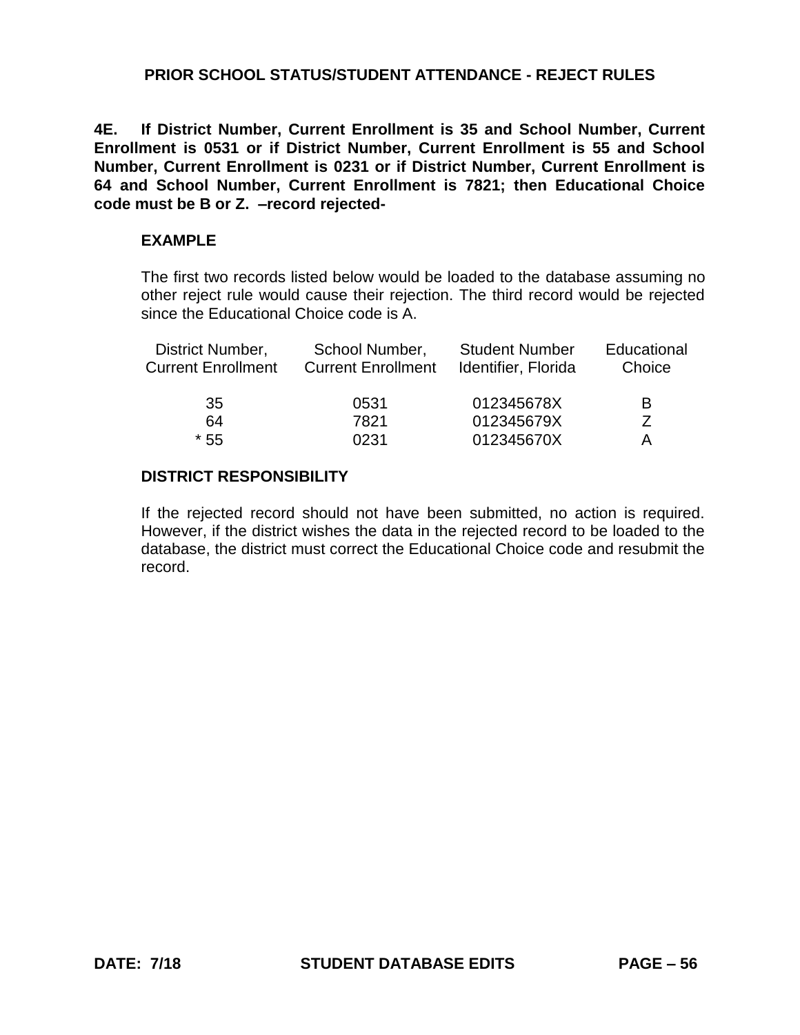## PRIOR SCHOOL STATUS/STUDENT ATTENDANCE - REJECT RULES

**4E. If District Number, Current Enrollment is 35 and School Number, Current Enrollment is 0531 or if District Number, Current Enrollment is 55 and School Number, Current Enrollment is 0231 or if District Number, Current Enrollment is 64 and School Number, Current Enrollment is 7821; then Educational Choice code must be B or Z. –record rejected-**

### EXAMPLE

The first two records listed below would be loaded to the database assuming no other reject rule would cause their rejection. The third record would be rejected since the Educational Choice code is A.

| District Number, Current Enrollment | School Number, Current Enrollment | Student Number Identifier, Florida | Educational Choice |
|---|---|---|---|
| 35 | 0531 | 012345678X | B |
| 64 | 7821 | 012345679X | Z |
| * 55 | 0231 | 012345670X | A |

### DISTRICT RESPONSIBILITY

If the rejected record should not have been submitted, no action is required. However, if the district wishes the data in the rejected record to be loaded to the database, the district must correct the Educational Choice code and resubmit the record.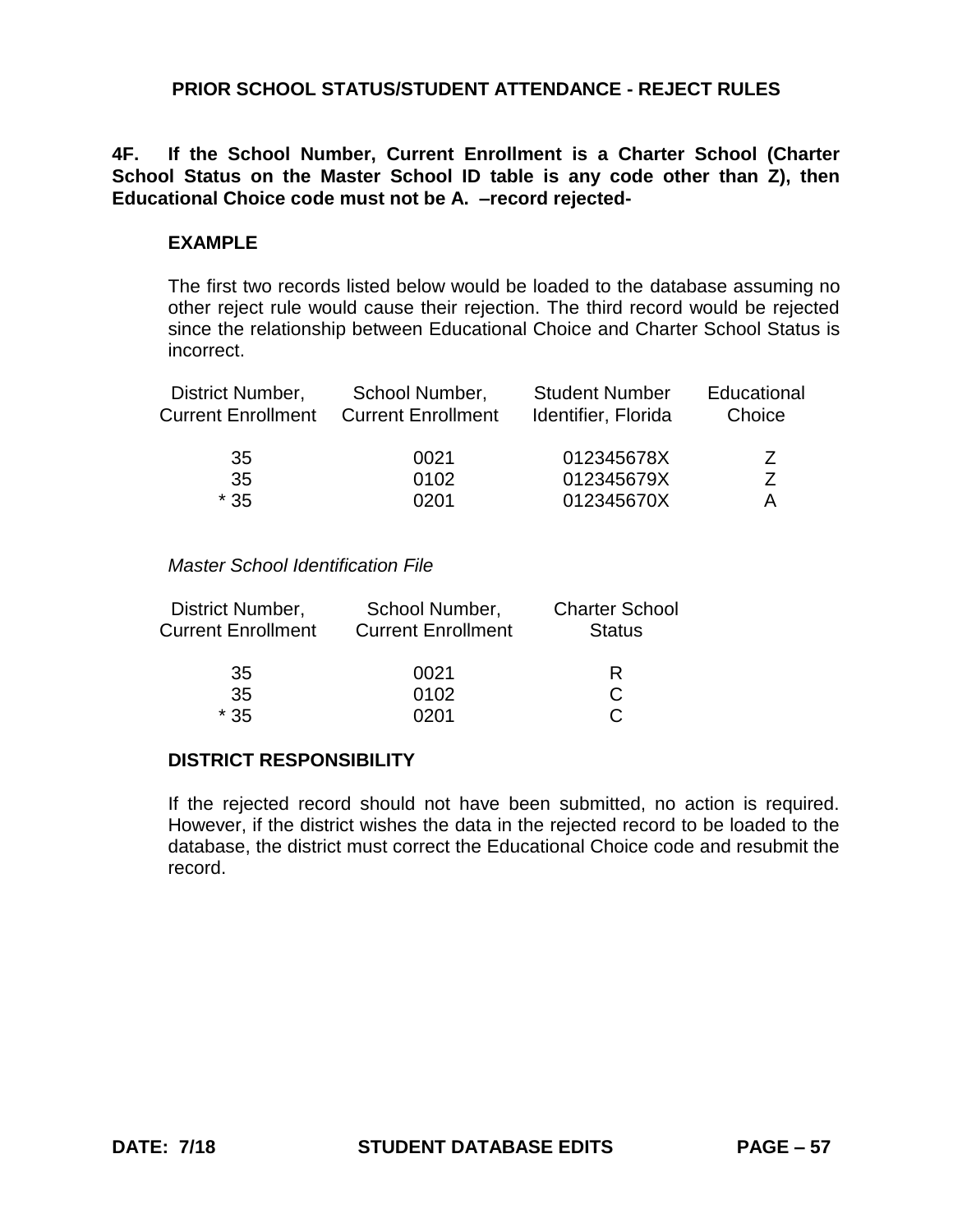## PRIOR SCHOOL STATUS/STUDENT ATTENDANCE - REJECT RULES

**4F. If the School Number, Current Enrollment is a Charter School (Charter School Status on the Master School ID table is any code other than Z), then Educational Choice code must not be A. –record rejected-**

### EXAMPLE

The first two records listed below would be loaded to the database assuming no other reject rule would cause their rejection. The third record would be rejected since the relationship between Educational Choice and Charter School Status is incorrect.

| District Number, Current Enrollment | School Number, Current Enrollment | Student Number Identifier, Florida | Educational Choice |
|---|---|---|---|
| 35 | 0021 | 012345678X | Z |
| 35 | 0102 | 012345679X | Z |
| * 35 | 0201 | 012345670X | A |

*Master School Identification File*

| District Number, Current Enrollment | School Number, Current Enrollment | Charter School Status |
|---|---|---|
| 35 | 0021 | R |
| 35 | 0102 | C |
| * 35 | 0201 | C |

### DISTRICT RESPONSIBILITY

If the rejected record should not have been submitted, no action is required. However, if the district wishes the data in the rejected record to be loaded to the database, the district must correct the Educational Choice code and resubmit the record.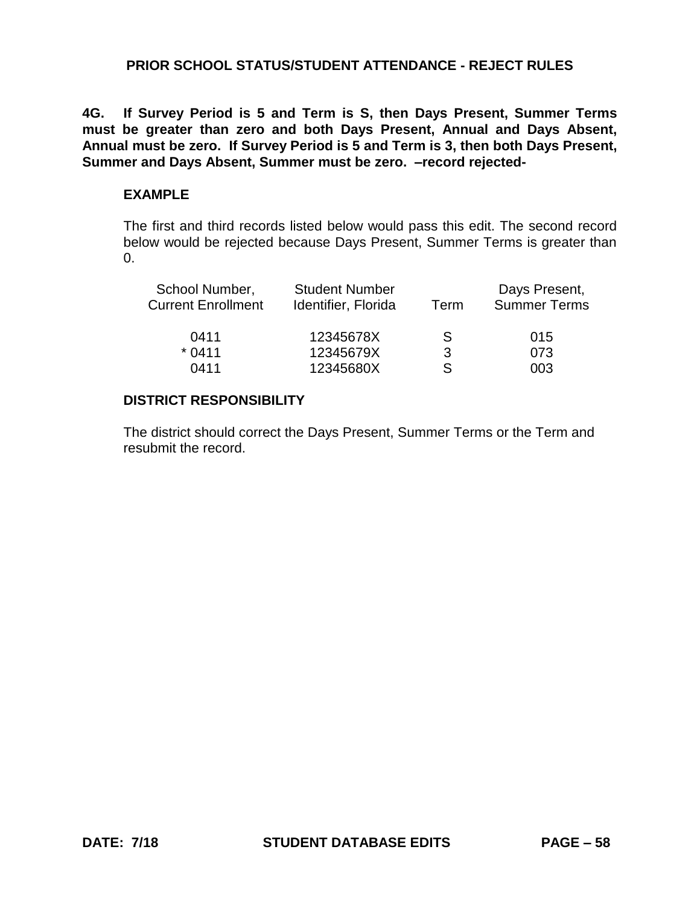## PRIOR SCHOOL STATUS/STUDENT ATTENDANCE - REJECT RULES

**4G. If Survey Period is 5 and Term is S, then Days Present, Summer Terms must be greater than zero and both Days Present, Annual and Days Absent, Annual must be zero. If Survey Period is 5 and Term is 3, then both Days Present, Summer and Days Absent, Summer must be zero. –record rejected-**

### EXAMPLE

The first and third records listed below would pass this edit. The second record below would be rejected because Days Present, Summer Terms is greater than 0.

| School Number, Current Enrollment | Student Number Identifier, Florida | Term | Days Present, Summer Terms |
|---|---|---|---|
| 0411 | 12345678X | S | 015 |
| * 0411 | 12345679X | 3 | 073 |
| 0411 | 12345680X | S | 003 |

### DISTRICT RESPONSIBILITY

The district should correct the Days Present, Summer Terms or the Term and resubmit the record.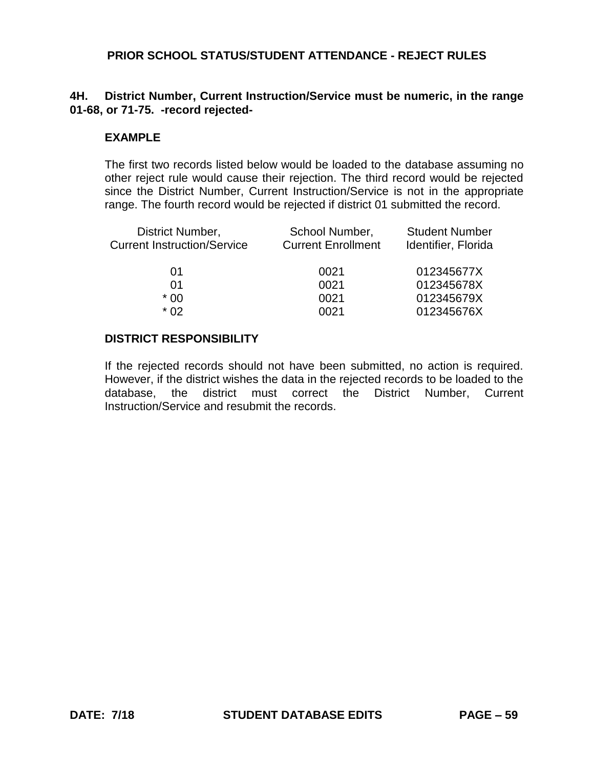## PRIOR SCHOOL STATUS/STUDENT ATTENDANCE - REJECT RULES

**4H. District Number, Current Instruction/Service must be numeric, in the range 01-68, or 71-75. -record rejected-**

**EXAMPLE**

The first two records listed below would be loaded to the database assuming no other reject rule would cause their rejection. The third record would be rejected since the District Number, Current Instruction/Service is not in the appropriate range. The fourth record would be rejected if district 01 submitted the record.

| District Number, Current Instruction/Service | School Number, Current Enrollment | Student Number Identifier, Florida |
|---|---|---|
| 01 | 0021 | 012345677X |
| 01 | 0021 | 012345678X |
| * 00 | 0021 | 012345679X |
| * 02 | 0021 | 012345676X |

**DISTRICT RESPONSIBILITY**

If the rejected records should not have been submitted, no action is required. However, if the district wishes the data in the rejected records to be loaded to the database, the district must correct the District Number, Current Instruction/Service and resubmit the records.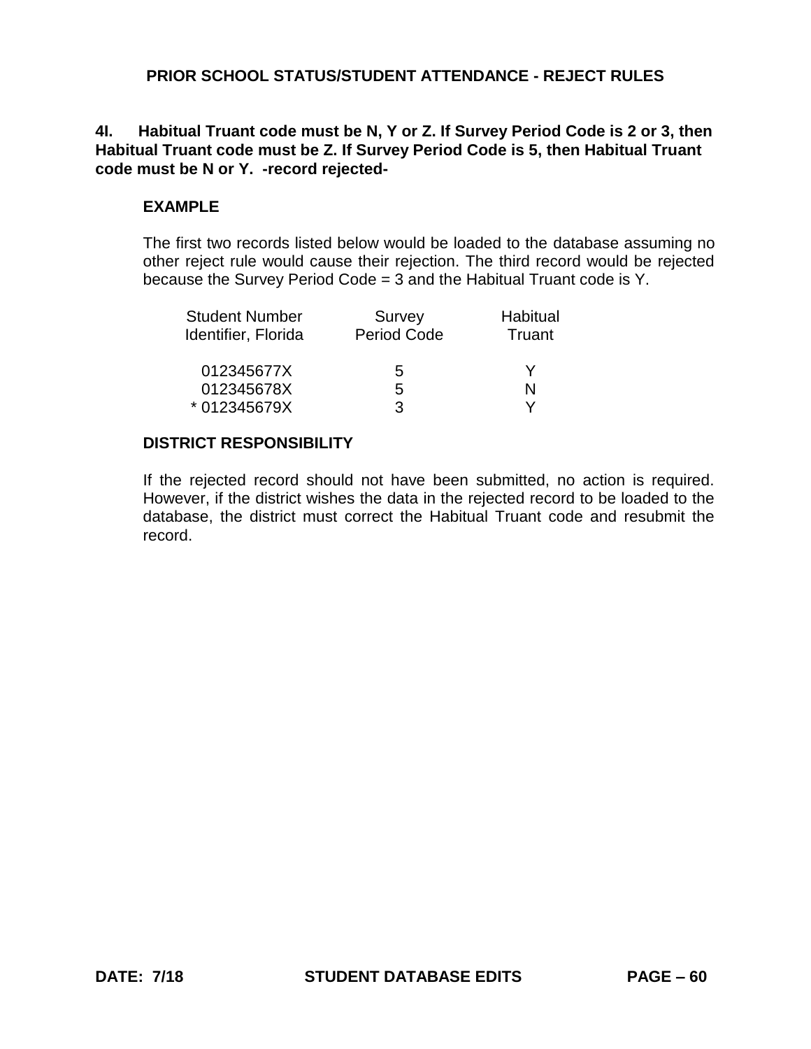## PRIOR SCHOOL STATUS/STUDENT ATTENDANCE - REJECT RULES

**4I. Habitual Truant code must be N, Y or Z. If Survey Period Code is 2 or 3, then Habitual Truant code must be Z. If Survey Period Code is 5, then Habitual Truant code must be N or Y. -record rejected-**

### EXAMPLE

The first two records listed below would be loaded to the database assuming no other reject rule would cause their rejection. The third record would be rejected because the Survey Period Code = 3 and the Habitual Truant code is Y.

| Student Number Identifier, Florida | Survey Period Code | Habitual Truant |
|---|---|---|
| 012345677X | 5 | Y |
| 012345678X | 5 | N |
| * 012345679X | 3 | Y |

### DISTRICT RESPONSIBILITY

If the rejected record should not have been submitted, no action is required. However, if the district wishes the data in the rejected record to be loaded to the database, the district must correct the Habitual Truant code and resubmit the record.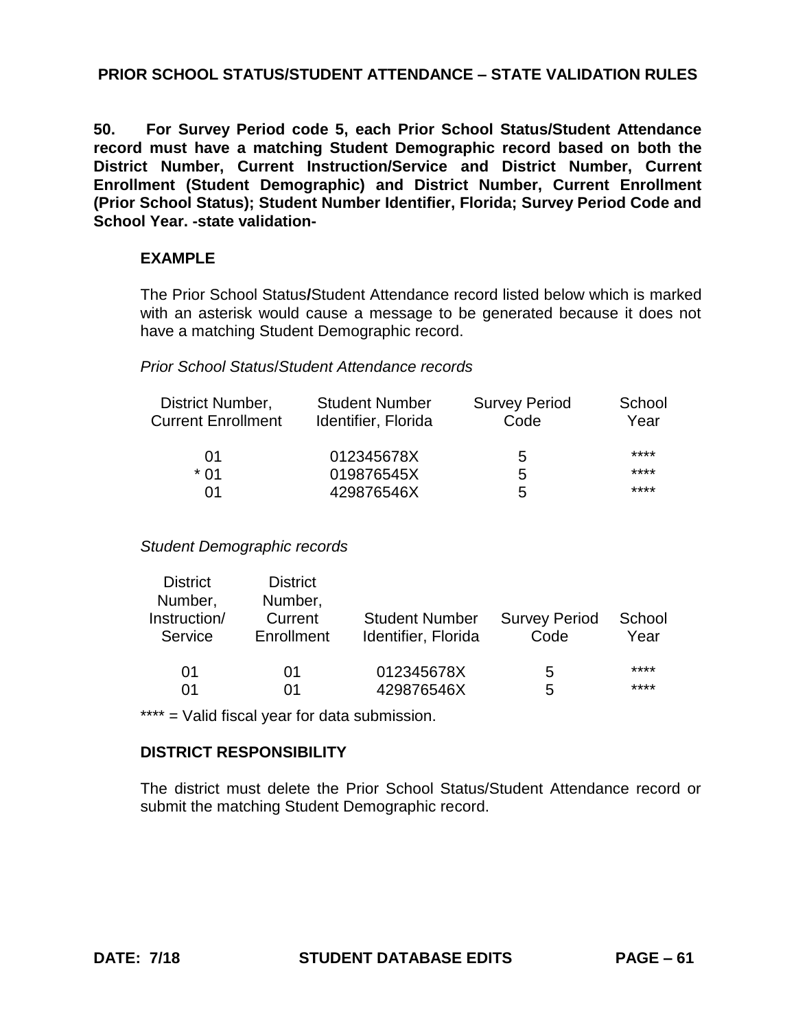## PRIOR SCHOOL STATUS/STUDENT ATTENDANCE – STATE VALIDATION RULES

**50. For Survey Period code 5, each Prior School Status/Student Attendance record must have a matching Student Demographic record based on both the District Number, Current Instruction/Service and District Number, Current Enrollment (Student Demographic) and District Number, Current Enrollment (Prior School Status); Student Number Identifier, Florida; Survey Period Code and School Year. -state validation-**

### EXAMPLE

The Prior School Status/Student Attendance record listed below which is marked with an asterisk would cause a message to be generated because it does not have a matching Student Demographic record.

*Prior School Status/Student Attendance records*

| District Number, Current Enrollment | Student Number Identifier, Florida | Survey Period Code | School Year |
|---|---|---|---|
| 01 | 012345678X | 5 | **** |
| * 01 | 019876545X | 5 | **** |
| 01 | 429876546X | 5 | **** |

*Student Demographic records*

| District Number, Instruction/ Service | District Number, Current Enrollment | Student Number Identifier, Florida | Survey Period Code | School Year |
|---|---|---|---|---|
| 01 | 01 | 012345678X | 5 | **** |
| 01 | 01 | 429876546X | 5 | **** |

**** = Valid fiscal year for data submission.

### DISTRICT RESPONSIBILITY

The district must delete the Prior School Status/Student Attendance record or submit the matching Student Demographic record.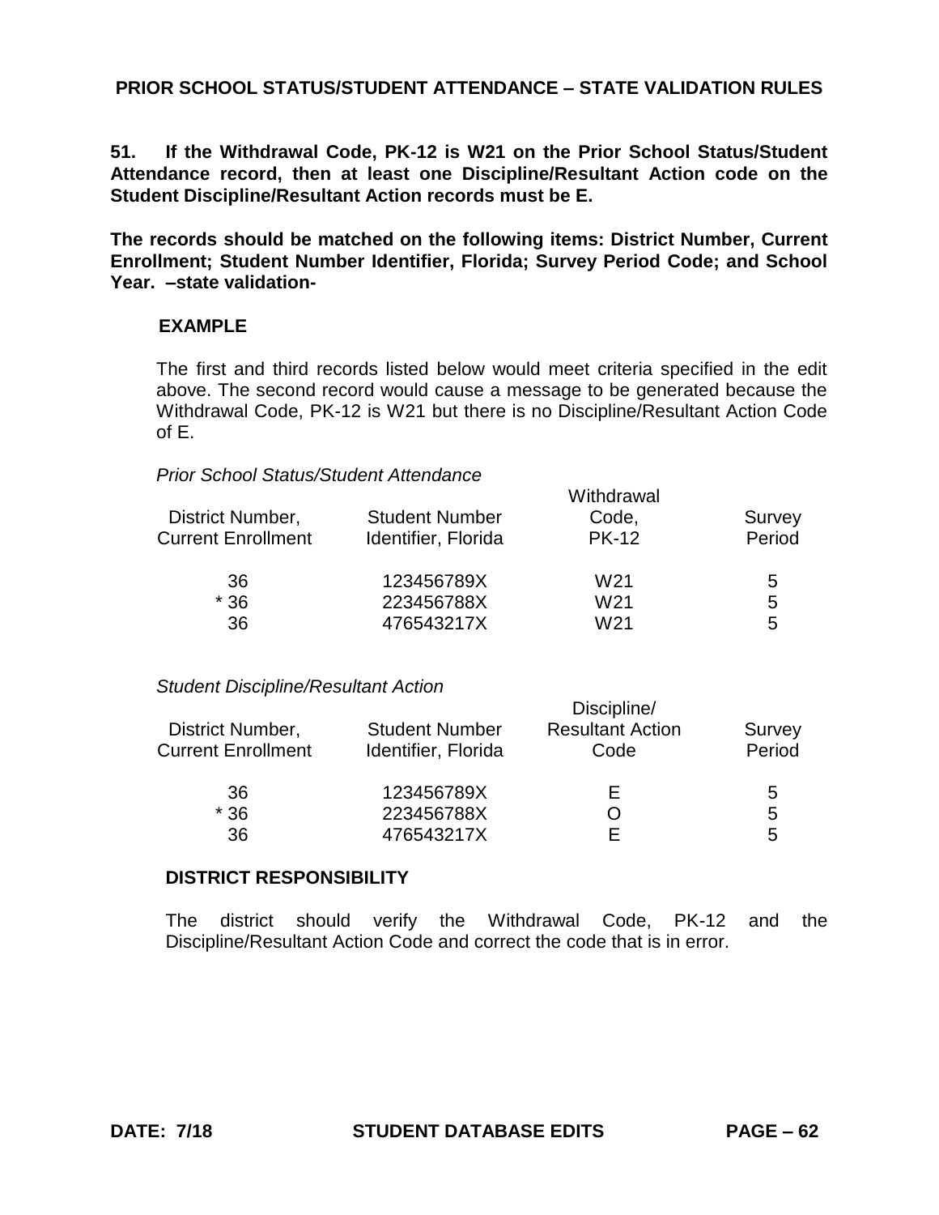## PRIOR SCHOOL STATUS/STUDENT ATTENDANCE – STATE VALIDATION RULES

**51. If the Withdrawal Code, PK-12 is W21 on the Prior School Status/Student Attendance record, then at least one Discipline/Resultant Action code on the Student Discipline/Resultant Action records must be E.**

**The records should be matched on the following items: District Number, Current Enrollment; Student Number Identifier, Florida; Survey Period Code; and School Year. –state validation-**

**EXAMPLE**

The first and third records listed below would meet criteria specified in the edit above. The second record would cause a message to be generated because the Withdrawal Code, PK-12 is W21 but there is no Discipline/Resultant Action Code of E.

*Prior School Status/Student Attendance*

| District Number, Current Enrollment | Student Number Identifier, Florida | Withdrawal Code, PK-12 | Survey Period |
|---|---|---|---|
| 36 | 123456789X | W21 | 5 |
| * 36 | 223456788X | W21 | 5 |
| 36 | 476543217X | W21 | 5 |

*Student Discipline/Resultant Action*

| District Number, Current Enrollment | Student Number Identifier, Florida | Discipline/ Resultant Action Code | Survey Period |
|---|---|---|---|
| 36 | 123456789X | E | 5 |
| * 36 | 223456788X | O | 5 |
| 36 | 476543217X | E | 5 |

**DISTRICT RESPONSIBILITY**

The district should verify the Withdrawal Code, PK-12 and the Discipline/Resultant Action Code and correct the code that is in error.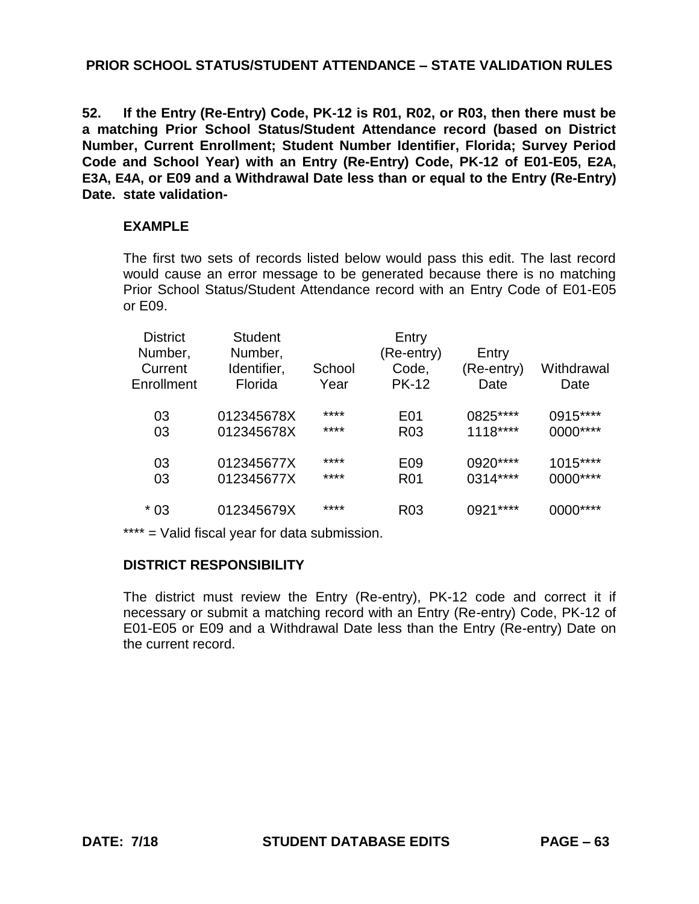## PRIOR SCHOOL STATUS/STUDENT ATTENDANCE – STATE VALIDATION RULES

**52. If the Entry (Re-Entry) Code, PK-12 is R01, R02, or R03, then there must be a matching Prior School Status/Student Attendance record (based on District Number, Current Enrollment; Student Number Identifier, Florida; Survey Period Code and School Year) with an Entry (Re-Entry) Code, PK-12 of E01-E05, E2A, E3A, E4A, or E09 and a Withdrawal Date less than or equal to the Entry (Re-Entry) Date. state validation-**

### EXAMPLE

The first two sets of records listed below would pass this edit. The last record would cause an error message to be generated because there is no matching Prior School Status/Student Attendance record with an Entry Code of E01-E05 or E09.

| District Number, Current Enrollment | Student Number, Identifier, Florida | School Year | Entry (Re-entry) Code, PK-12 | Entry (Re-entry) Date | Withdrawal Date |
|---|---|---|---|---|---|
| 03 | 012345678X | **** | E01 | 0825**** | 0915**** |
| 03 | 012345678X | **** | R03 | 1118**** | 0000**** |
| 03 | 012345677X | **** | E09 | 0920**** | 1015**** |
| 03 | 012345677X | **** | R01 | 0314**** | 0000**** |
| * 03 | 012345679X | **** | R03 | 0921**** | 0000**** |

**** = Valid fiscal year for data submission.

### DISTRICT RESPONSIBILITY

The district must review the Entry (Re-entry), PK-12 code and correct it if necessary or submit a matching record with an Entry (Re-entry) Code, PK-12 of E01-E05 or E09 and a Withdrawal Date less than the Entry (Re-entry) Date on the current record.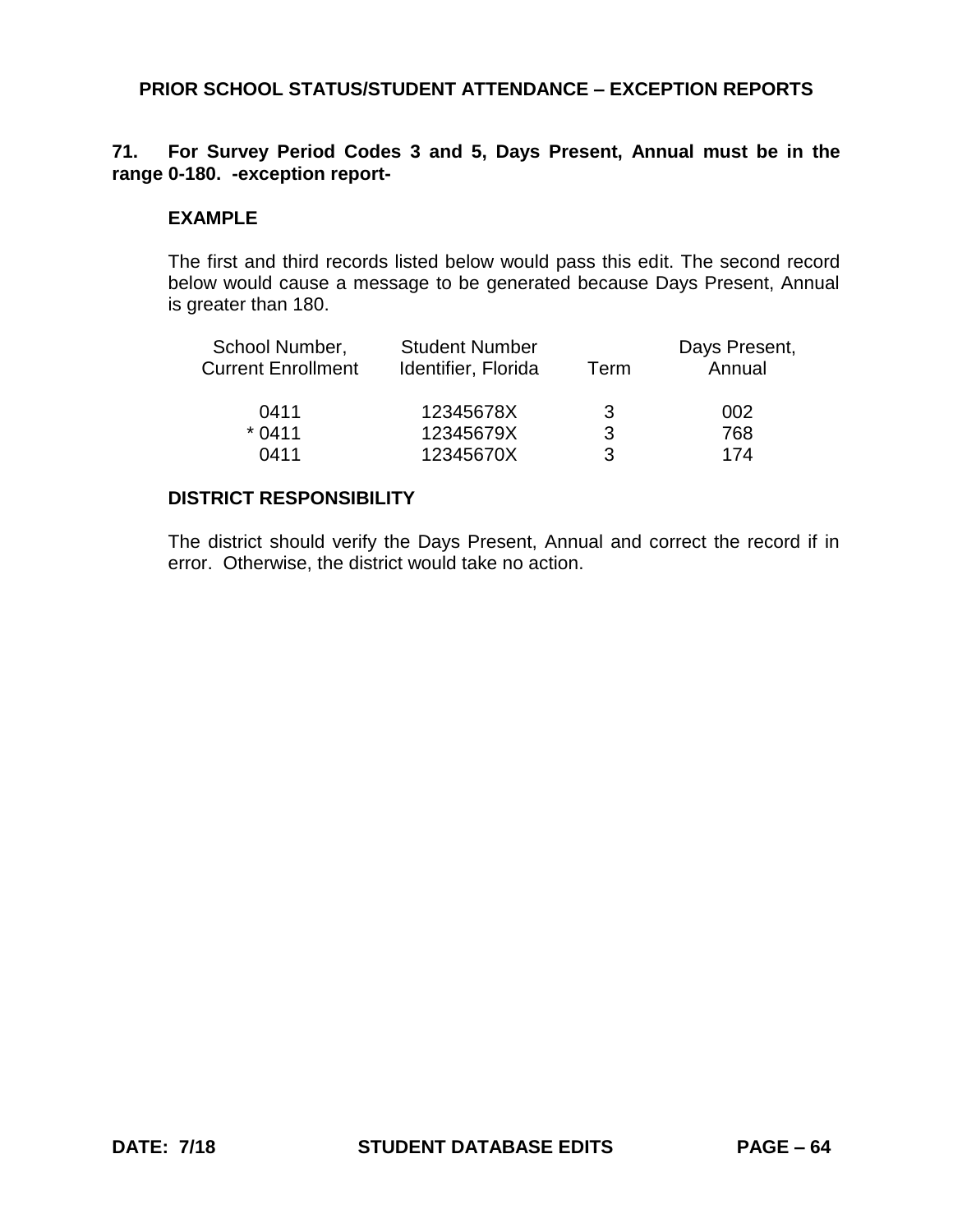## PRIOR SCHOOL STATUS/STUDENT ATTENDANCE – EXCEPTION REPORTS

**71. For Survey Period Codes 3 and 5, Days Present, Annual must be in the range 0-180. -exception report-**

**EXAMPLE**

The first and third records listed below would pass this edit. The second record below would cause a message to be generated because Days Present, Annual is greater than 180.

| School Number, Current Enrollment | Student Number Identifier, Florida | Term | Days Present, Annual |
|---|---|---|---|
| 0411 | 12345678X | 3 | 002 |
| * 0411 | 12345679X | 3 | 768 |
| 0411 | 12345670X | 3 | 174 |

**DISTRICT RESPONSIBILITY**

The district should verify the Days Present, Annual and correct the record if in error. Otherwise, the district would take no action.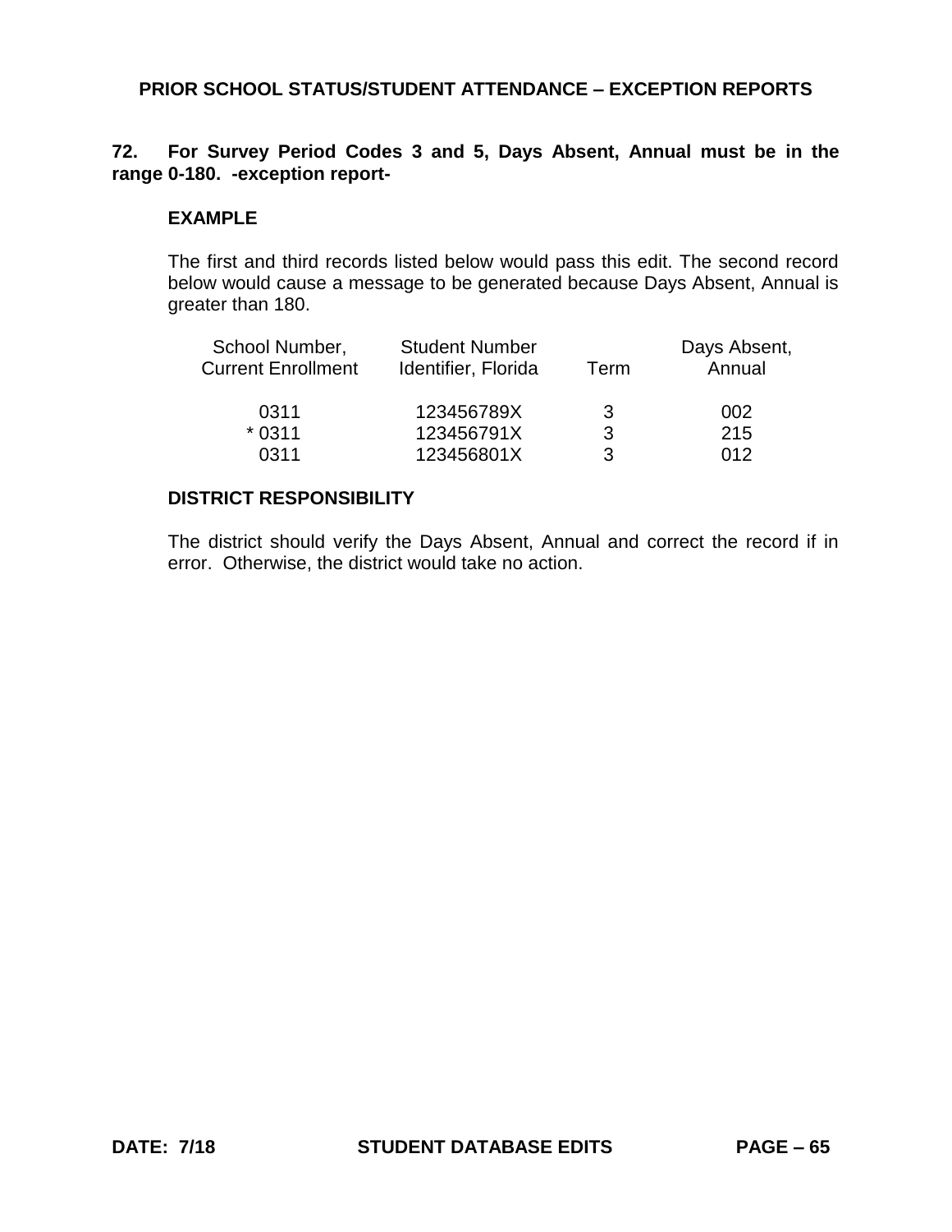## PRIOR SCHOOL STATUS/STUDENT ATTENDANCE – EXCEPTION REPORTS

**72. For Survey Period Codes 3 and 5, Days Absent, Annual must be in the range 0-180. -exception report-**

### EXAMPLE

The first and third records listed below would pass this edit. The second record below would cause a message to be generated because Days Absent, Annual is greater than 180.

| School Number, Current Enrollment | Student Number Identifier, Florida | Term | Days Absent, Annual |
|---|---|---|---|
| 0311 | 123456789X | 3 | 002 |
| * 0311 | 123456791X | 3 | 215 |
| 0311 | 123456801X | 3 | 012 |

### DISTRICT RESPONSIBILITY

The district should verify the Days Absent, Annual and correct the record if in error. Otherwise, the district would take no action.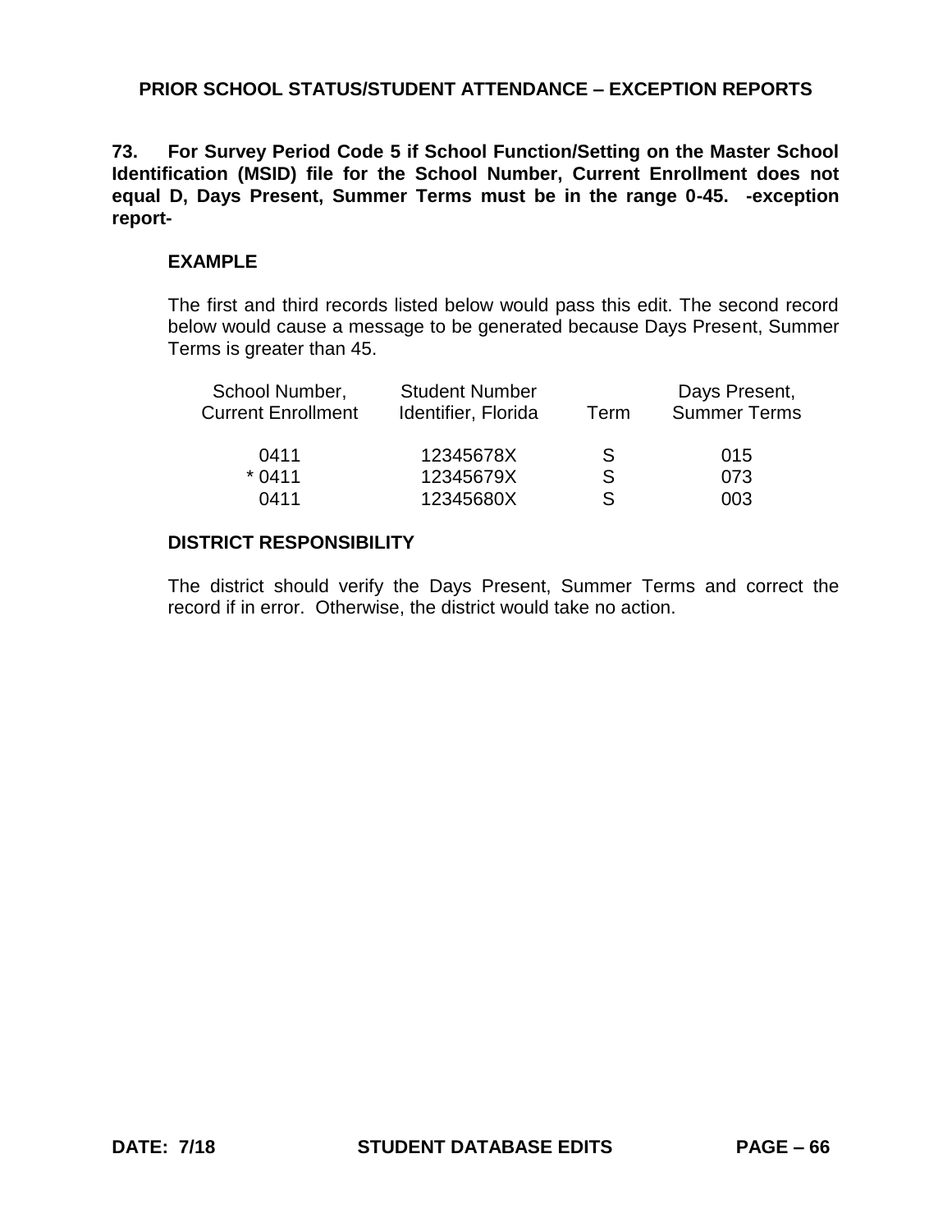## PRIOR SCHOOL STATUS/STUDENT ATTENDANCE – EXCEPTION REPORTS

**73. For Survey Period Code 5 if School Function/Setting on the Master School Identification (MSID) file for the School Number, Current Enrollment does not equal D, Days Present, Summer Terms must be in the range 0-45. -exception report-**

### EXAMPLE

The first and third records listed below would pass this edit. The second record below would cause a message to be generated because Days Present, Summer Terms is greater than 45.

| School Number, Current Enrollment | Student Number Identifier, Florida | Term | Days Present, Summer Terms |
|---|---|---|---|
| 0411 | 12345678X | S | 015 |
| * 0411 | 12345679X | S | 073 |
| 0411 | 12345680X | S | 003 |

### DISTRICT RESPONSIBILITY

The district should verify the Days Present, Summer Terms and correct the record if in error. Otherwise, the district would take no action.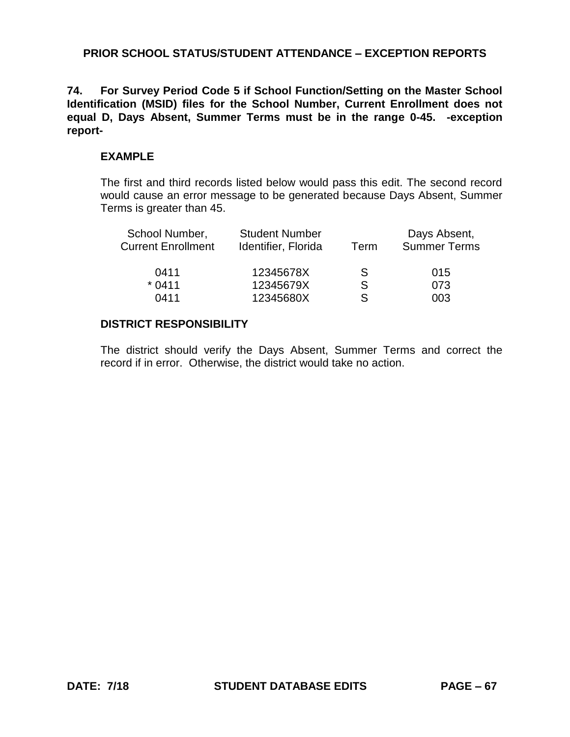## PRIOR SCHOOL STATUS/STUDENT ATTENDANCE – EXCEPTION REPORTS

**74. For Survey Period Code 5 if School Function/Setting on the Master School Identification (MSID) files for the School Number, Current Enrollment does not equal D, Days Absent, Summer Terms must be in the range 0-45. -exception report-**

### EXAMPLE

The first and third records listed below would pass this edit. The second record would cause an error message to be generated because Days Absent, Summer Terms is greater than 45.

| School Number, Current Enrollment | Student Number Identifier, Florida | Term | Days Absent, Summer Terms |
|---|---|---|---|
| 0411 | 12345678X | S | 015 |
| * 0411 | 12345679X | S | 073 |
| 0411 | 12345680X | S | 003 |

### DISTRICT RESPONSIBILITY

The district should verify the Days Absent, Summer Terms and correct the record if in error. Otherwise, the district would take no action.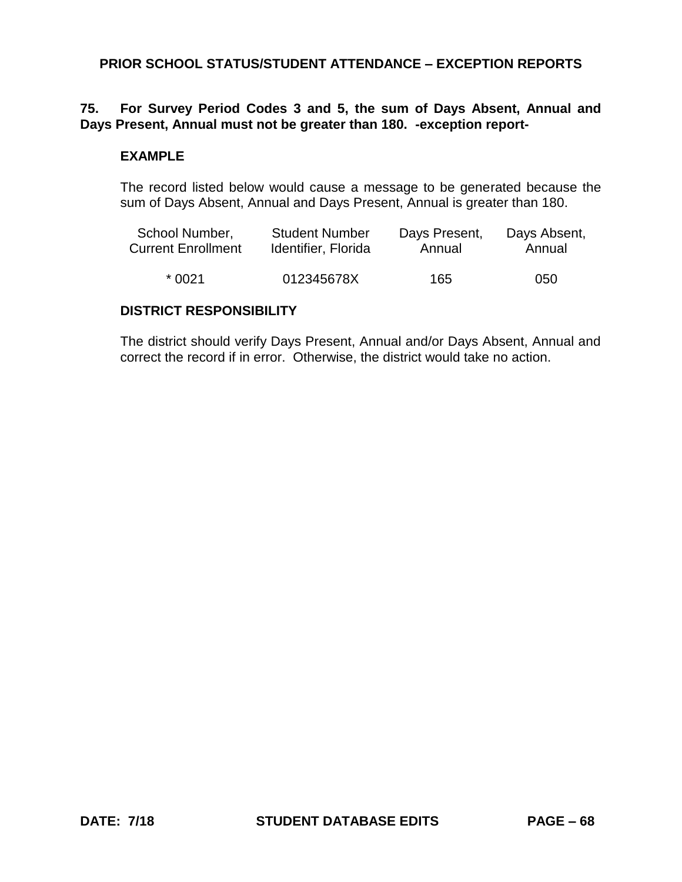## PRIOR SCHOOL STATUS/STUDENT ATTENDANCE – EXCEPTION REPORTS

**75. For Survey Period Codes 3 and 5, the sum of Days Absent, Annual and Days Present, Annual must not be greater than 180. -exception report-**

### EXAMPLE

The record listed below would cause a message to be generated because the sum of Days Absent, Annual and Days Present, Annual is greater than 180.

| School Number, Current Enrollment | Student Number Identifier, Florida | Days Present, Annual | Days Absent, Annual |
|---|---|---|---|
| * 0021 | 012345678X | 165 | 050 |

### DISTRICT RESPONSIBILITY

The district should verify Days Present, Annual and/or Days Absent, Annual and correct the record if in error. Otherwise, the district would take no action.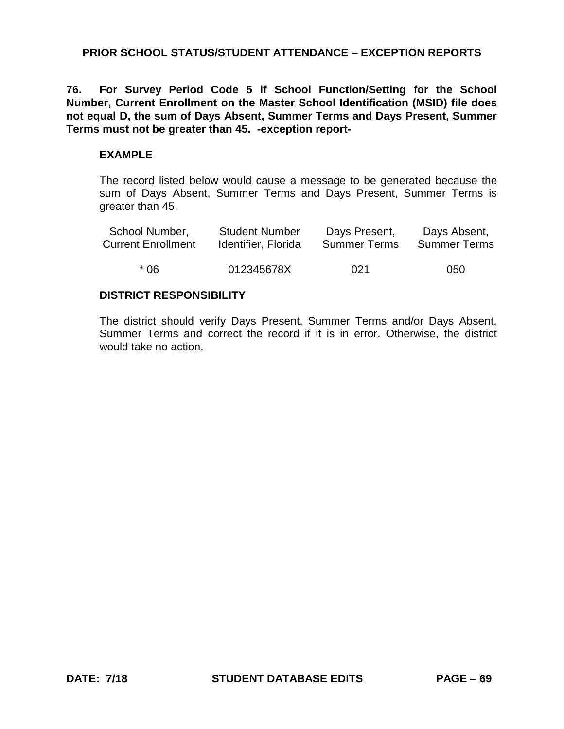## PRIOR SCHOOL STATUS/STUDENT ATTENDANCE – EXCEPTION REPORTS

**76. For Survey Period Code 5 if School Function/Setting for the School Number, Current Enrollment on the Master School Identification (MSID) file does not equal D, the sum of Days Absent, Summer Terms and Days Present, Summer Terms must not be greater than 45. -exception report-**

### EXAMPLE

The record listed below would cause a message to be generated because the sum of Days Absent, Summer Terms and Days Present, Summer Terms is greater than 45.

| School Number, Current Enrollment | Student Number Identifier, Florida | Days Present, Summer Terms | Days Absent, Summer Terms |
|---|---|---|---|
| * 06 | 012345678X | 021 | 050 |

### DISTRICT RESPONSIBILITY

The district should verify Days Present, Summer Terms and/or Days Absent, Summer Terms and correct the record if it is in error. Otherwise, the district would take no action.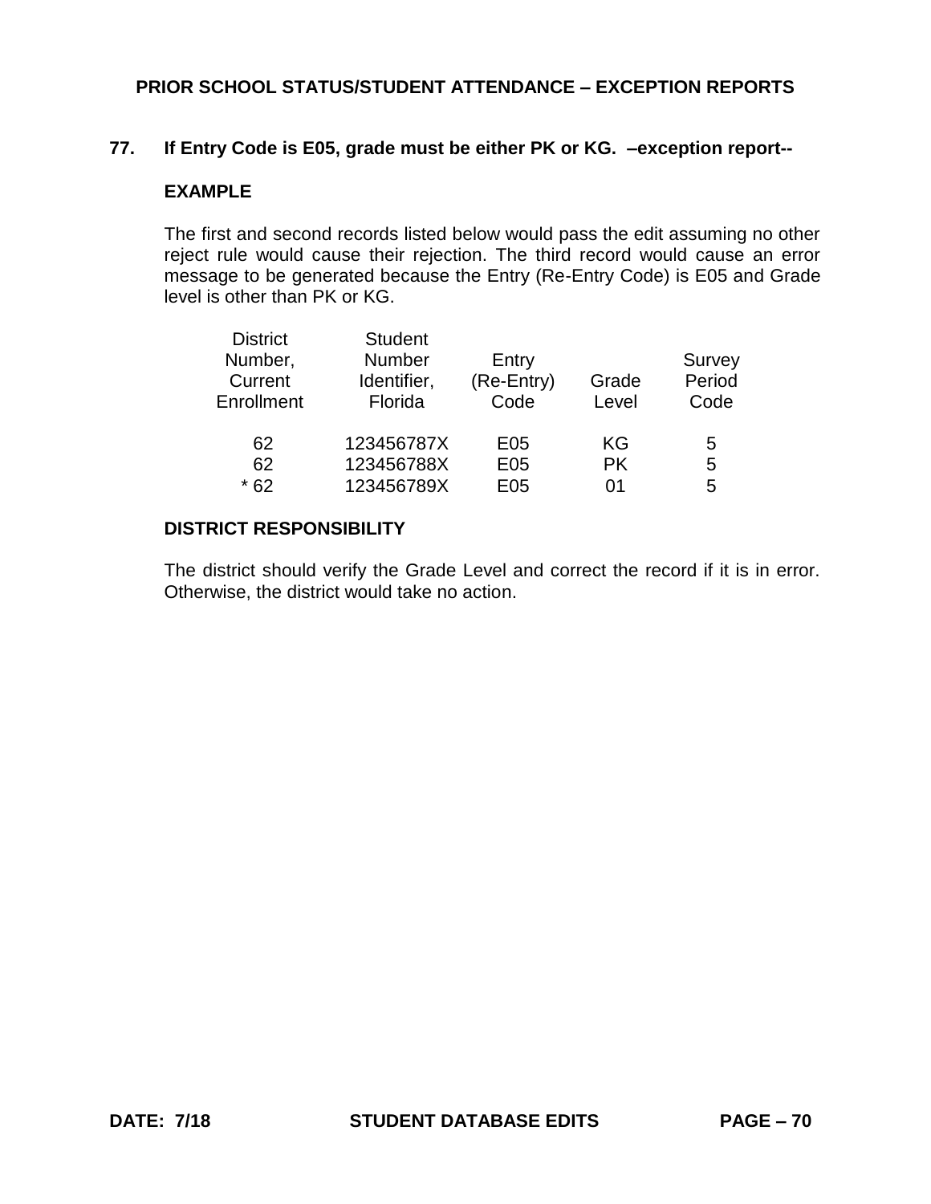## PRIOR SCHOOL STATUS/STUDENT ATTENDANCE – EXCEPTION REPORTS

### 77. If Entry Code is E05, grade must be either PK or KG. –exception report--

**EXAMPLE**

The first and second records listed below would pass the edit assuming no other reject rule would cause their rejection. The third record would cause an error message to be generated because the Entry (Re-Entry Code) is E05 and Grade level is other than PK or KG.

| District Number, Current Enrollment | Student Number Identifier, Florida | Entry (Re-Entry) Code | Grade Level | Survey Period Code |
|---|---|---|---|---|
| 62 | 123456787X | E05 | KG | 5 |
| 62 | 123456788X | E05 | PK | 5 |
| * 62 | 123456789X | E05 | 01 | 5 |

**DISTRICT RESPONSIBILITY**

The district should verify the Grade Level and correct the record if it is in error. Otherwise, the district would take no action.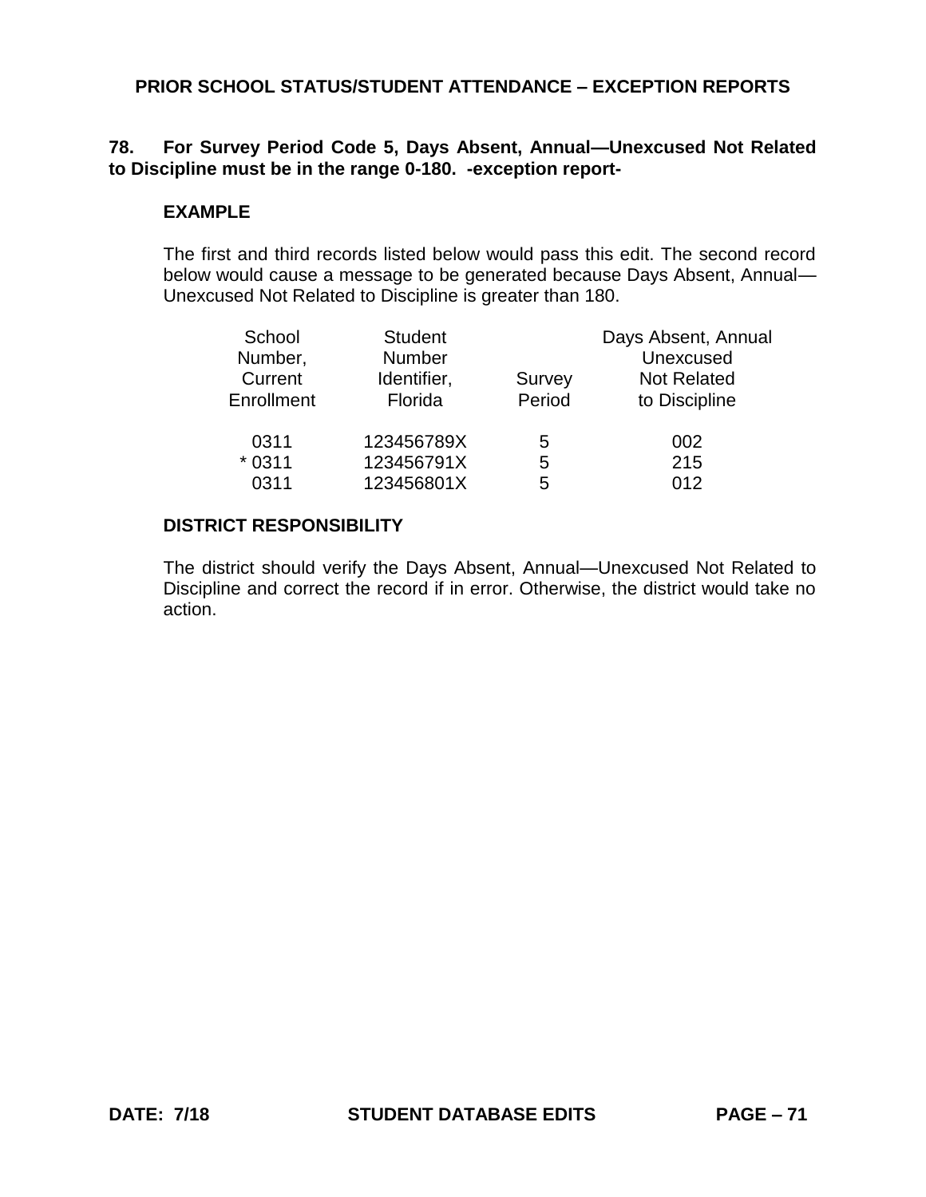**PRIOR SCHOOL STATUS/STUDENT ATTENDANCE – EXCEPTION REPORTS**

**78. For Survey Period Code 5, Days Absent, Annual—Unexcused Not Related to Discipline must be in the range 0-180. -exception report-**

**EXAMPLE**

The first and third records listed below would pass this edit. The second record below would cause a message to be generated because Days Absent, Annual—Unexcused Not Related to Discipline is greater than 180.

| School Number, Current Enrollment | Student Number Identifier, Florida | Survey Period | Days Absent, Annual Unexcused Not Related to Discipline |
|---|---|---|---|
| 0311 | 123456789X | 5 | 002 |
| * 0311 | 123456791X | 5 | 215 |
| 0311 | 123456801X | 5 | 012 |

**DISTRICT RESPONSIBILITY**

The district should verify the Days Absent, Annual—Unexcused Not Related to Discipline and correct the record if in error. Otherwise, the district would take no action.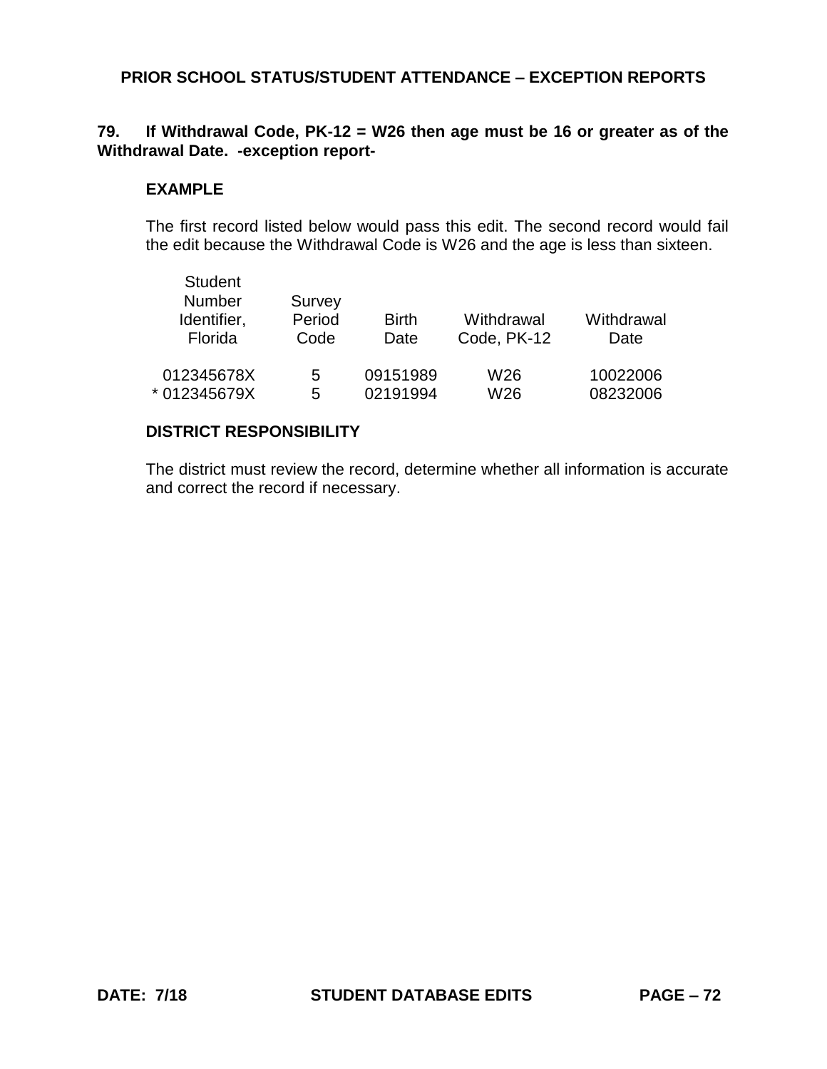## PRIOR SCHOOL STATUS/STUDENT ATTENDANCE – EXCEPTION REPORTS

**79. If Withdrawal Code, PK-12 = W26 then age must be 16 or greater as of the Withdrawal Date. -exception report-**

### EXAMPLE

The first record listed below would pass this edit. The second record would fail the edit because the Withdrawal Code is W26 and the age is less than sixteen.

| Student Number Identifier, Florida | Survey Period Code | Birth Date | Withdrawal Code, PK-12 | Withdrawal Date |
|---|---|---|---|---|
| 012345678X | 5 | 09151989 | W26 | 10022006 |
| * 012345679X | 5 | 02191994 | W26 | 08232006 |

### DISTRICT RESPONSIBILITY

The district must review the record, determine whether all information is accurate and correct the record if necessary.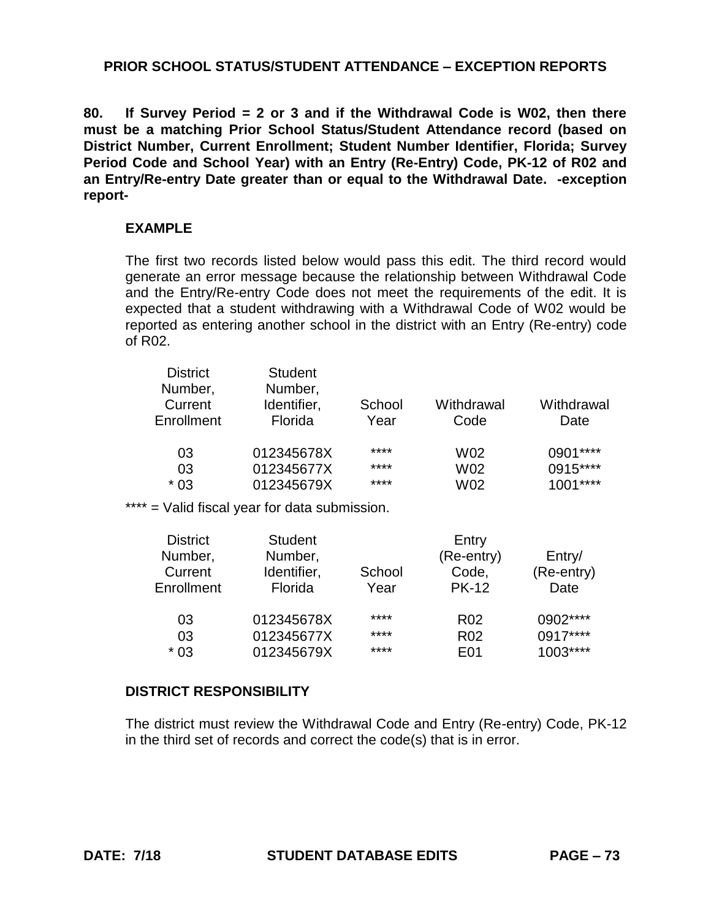## PRIOR SCHOOL STATUS/STUDENT ATTENDANCE – EXCEPTION REPORTS

**80. If Survey Period = 2 or 3 and if the Withdrawal Code is W02, then there must be a matching Prior School Status/Student Attendance record (based on District Number, Current Enrollment; Student Number Identifier, Florida; Survey Period Code and School Year) with an Entry (Re-Entry) Code, PK-12 of R02 and an Entry/Re-entry Date greater than or equal to the Withdrawal Date. -exception report-**

### EXAMPLE

The first two records listed below would pass this edit. The third record would generate an error message because the relationship between Withdrawal Code and the Entry/Re-entry Code does not meet the requirements of the edit. It is expected that a student withdrawing with a Withdrawal Code of W02 would be reported as entering another school in the district with an Entry (Re-entry) code of R02.

| District Number, Current Enrollment | Student Number, Identifier, Florida | School Year | Withdrawal Code | Withdrawal Date |
|---|---|---|---|---|
| 03 | 012345678X | **** | W02 | 0901**** |
| 03 | 012345677X | **** | W02 | 0915**** |
| * 03 | 012345679X | **** | W02 | 1001**** |

**** = Valid fiscal year for data submission.

| District Number, Current Enrollment | Student Number, Identifier, Florida | School Year | Entry (Re-entry) Code, PK-12 | Entry/ (Re-entry) Date |
|---|---|---|---|---|
| 03 | 012345678X | **** | R02 | 0902**** |
| 03 | 012345677X | **** | R02 | 0917**** |
| * 03 | 012345679X | **** | E01 | 1003**** |

### DISTRICT RESPONSIBILITY

The district must review the Withdrawal Code and Entry (Re-entry) Code, PK-12 in the third set of records and correct the code(s) that is in error.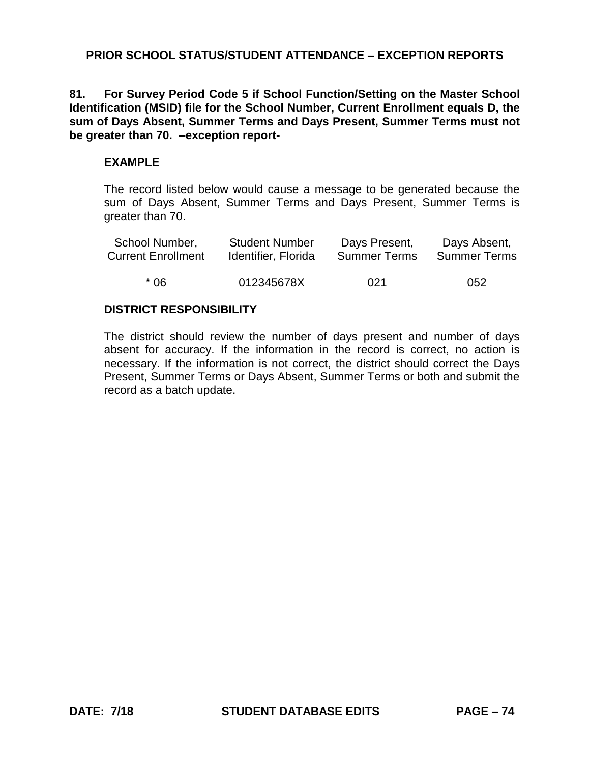## PRIOR SCHOOL STATUS/STUDENT ATTENDANCE – EXCEPTION REPORTS

**81. For Survey Period Code 5 if School Function/Setting on the Master School Identification (MSID) file for the School Number, Current Enrollment equals D, the sum of Days Absent, Summer Terms and Days Present, Summer Terms must not be greater than 70. –exception report-**

**EXAMPLE**

The record listed below would cause a message to be generated because the sum of Days Absent, Summer Terms and Days Present, Summer Terms is greater than 70.

| School Number, Current Enrollment | Student Number Identifier, Florida | Days Present, Summer Terms | Days Absent, Summer Terms |
|---|---|---|---|
| * 06 | 012345678X | 021 | 052 |

**DISTRICT RESPONSIBILITY**

The district should review the number of days present and number of days absent for accuracy. If the information in the record is correct, no action is necessary. If the information is not correct, the district should correct the Days Present, Summer Terms or Days Absent, Summer Terms or both and submit the record as a batch update.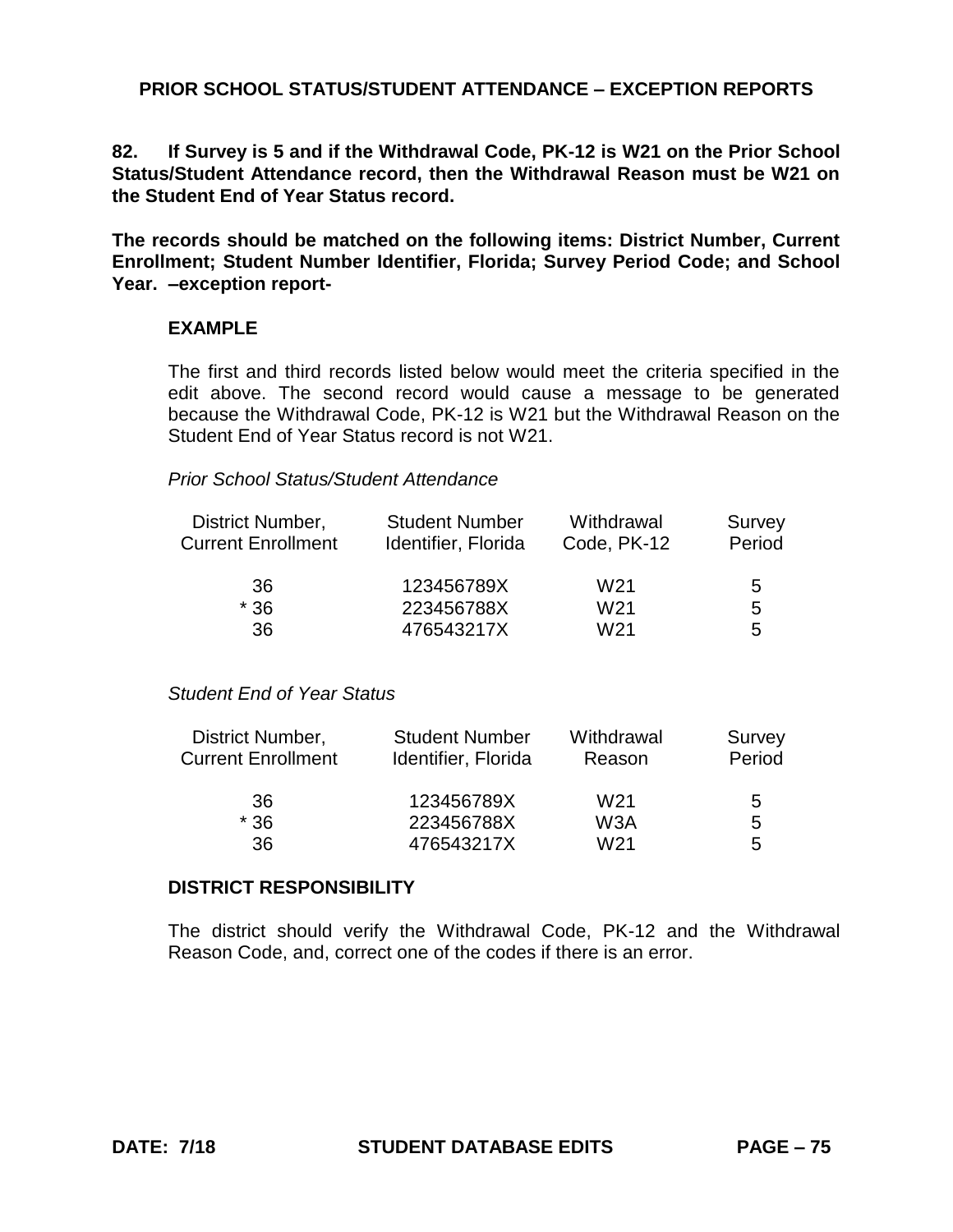## PRIOR SCHOOL STATUS/STUDENT ATTENDANCE – EXCEPTION REPORTS

**82. If Survey is 5 and if the Withdrawal Code, PK-12 is W21 on the Prior School Status/Student Attendance record, then the Withdrawal Reason must be W21 on the Student End of Year Status record.**

**The records should be matched on the following items: District Number, Current Enrollment; Student Number Identifier, Florida; Survey Period Code; and School Year. –exception report-**

### EXAMPLE

The first and third records listed below would meet the criteria specified in the edit above. The second record would cause a message to be generated because the Withdrawal Code, PK-12 is W21 but the Withdrawal Reason on the Student End of Year Status record is not W21.

*Prior School Status/Student Attendance*

| District Number, Current Enrollment | Student Number Identifier, Florida | Withdrawal Code, PK-12 | Survey Period |
|---|---|---|---|
| 36 | 123456789X | W21 | 5 |
| * 36 | 223456788X | W21 | 5 |
| 36 | 476543217X | W21 | 5 |

*Student End of Year Status*

| District Number, Current Enrollment | Student Number Identifier, Florida | Withdrawal Reason | Survey Period |
|---|---|---|---|
| 36 | 123456789X | W21 | 5 |
| * 36 | 223456788X | W3A | 5 |
| 36 | 476543217X | W21 | 5 |

### DISTRICT RESPONSIBILITY

The district should verify the Withdrawal Code, PK-12 and the Withdrawal Reason Code, and, correct one of the codes if there is an error.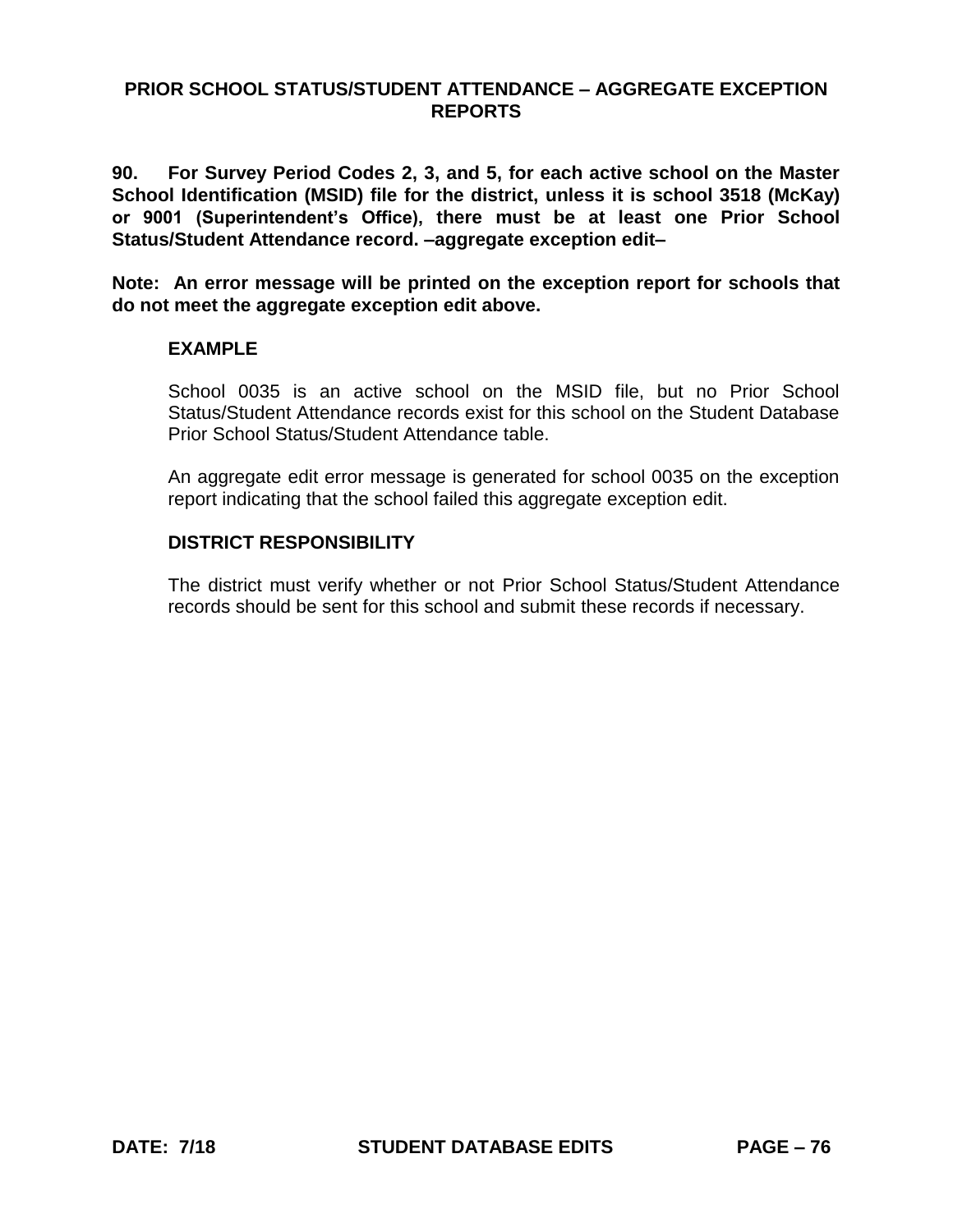## PRIOR SCHOOL STATUS/STUDENT ATTENDANCE – AGGREGATE EXCEPTION REPORTS

**90. For Survey Period Codes 2, 3, and 5, for each active school on the Master School Identification (MSID) file for the district, unless it is school 3518 (McKay) or 9001 (Superintendent's Office), there must be at least one Prior School Status/Student Attendance record. –aggregate exception edit–**

**Note: An error message will be printed on the exception report for schools that do not meet the aggregate exception edit above.**

**EXAMPLE**

School 0035 is an active school on the MSID file, but no Prior School Status/Student Attendance records exist for this school on the Student Database Prior School Status/Student Attendance table.

An aggregate edit error message is generated for school 0035 on the exception report indicating that the school failed this aggregate exception edit.

**DISTRICT RESPONSIBILITY**

The district must verify whether or not Prior School Status/Student Attendance records should be sent for this school and submit these records if necessary.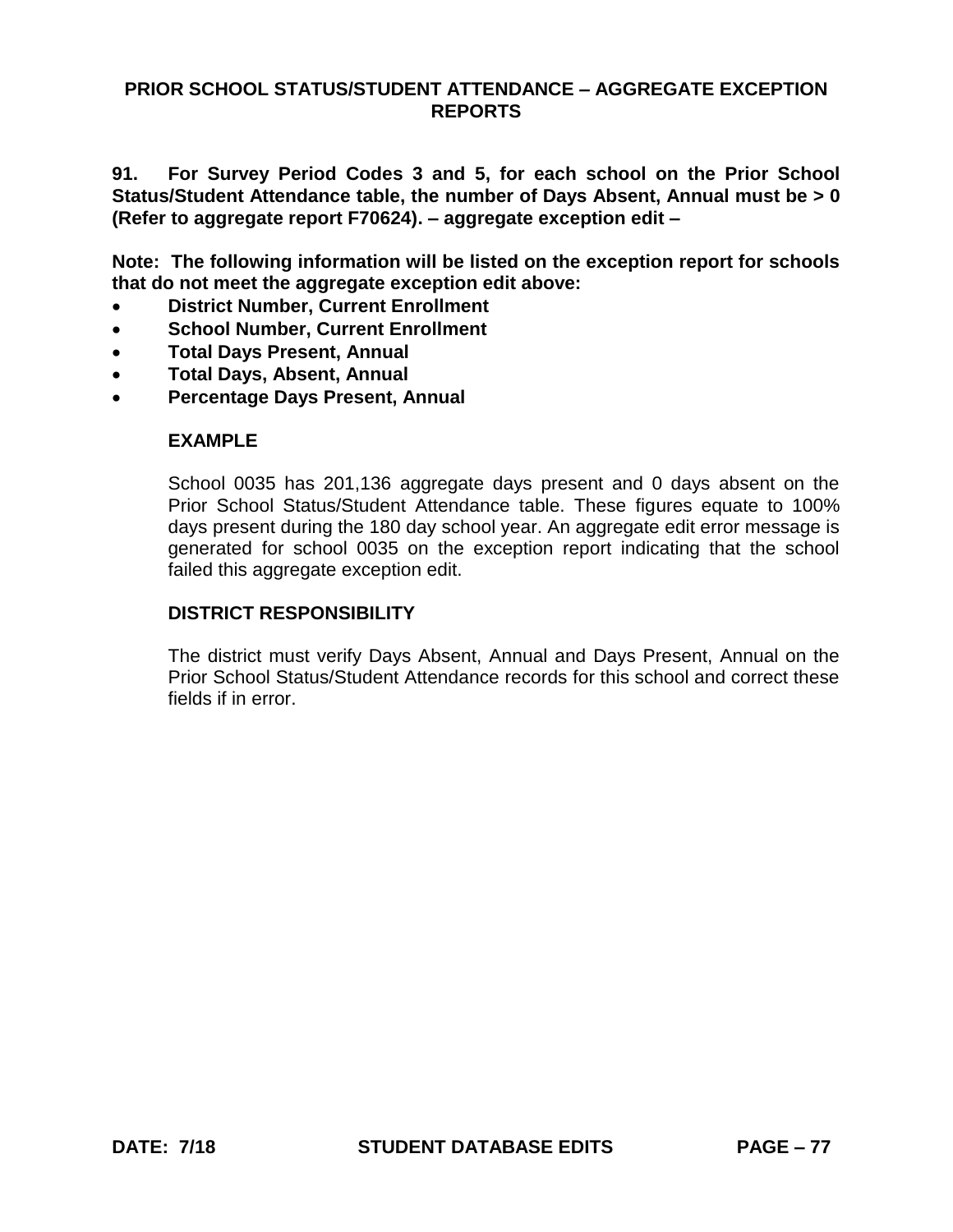## PRIOR SCHOOL STATUS/STUDENT ATTENDANCE – AGGREGATE EXCEPTION REPORTS

**91. For Survey Period Codes 3 and 5, for each school on the Prior School Status/Student Attendance table, the number of Days Absent, Annual must be > 0 (Refer to aggregate report F70624). – aggregate exception edit –**

**Note: The following information will be listed on the exception report for schools that do not meet the aggregate exception edit above:**

- **District Number, Current Enrollment**
- **School Number, Current Enrollment**
- **Total Days Present, Annual**
- **Total Days, Absent, Annual**
- **Percentage Days Present, Annual**

**EXAMPLE**

School 0035 has 201,136 aggregate days present and 0 days absent on the Prior School Status/Student Attendance table. These figures equate to 100% days present during the 180 day school year. An aggregate edit error message is generated for school 0035 on the exception report indicating that the school failed this aggregate exception edit.

**DISTRICT RESPONSIBILITY**

The district must verify Days Absent, Annual and Days Present, Annual on the Prior School Status/Student Attendance records for this school and correct these fields if in error.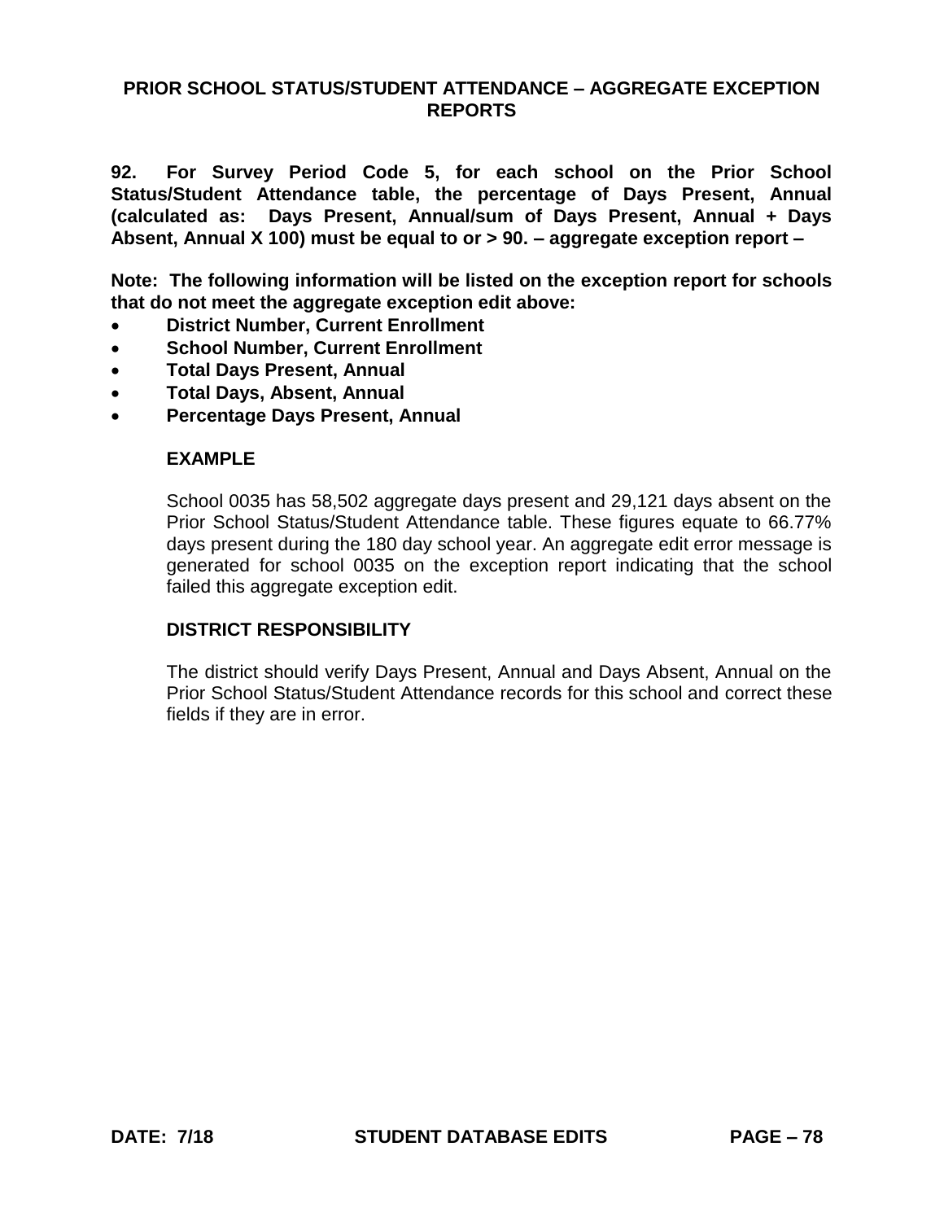## PRIOR SCHOOL STATUS/STUDENT ATTENDANCE – AGGREGATE EXCEPTION REPORTS

**92. For Survey Period Code 5, for each school on the Prior School Status/Student Attendance table, the percentage of Days Present, Annual (calculated as: Days Present, Annual/sum of Days Present, Annual + Days Absent, Annual X 100) must be equal to or > 90. – aggregate exception report –**

**Note: The following information will be listed on the exception report for schools that do not meet the aggregate exception edit above:**

- **District Number, Current Enrollment**
- **School Number, Current Enrollment**
- **Total Days Present, Annual**
- **Total Days, Absent, Annual**
- **Percentage Days Present, Annual**

**EXAMPLE**

School 0035 has 58,502 aggregate days present and 29,121 days absent on the Prior School Status/Student Attendance table. These figures equate to 66.77% days present during the 180 day school year. An aggregate edit error message is generated for school 0035 on the exception report indicating that the school failed this aggregate exception edit.

**DISTRICT RESPONSIBILITY**

The district should verify Days Present, Annual and Days Absent, Annual on the Prior School Status/Student Attendance records for this school and correct these fields if they are in error.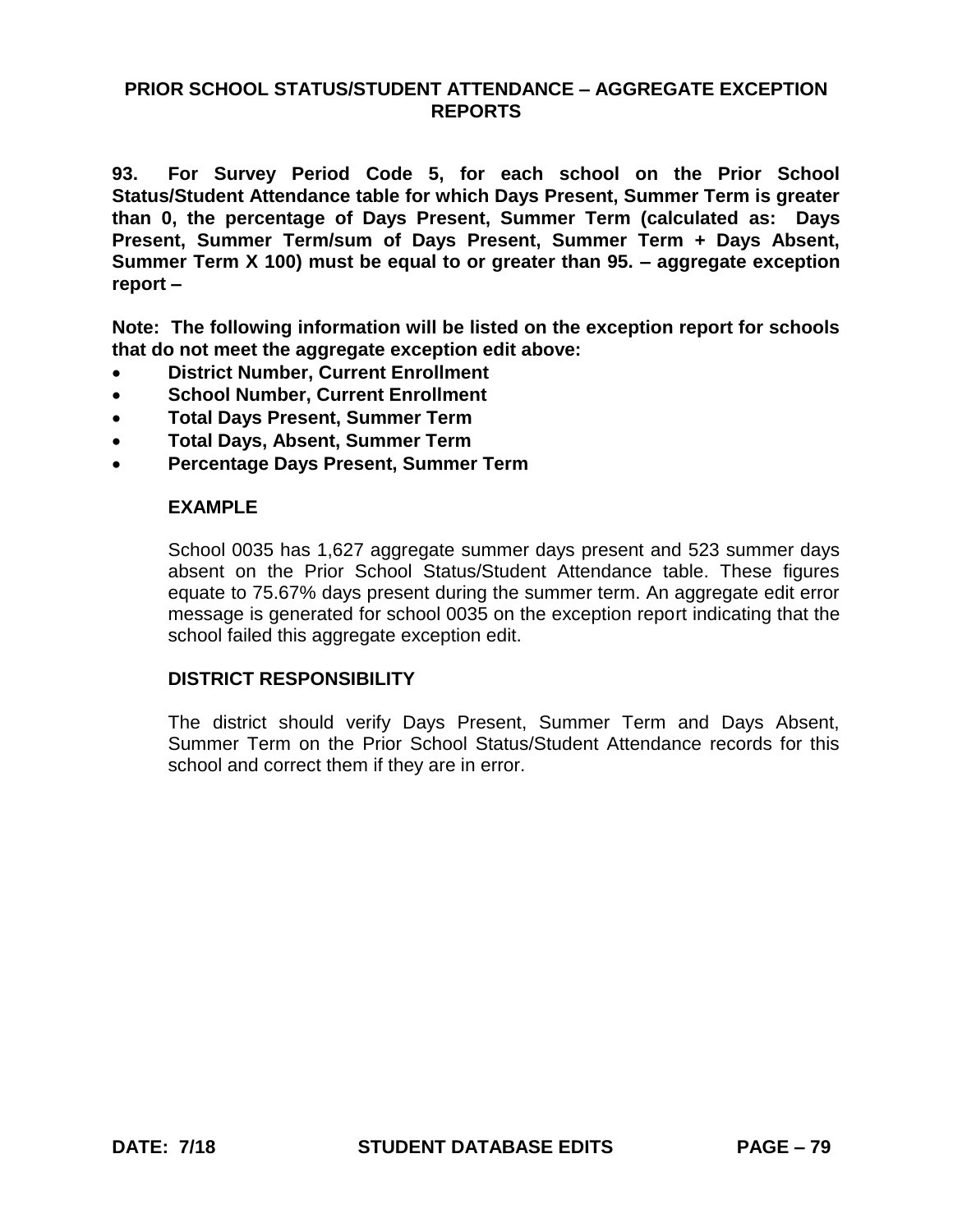# PRIOR SCHOOL STATUS/STUDENT ATTENDANCE – AGGREGATE EXCEPTION REPORTS

**93. For Survey Period Code 5, for each school on the Prior School Status/Student Attendance table for which Days Present, Summer Term is greater than 0, the percentage of Days Present, Summer Term (calculated as: Days Present, Summer Term/sum of Days Present, Summer Term + Days Absent, Summer Term X 100) must be equal to or greater than 95. – aggregate exception report –**

**Note: The following information will be listed on the exception report for schools that do not meet the aggregate exception edit above:**

- **District Number, Current Enrollment**
- **School Number, Current Enrollment**
- **Total Days Present, Summer Term**
- **Total Days, Absent, Summer Term**
- **Percentage Days Present, Summer Term**

### EXAMPLE

School 0035 has 1,627 aggregate summer days present and 523 summer days absent on the Prior School Status/Student Attendance table. These figures equate to 75.67% days present during the summer term. An aggregate edit error message is generated for school 0035 on the exception report indicating that the school failed this aggregate exception edit.

### DISTRICT RESPONSIBILITY

The district should verify Days Present, Summer Term and Days Absent, Summer Term on the Prior School Status/Student Attendance records for this school and correct them if they are in error.